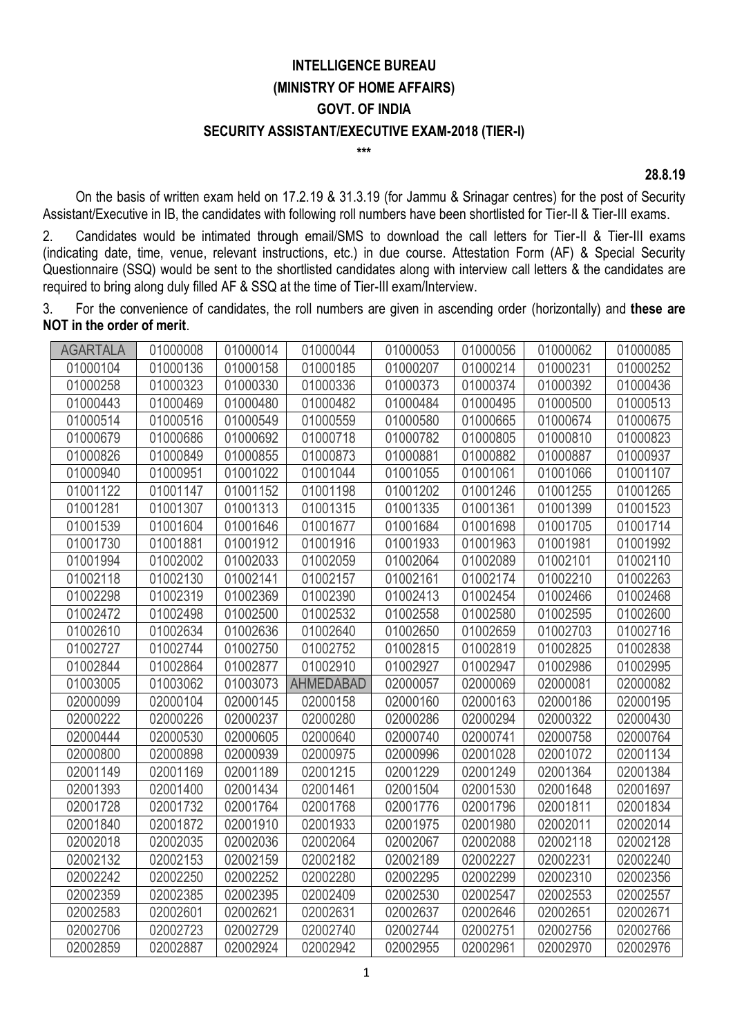# INTELLIGENCE BUREAU
# (MINISTRY OF HOME AFFAIRS)
# GOVT. OF INDIA
## SECURITY ASSISTANT/EXECUTIVE EXAM-2018 (TIER-I)

\*\*\*

**28.8.19**

On the basis of written exam held on 17.2.19 & 31.3.19 (for Jammu & Srinagar centres) for the post of Security Assistant/Executive in IB, the candidates with following roll numbers have been shortlisted for Tier-II & Tier-III exams.

2. Candidates would be intimated through email/SMS to download the call letters for Tier-II & Tier-III exams (indicating date, time, venue, relevant instructions, etc.) in due course. Attestation Form (AF) & Special Security Questionnaire (SSQ) would be sent to the shortlisted candidates along with interview call letters & the candidates are required to bring along duly filled AF & SSQ at the time of Tier-III exam/Interview.

3. For the convenience of candidates, the roll numbers are given in ascending order (horizontally) and **these are NOT in the order of merit**.

| AGARTALA | 01000008 | 01000014 | 01000044 | 01000053 | 01000056 | 01000062 | 01000085 |
|---|---|---|---|---|---|---|---|
| 01000104 | 01000136 | 01000158 | 01000185 | 01000207 | 01000214 | 01000231 | 01000252 |
| 01000258 | 01000323 | 01000330 | 01000336 | 01000373 | 01000374 | 01000392 | 01000436 |
| 01000443 | 01000469 | 01000480 | 01000482 | 01000484 | 01000495 | 01000500 | 01000513 |
| 01000514 | 01000516 | 01000549 | 01000559 | 01000580 | 01000665 | 01000674 | 01000675 |
| 01000679 | 01000686 | 01000692 | 01000718 | 01000782 | 01000805 | 01000810 | 01000823 |
| 01000826 | 01000849 | 01000855 | 01000873 | 01000881 | 01000882 | 01000887 | 01000937 |
| 01000940 | 01000951 | 01001022 | 01001044 | 01001055 | 01001061 | 01001066 | 01001107 |
| 01001122 | 01001147 | 01001152 | 01001198 | 01001202 | 01001246 | 01001255 | 01001265 |
| 01001281 | 01001307 | 01001313 | 01001315 | 01001335 | 01001361 | 01001399 | 01001523 |
| 01001539 | 01001604 | 01001646 | 01001677 | 01001684 | 01001698 | 01001705 | 01001714 |
| 01001730 | 01001881 | 01001912 | 01001916 | 01001933 | 01001963 | 01001981 | 01001992 |
| 01001994 | 01002002 | 01002033 | 01002059 | 01002064 | 01002089 | 01002101 | 01002110 |
| 01002118 | 01002130 | 01002141 | 01002157 | 01002161 | 01002174 | 01002210 | 01002263 |
| 01002298 | 01002319 | 01002369 | 01002390 | 01002413 | 01002454 | 01002466 | 01002468 |
| 01002472 | 01002498 | 01002500 | 01002532 | 01002558 | 01002580 | 01002595 | 01002600 |
| 01002610 | 01002634 | 01002636 | 01002640 | 01002650 | 01002659 | 01002703 | 01002716 |
| 01002727 | 01002744 | 01002750 | 01002752 | 01002815 | 01002819 | 01002825 | 01002838 |
| 01002844 | 01002864 | 01002877 | 01002910 | 01002927 | 01002947 | 01002986 | 01002995 |
| 01003005 | 01003062 | 01003073 | AHMEDABAD | 02000057 | 02000069 | 02000081 | 02000082 |
| 02000099 | 02000104 | 02000145 | 02000158 | 02000160 | 02000163 | 02000186 | 02000195 |
| 02000222 | 02000226 | 02000237 | 02000280 | 02000286 | 02000294 | 02000322 | 02000430 |
| 02000444 | 02000530 | 02000605 | 02000640 | 02000740 | 02000741 | 02000758 | 02000764 |
| 02000800 | 02000898 | 02000939 | 02000975 | 02000996 | 02001028 | 02001072 | 02001134 |
| 02001149 | 02001169 | 02001189 | 02001215 | 02001229 | 02001249 | 02001364 | 02001384 |
| 02001393 | 02001400 | 02001434 | 02001461 | 02001504 | 02001530 | 02001648 | 02001697 |
| 02001728 | 02001732 | 02001764 | 02001768 | 02001776 | 02001796 | 02001811 | 02001834 |
| 02001840 | 02001872 | 02001910 | 02001933 | 02001975 | 02001980 | 02002011 | 02002014 |
| 02002018 | 02002035 | 02002036 | 02002064 | 02002067 | 02002088 | 02002118 | 02002128 |
| 02002132 | 02002153 | 02002159 | 02002182 | 02002189 | 02002227 | 02002231 | 02002240 |
| 02002242 | 02002250 | 02002252 | 02002280 | 02002295 | 02002299 | 02002310 | 02002356 |
| 02002359 | 02002385 | 02002395 | 02002409 | 02002530 | 02002547 | 02002553 | 02002557 |
| 02002583 | 02002601 | 02002621 | 02002631 | 02002637 | 02002646 | 02002651 | 02002671 |
| 02002706 | 02002723 | 02002729 | 02002740 | 02002744 | 02002751 | 02002756 | 02002766 |
| 02002859 | 02002887 | 02002924 | 02002942 | 02002955 | 02002961 | 02002970 | 02002976 |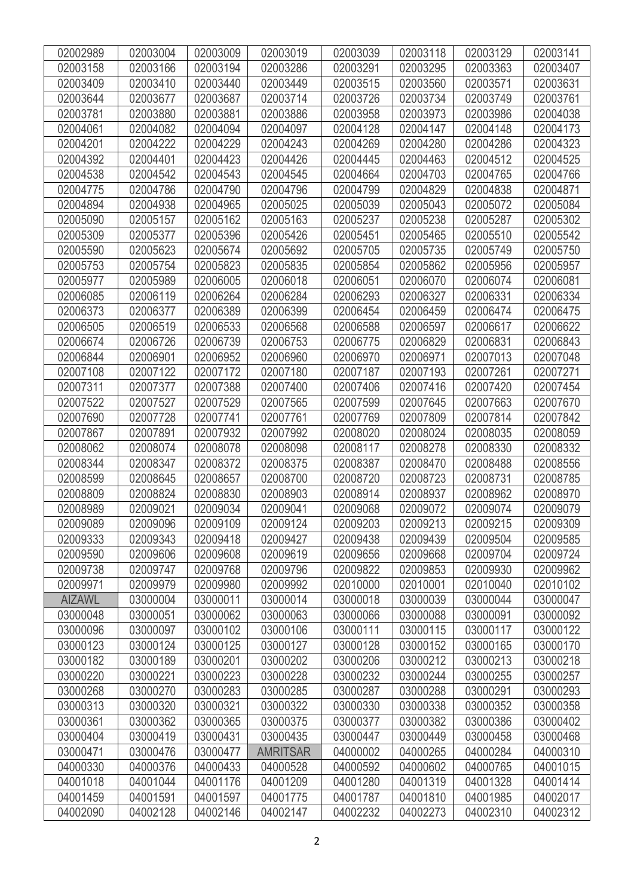| 02002989 | 02003004 | 02003009 | 02003019 | 02003039 | 02003118 | 02003129 | 02003141 |
|---|---|---|---|---|---|---|---|
| 02003158 | 02003166 | 02003194 | 02003286 | 02003291 | 02003295 | 02003363 | 02003407 |
| 02003409 | 02003410 | 02003440 | 02003449 | 02003515 | 02003560 | 02003571 | 02003631 |
| 02003644 | 02003677 | 02003687 | 02003714 | 02003726 | 02003734 | 02003749 | 02003761 |
| 02003781 | 02003880 | 02003881 | 02003886 | 02003958 | 02003973 | 02003986 | 02004038 |
| 02004061 | 02004082 | 02004094 | 02004097 | 02004128 | 02004147 | 02004148 | 02004173 |
| 02004201 | 02004222 | 02004229 | 02004243 | 02004269 | 02004280 | 02004286 | 02004323 |
| 02004392 | 02004401 | 02004423 | 02004426 | 02004445 | 02004463 | 02004512 | 02004525 |
| 02004538 | 02004542 | 02004543 | 02004545 | 02004664 | 02004703 | 02004765 | 02004766 |
| 02004775 | 02004786 | 02004790 | 02004796 | 02004799 | 02004829 | 02004838 | 02004871 |
| 02004894 | 02004938 | 02004965 | 02005025 | 02005039 | 02005043 | 02005072 | 02005084 |
| 02005090 | 02005157 | 02005162 | 02005163 | 02005237 | 02005238 | 02005287 | 02005302 |
| 02005309 | 02005377 | 02005396 | 02005426 | 02005451 | 02005465 | 02005510 | 02005542 |
| 02005590 | 02005623 | 02005674 | 02005692 | 02005705 | 02005735 | 02005749 | 02005750 |
| 02005753 | 02005754 | 02005823 | 02005835 | 02005854 | 02005862 | 02005956 | 02005957 |
| 02005977 | 02005989 | 02006005 | 02006018 | 02006051 | 02006070 | 02006074 | 02006081 |
| 02006085 | 02006119 | 02006264 | 02006284 | 02006293 | 02006327 | 02006331 | 02006334 |
| 02006373 | 02006377 | 02006389 | 02006399 | 02006454 | 02006459 | 02006474 | 02006475 |
| 02006505 | 02006519 | 02006533 | 02006568 | 02006588 | 02006597 | 02006617 | 02006622 |
| 02006674 | 02006726 | 02006739 | 02006753 | 02006775 | 02006829 | 02006831 | 02006843 |
| 02006844 | 02006901 | 02006952 | 02006960 | 02006970 | 02006971 | 02007013 | 02007048 |
| 02007108 | 02007122 | 02007172 | 02007180 | 02007187 | 02007193 | 02007261 | 02007271 |
| 02007311 | 02007377 | 02007388 | 02007400 | 02007406 | 02007416 | 02007420 | 02007454 |
| 02007522 | 02007527 | 02007529 | 02007565 | 02007599 | 02007645 | 02007663 | 02007670 |
| 02007690 | 02007728 | 02007741 | 02007761 | 02007769 | 02007809 | 02007814 | 02007842 |
| 02007867 | 02007891 | 02007932 | 02007992 | 02008020 | 02008024 | 02008035 | 02008059 |
| 02008062 | 02008074 | 02008078 | 02008098 | 02008117 | 02008278 | 02008330 | 02008332 |
| 02008344 | 02008347 | 02008372 | 02008375 | 02008387 | 02008470 | 02008488 | 02008556 |
| 02008599 | 02008645 | 02008657 | 02008700 | 02008720 | 02008723 | 02008731 | 02008785 |
| 02008809 | 02008824 | 02008830 | 02008903 | 02008914 | 02008937 | 02008962 | 02008970 |
| 02008989 | 02009021 | 02009034 | 02009041 | 02009068 | 02009072 | 02009074 | 02009079 |
| 02009089 | 02009096 | 02009109 | 02009124 | 02009203 | 02009213 | 02009215 | 02009309 |
| 02009333 | 02009343 | 02009418 | 02009427 | 02009438 | 02009439 | 02009504 | 02009585 |
| 02009590 | 02009606 | 02009608 | 02009619 | 02009656 | 02009668 | 02009704 | 02009724 |
| 02009738 | 02009747 | 02009768 | 02009796 | 02009822 | 02009853 | 02009930 | 02009962 |
| 02009971 | 02009979 | 02009980 | 02009992 | 02010000 | 02010001 | 02010040 | 02010102 |
| AIZAWL | 03000004 | 03000011 | 03000014 | 03000018 | 03000039 | 03000044 | 03000047 |
| 03000048 | 03000051 | 03000062 | 03000063 | 03000066 | 03000088 | 03000091 | 03000092 |
| 03000096 | 03000097 | 03000102 | 03000106 | 03000111 | 03000115 | 03000117 | 03000122 |
| 03000123 | 03000124 | 03000125 | 03000127 | 03000128 | 03000152 | 03000165 | 03000170 |
| 03000182 | 03000189 | 03000201 | 03000202 | 03000206 | 03000212 | 03000213 | 03000218 |
| 03000220 | 03000221 | 03000223 | 03000228 | 03000232 | 03000244 | 03000255 | 03000257 |
| 03000268 | 03000270 | 03000283 | 03000285 | 03000287 | 03000288 | 03000291 | 03000293 |
| 03000313 | 03000320 | 03000321 | 03000322 | 03000330 | 03000338 | 03000352 | 03000358 |
| 03000361 | 03000362 | 03000365 | 03000375 | 03000377 | 03000382 | 03000386 | 03000402 |
| 03000404 | 03000419 | 03000431 | 03000435 | 03000447 | 03000449 | 03000458 | 03000468 |
| 03000471 | 03000476 | 03000477 | AMRITSAR | 04000002 | 04000265 | 04000284 | 04000310 |
| 04000330 | 04000376 | 04000433 | 04000528 | 04000592 | 04000602 | 04000765 | 04001015 |
| 04001018 | 04001044 | 04001176 | 04001209 | 04001280 | 04001319 | 04001328 | 04001414 |
| 04001459 | 04001591 | 04001597 | 04001775 | 04001787 | 04001810 | 04001985 | 04002017 |
| 04002090 | 04002128 | 04002146 | 04002147 | 04002232 | 04002273 | 04002310 | 04002312 |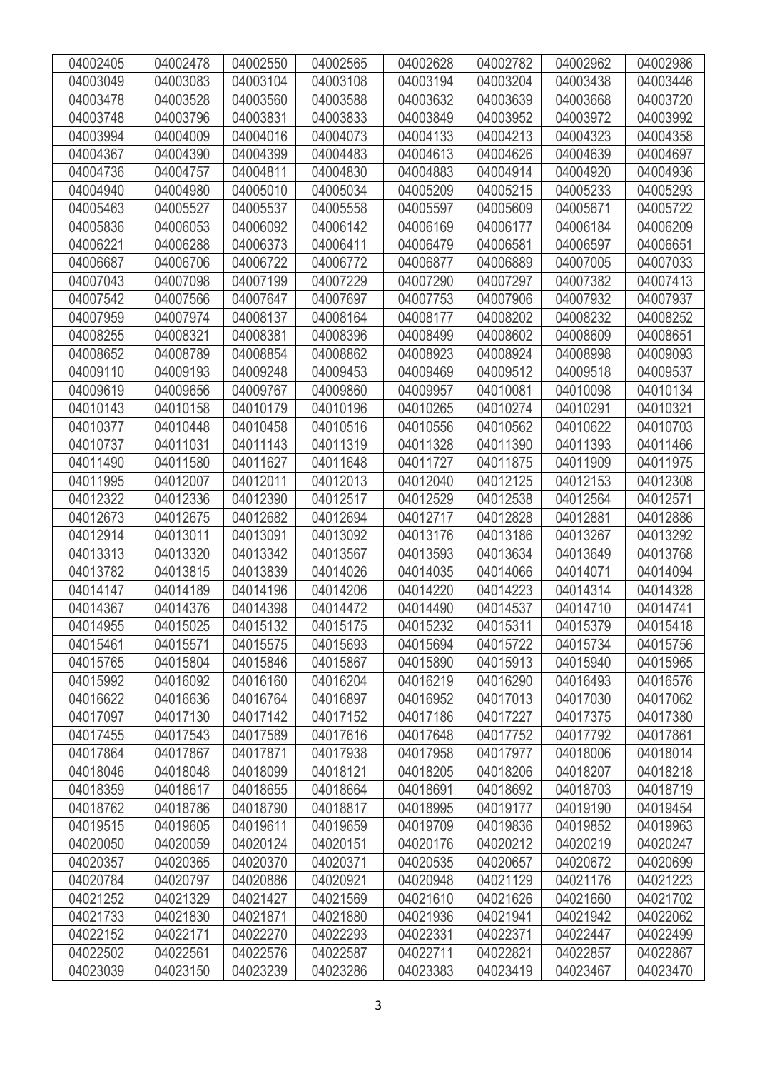| 04002405 | 04002478 | 04002550 | 04002565 | 04002628 | 04002782 | 04002962 | 04002986 |
|---|---|---|---|---|---|---|---|
| 04003049 | 04003083 | 04003104 | 04003108 | 04003194 | 04003204 | 04003438 | 04003446 |
| 04003478 | 04003528 | 04003560 | 04003588 | 04003632 | 04003639 | 04003668 | 04003720 |
| 04003748 | 04003796 | 04003831 | 04003833 | 04003849 | 04003952 | 04003972 | 04003992 |
| 04003994 | 04004009 | 04004016 | 04004073 | 04004133 | 04004213 | 04004323 | 04004358 |
| 04004367 | 04004390 | 04004399 | 04004483 | 04004613 | 04004626 | 04004639 | 04004697 |
| 04004736 | 04004757 | 04004811 | 04004830 | 04004883 | 04004914 | 04004920 | 04004936 |
| 04004940 | 04004980 | 04005010 | 04005034 | 04005209 | 04005215 | 04005233 | 04005293 |
| 04005463 | 04005527 | 04005537 | 04005558 | 04005597 | 04005609 | 04005671 | 04005722 |
| 04005836 | 04006053 | 04006092 | 04006142 | 04006169 | 04006177 | 04006184 | 04006209 |
| 04006221 | 04006288 | 04006373 | 04006411 | 04006479 | 04006581 | 04006597 | 04006651 |
| 04006687 | 04006706 | 04006722 | 04006772 | 04006877 | 04006889 | 04007005 | 04007033 |
| 04007043 | 04007098 | 04007199 | 04007229 | 04007290 | 04007297 | 04007382 | 04007413 |
| 04007542 | 04007566 | 04007647 | 04007697 | 04007753 | 04007906 | 04007932 | 04007937 |
| 04007959 | 04007974 | 04008137 | 04008164 | 04008177 | 04008202 | 04008232 | 04008252 |
| 04008255 | 04008321 | 04008381 | 04008396 | 04008499 | 04008602 | 04008609 | 04008651 |
| 04008652 | 04008789 | 04008854 | 04008862 | 04008923 | 04008924 | 04008998 | 04009093 |
| 04009110 | 04009193 | 04009248 | 04009453 | 04009469 | 04009512 | 04009518 | 04009537 |
| 04009619 | 04009656 | 04009767 | 04009860 | 04009957 | 04010081 | 04010098 | 04010134 |
| 04010143 | 04010158 | 04010179 | 04010196 | 04010265 | 04010274 | 04010291 | 04010321 |
| 04010377 | 04010448 | 04010458 | 04010516 | 04010556 | 04010562 | 04010622 | 04010703 |
| 04010737 | 04011031 | 04011143 | 04011319 | 04011328 | 04011390 | 04011393 | 04011466 |
| 04011490 | 04011580 | 04011627 | 04011648 | 04011727 | 04011875 | 04011909 | 04011975 |
| 04011995 | 04012007 | 04012011 | 04012013 | 04012040 | 04012125 | 04012153 | 04012308 |
| 04012322 | 04012336 | 04012390 | 04012517 | 04012529 | 04012538 | 04012564 | 04012571 |
| 04012673 | 04012675 | 04012682 | 04012694 | 04012717 | 04012828 | 04012881 | 04012886 |
| 04012914 | 04013011 | 04013091 | 04013092 | 04013176 | 04013186 | 04013267 | 04013292 |
| 04013313 | 04013320 | 04013342 | 04013567 | 04013593 | 04013634 | 04013649 | 04013768 |
| 04013782 | 04013815 | 04013839 | 04014026 | 04014035 | 04014066 | 04014071 | 04014094 |
| 04014147 | 04014189 | 04014196 | 04014206 | 04014220 | 04014223 | 04014314 | 04014328 |
| 04014367 | 04014376 | 04014398 | 04014472 | 04014490 | 04014537 | 04014710 | 04014741 |
| 04014955 | 04015025 | 04015132 | 04015175 | 04015232 | 04015311 | 04015379 | 04015418 |
| 04015461 | 04015571 | 04015575 | 04015693 | 04015694 | 04015722 | 04015734 | 04015756 |
| 04015765 | 04015804 | 04015846 | 04015867 | 04015890 | 04015913 | 04015940 | 04015965 |
| 04015992 | 04016092 | 04016160 | 04016204 | 04016219 | 04016290 | 04016493 | 04016576 |
| 04016622 | 04016636 | 04016764 | 04016897 | 04016952 | 04017013 | 04017030 | 04017062 |
| 04017097 | 04017130 | 04017142 | 04017152 | 04017186 | 04017227 | 04017375 | 04017380 |
| 04017455 | 04017543 | 04017589 | 04017616 | 04017648 | 04017752 | 04017792 | 04017861 |
| 04017864 | 04017867 | 04017871 | 04017938 | 04017958 | 04017977 | 04018006 | 04018014 |
| 04018046 | 04018048 | 04018099 | 04018121 | 04018205 | 04018206 | 04018207 | 04018218 |
| 04018359 | 04018617 | 04018655 | 04018664 | 04018691 | 04018692 | 04018703 | 04018719 |
| 04018762 | 04018786 | 04018790 | 04018817 | 04018995 | 04019177 | 04019190 | 04019454 |
| 04019515 | 04019605 | 04019611 | 04019659 | 04019709 | 04019836 | 04019852 | 04019963 |
| 04020050 | 04020059 | 04020124 | 04020151 | 04020176 | 04020212 | 04020219 | 04020247 |
| 04020357 | 04020365 | 04020370 | 04020371 | 04020535 | 04020657 | 04020672 | 04020699 |
| 04020784 | 04020797 | 04020886 | 04020921 | 04020948 | 04021129 | 04021176 | 04021223 |
| 04021252 | 04021329 | 04021427 | 04021569 | 04021610 | 04021626 | 04021660 | 04021702 |
| 04021733 | 04021830 | 04021871 | 04021880 | 04021936 | 04021941 | 04021942 | 04022062 |
| 04022152 | 04022171 | 04022270 | 04022293 | 04022331 | 04022371 | 04022447 | 04022499 |
| 04022502 | 04022561 | 04022576 | 04022587 | 04022711 | 04022821 | 04022857 | 04022867 |
| 04023039 | 04023150 | 04023239 | 04023286 | 04023383 | 04023419 | 04023467 | 04023470 |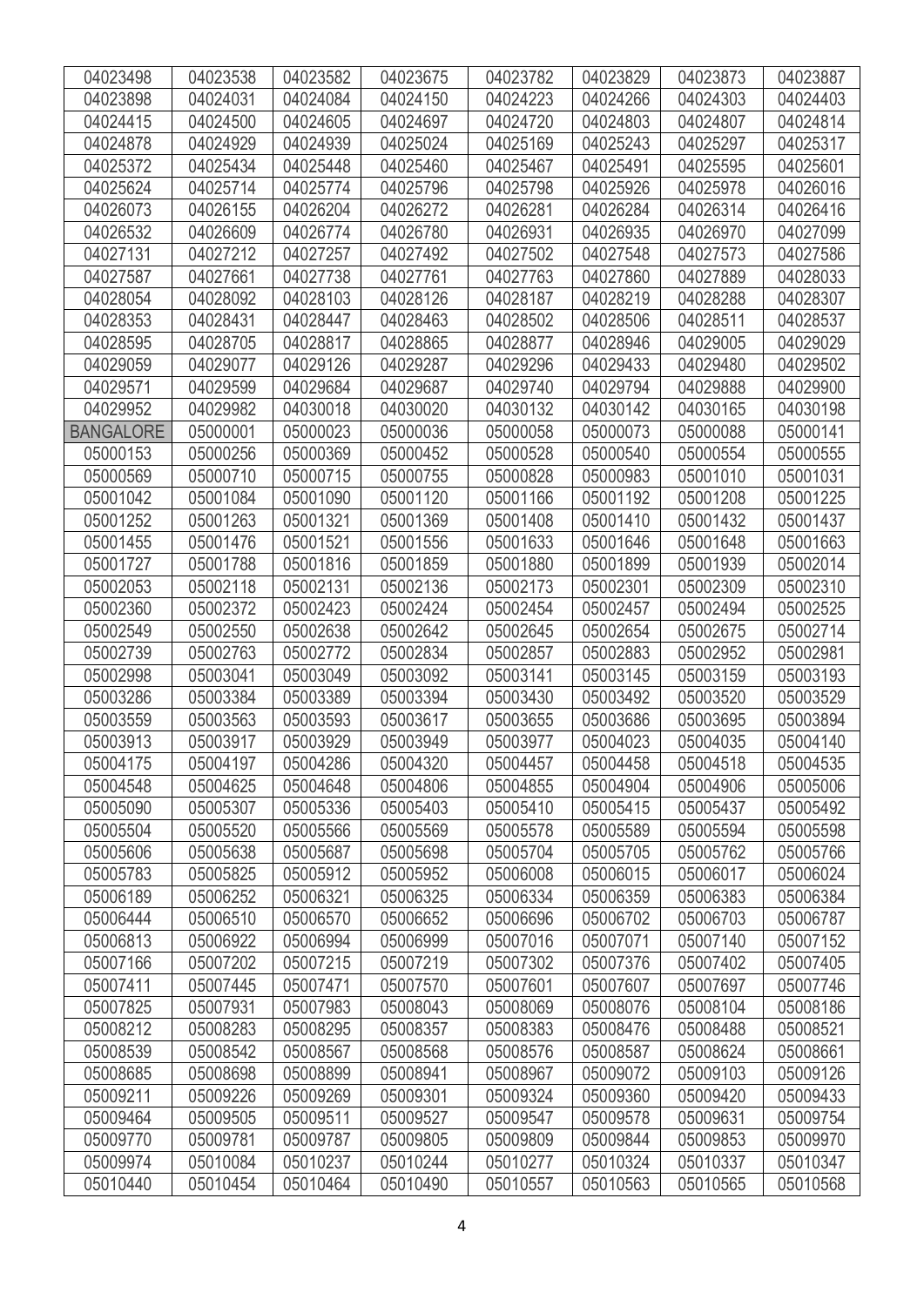| 04023498 | 04023538 | 04023582 | 04023675 | 04023782 | 04023829 | 04023873 | 04023887 |
|---|---|---|---|---|---|---|---|
| 04023898 | 04024031 | 04024084 | 04024150 | 04024223 | 04024266 | 04024303 | 04024403 |
| 04024415 | 04024500 | 04024605 | 04024697 | 04024720 | 04024803 | 04024807 | 04024814 |
| 04024878 | 04024929 | 04024939 | 04025024 | 04025169 | 04025243 | 04025297 | 04025317 |
| 04025372 | 04025434 | 04025448 | 04025460 | 04025467 | 04025491 | 04025595 | 04025601 |
| 04025624 | 04025714 | 04025774 | 04025796 | 04025798 | 04025926 | 04025978 | 04026016 |
| 04026073 | 04026155 | 04026204 | 04026272 | 04026281 | 04026284 | 04026314 | 04026416 |
| 04026532 | 04026609 | 04026774 | 04026780 | 04026931 | 04026935 | 04026970 | 04027099 |
| 04027131 | 04027212 | 04027257 | 04027492 | 04027502 | 04027548 | 04027573 | 04027586 |
| 04027587 | 04027661 | 04027738 | 04027761 | 04027763 | 04027860 | 04027889 | 04028033 |
| 04028054 | 04028092 | 04028103 | 04028126 | 04028187 | 04028219 | 04028288 | 04028307 |
| 04028353 | 04028431 | 04028447 | 04028463 | 04028502 | 04028506 | 04028511 | 04028537 |
| 04028595 | 04028705 | 04028817 | 04028865 | 04028877 | 04028946 | 04029005 | 04029029 |
| 04029059 | 04029077 | 04029126 | 04029287 | 04029296 | 04029433 | 04029480 | 04029502 |
| 04029571 | 04029599 | 04029684 | 04029687 | 04029740 | 04029794 | 04029888 | 04029900 |
| 04029952 | 04029982 | 04030018 | 04030020 | 04030132 | 04030142 | 04030165 | 04030198 |
| BANGALORE | 05000001 | 05000023 | 05000036 | 05000058 | 05000073 | 05000088 | 05000141 |
| 05000153 | 05000256 | 05000369 | 05000452 | 05000528 | 05000540 | 05000554 | 05000555 |
| 05000569 | 05000710 | 05000715 | 05000755 | 05000828 | 05000983 | 05001010 | 05001031 |
| 05001042 | 05001084 | 05001090 | 05001120 | 05001166 | 05001192 | 05001208 | 05001225 |
| 05001252 | 05001263 | 05001321 | 05001369 | 05001408 | 05001410 | 05001432 | 05001437 |
| 05001455 | 05001476 | 05001521 | 05001556 | 05001633 | 05001646 | 05001648 | 05001663 |
| 05001727 | 05001788 | 05001816 | 05001859 | 05001880 | 05001899 | 05001939 | 05002014 |
| 05002053 | 05002118 | 05002131 | 05002136 | 05002173 | 05002301 | 05002309 | 05002310 |
| 05002360 | 05002372 | 05002423 | 05002424 | 05002454 | 05002457 | 05002494 | 05002525 |
| 05002549 | 05002550 | 05002638 | 05002642 | 05002645 | 05002654 | 05002675 | 05002714 |
| 05002739 | 05002763 | 05002772 | 05002834 | 05002857 | 05002883 | 05002952 | 05002981 |
| 05002998 | 05003041 | 05003049 | 05003092 | 05003141 | 05003145 | 05003159 | 05003193 |
| 05003286 | 05003384 | 05003389 | 05003394 | 05003430 | 05003492 | 05003520 | 05003529 |
| 05003559 | 05003563 | 05003593 | 05003617 | 05003655 | 05003686 | 05003695 | 05003894 |
| 05003913 | 05003917 | 05003929 | 05003949 | 05003977 | 05004023 | 05004035 | 05004140 |
| 05004175 | 05004197 | 05004286 | 05004320 | 05004457 | 05004458 | 05004518 | 05004535 |
| 05004548 | 05004625 | 05004648 | 05004806 | 05004855 | 05004904 | 05004906 | 05005006 |
| 05005090 | 05005307 | 05005336 | 05005403 | 05005410 | 05005415 | 05005437 | 05005492 |
| 05005504 | 05005520 | 05005566 | 05005569 | 05005578 | 05005589 | 05005594 | 05005598 |
| 05005606 | 05005638 | 05005687 | 05005698 | 05005704 | 05005705 | 05005762 | 05005766 |
| 05005783 | 05005825 | 05005912 | 05005952 | 05006008 | 05006015 | 05006017 | 05006024 |
| 05006189 | 05006252 | 05006321 | 05006325 | 05006334 | 05006359 | 05006383 | 05006384 |
| 05006444 | 05006510 | 05006570 | 05006652 | 05006696 | 05006702 | 05006703 | 05006787 |
| 05006813 | 05006922 | 05006994 | 05006999 | 05007016 | 05007071 | 05007140 | 05007152 |
| 05007166 | 05007202 | 05007215 | 05007219 | 05007302 | 05007376 | 05007402 | 05007405 |
| 05007411 | 05007445 | 05007471 | 05007570 | 05007601 | 05007607 | 05007697 | 05007746 |
| 05007825 | 05007931 | 05007983 | 05008043 | 05008069 | 05008076 | 05008104 | 05008186 |
| 05008212 | 05008283 | 05008295 | 05008357 | 05008383 | 05008476 | 05008488 | 05008521 |
| 05008539 | 05008542 | 05008567 | 05008568 | 05008576 | 05008587 | 05008624 | 05008661 |
| 05008685 | 05008698 | 05008899 | 05008941 | 05008967 | 05009072 | 05009103 | 05009126 |
| 05009211 | 05009226 | 05009269 | 05009301 | 05009324 | 05009360 | 05009420 | 05009433 |
| 05009464 | 05009505 | 05009511 | 05009527 | 05009547 | 05009578 | 05009631 | 05009754 |
| 05009770 | 05009781 | 05009787 | 05009805 | 05009809 | 05009844 | 05009853 | 05009970 |
| 05009974 | 05010084 | 05010237 | 05010244 | 05010277 | 05010324 | 05010337 | 05010347 |
| 05010440 | 05010454 | 05010464 | 05010490 | 05010557 | 05010563 | 05010565 | 05010568 |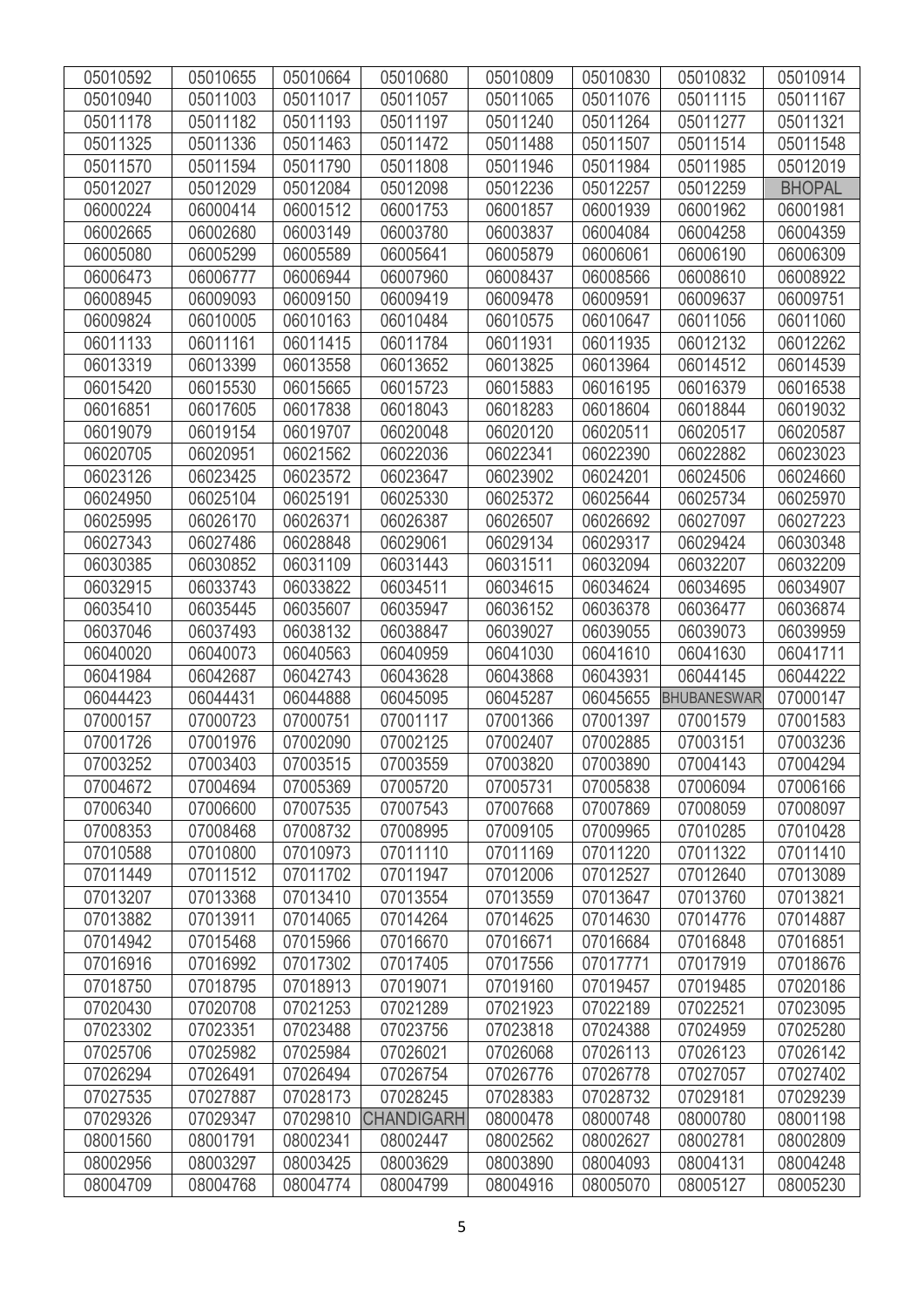| 05010592 | 05010655 | 05010664 | 05010680 | 05010809 | 05010830 | 05010832 | 05010914 |
|---|---|---|---|---|---|---|---|
| 05010940 | 05011003 | 05011017 | 05011057 | 05011065 | 05011076 | 05011115 | 05011167 |
| 05011178 | 05011182 | 05011193 | 05011197 | 05011240 | 05011264 | 05011277 | 05011321 |
| 05011325 | 05011336 | 05011463 | 05011472 | 05011488 | 05011507 | 05011514 | 05011548 |
| 05011570 | 05011594 | 05011790 | 05011808 | 05011946 | 05011984 | 05011985 | 05012019 |
| 05012027 | 05012029 | 05012084 | 05012098 | 05012236 | 05012257 | 05012259 | BHOPAL |
| 06000224 | 06000414 | 06001512 | 06001753 | 06001857 | 06001939 | 06001962 | 06001981 |
| 06002665 | 06002680 | 06003149 | 06003780 | 06003837 | 06004084 | 06004258 | 06004359 |
| 06005080 | 06005299 | 06005589 | 06005641 | 06005879 | 06006061 | 06006190 | 06006309 |
| 06006473 | 06006777 | 06006944 | 06007960 | 06008437 | 06008566 | 06008610 | 06008922 |
| 06008945 | 06009093 | 06009150 | 06009419 | 06009478 | 06009591 | 06009637 | 06009751 |
| 06009824 | 06010005 | 06010163 | 06010484 | 06010575 | 06010647 | 06011056 | 06011060 |
| 06011133 | 06011161 | 06011415 | 06011784 | 06011931 | 06011935 | 06012132 | 06012262 |
| 06013319 | 06013399 | 06013558 | 06013652 | 06013825 | 06013964 | 06014512 | 06014539 |
| 06015420 | 06015530 | 06015665 | 06015723 | 06015883 | 06016195 | 06016379 | 06016538 |
| 06016851 | 06017605 | 06017838 | 06018043 | 06018283 | 06018604 | 06018844 | 06019032 |
| 06019079 | 06019154 | 06019707 | 06020048 | 06020120 | 06020511 | 06020517 | 06020587 |
| 06020705 | 06020951 | 06021562 | 06022036 | 06022341 | 06022390 | 06022882 | 06023023 |
| 06023126 | 06023425 | 06023572 | 06023647 | 06023902 | 06024201 | 06024506 | 06024660 |
| 06024950 | 06025104 | 06025191 | 06025330 | 06025372 | 06025644 | 06025734 | 06025970 |
| 06025995 | 06026170 | 06026371 | 06026387 | 06026507 | 06026692 | 06027097 | 06027223 |
| 06027343 | 06027486 | 06028848 | 06029061 | 06029134 | 06029317 | 06029424 | 06030348 |
| 06030385 | 06030852 | 06031109 | 06031443 | 06031511 | 06032094 | 06032207 | 06032209 |
| 06032915 | 06033743 | 06033822 | 06034511 | 06034615 | 06034624 | 06034695 | 06034907 |
| 06035410 | 06035445 | 06035607 | 06035947 | 06036152 | 06036378 | 06036477 | 06036874 |
| 06037046 | 06037493 | 06038132 | 06038847 | 06039027 | 06039055 | 06039073 | 06039959 |
| 06040020 | 06040073 | 06040563 | 06040959 | 06041030 | 06041610 | 06041630 | 06041711 |
| 06041984 | 06042687 | 06042743 | 06043628 | 06043868 | 06043931 | 06044145 | 06044222 |
| 06044423 | 06044431 | 06044888 | 06045095 | 06045287 | 06045655 | BHUBANESWAR | 07000147 |
| 07000157 | 07000723 | 07000751 | 07001117 | 07001366 | 07001397 | 07001579 | 07001583 |
| 07001726 | 07001976 | 07002090 | 07002125 | 07002407 | 07002885 | 07003151 | 07003236 |
| 07003252 | 07003403 | 07003515 | 07003559 | 07003820 | 07003890 | 07004143 | 07004294 |
| 07004672 | 07004694 | 07005369 | 07005720 | 07005731 | 07005838 | 07006094 | 07006166 |
| 07006340 | 07006600 | 07007535 | 07007543 | 07007668 | 07007869 | 07008059 | 07008097 |
| 07008353 | 07008468 | 07008732 | 07008995 | 07009105 | 07009965 | 07010285 | 07010428 |
| 07010588 | 07010800 | 07010973 | 07011110 | 07011169 | 07011220 | 07011322 | 07011410 |
| 07011449 | 07011512 | 07011702 | 07011947 | 07012006 | 07012527 | 07012640 | 07013089 |
| 07013207 | 07013368 | 07013410 | 07013554 | 07013559 | 07013647 | 07013760 | 07013821 |
| 07013882 | 07013911 | 07014065 | 07014264 | 07014625 | 07014630 | 07014776 | 07014887 |
| 07014942 | 07015468 | 07015966 | 07016670 | 07016671 | 07016684 | 07016848 | 07016851 |
| 07016916 | 07016992 | 07017302 | 07017405 | 07017556 | 07017771 | 07017919 | 07018676 |
| 07018750 | 07018795 | 07018913 | 07019071 | 07019160 | 07019457 | 07019485 | 07020186 |
| 07020430 | 07020708 | 07021253 | 07021289 | 07021923 | 07022189 | 07022521 | 07023095 |
| 07023302 | 07023351 | 07023488 | 07023756 | 07023818 | 07024388 | 07024959 | 07025280 |
| 07025706 | 07025982 | 07025984 | 07026021 | 07026068 | 07026113 | 07026123 | 07026142 |
| 07026294 | 07026491 | 07026494 | 07026754 | 07026776 | 07026778 | 07027057 | 07027402 |
| 07027535 | 07027887 | 07028173 | 07028245 | 07028383 | 07028732 | 07029181 | 07029239 |
| 07029326 | 07029347 | 07029810 | CHANDIGARH | 08000478 | 08000748 | 08000780 | 08001198 |
| 08001560 | 08001791 | 08002341 | 08002447 | 08002562 | 08002627 | 08002781 | 08002809 |
| 08002956 | 08003297 | 08003425 | 08003629 | 08003890 | 08004093 | 08004131 | 08004248 |
| 08004709 | 08004768 | 08004774 | 08004799 | 08004916 | 08005070 | 08005127 | 08005230 |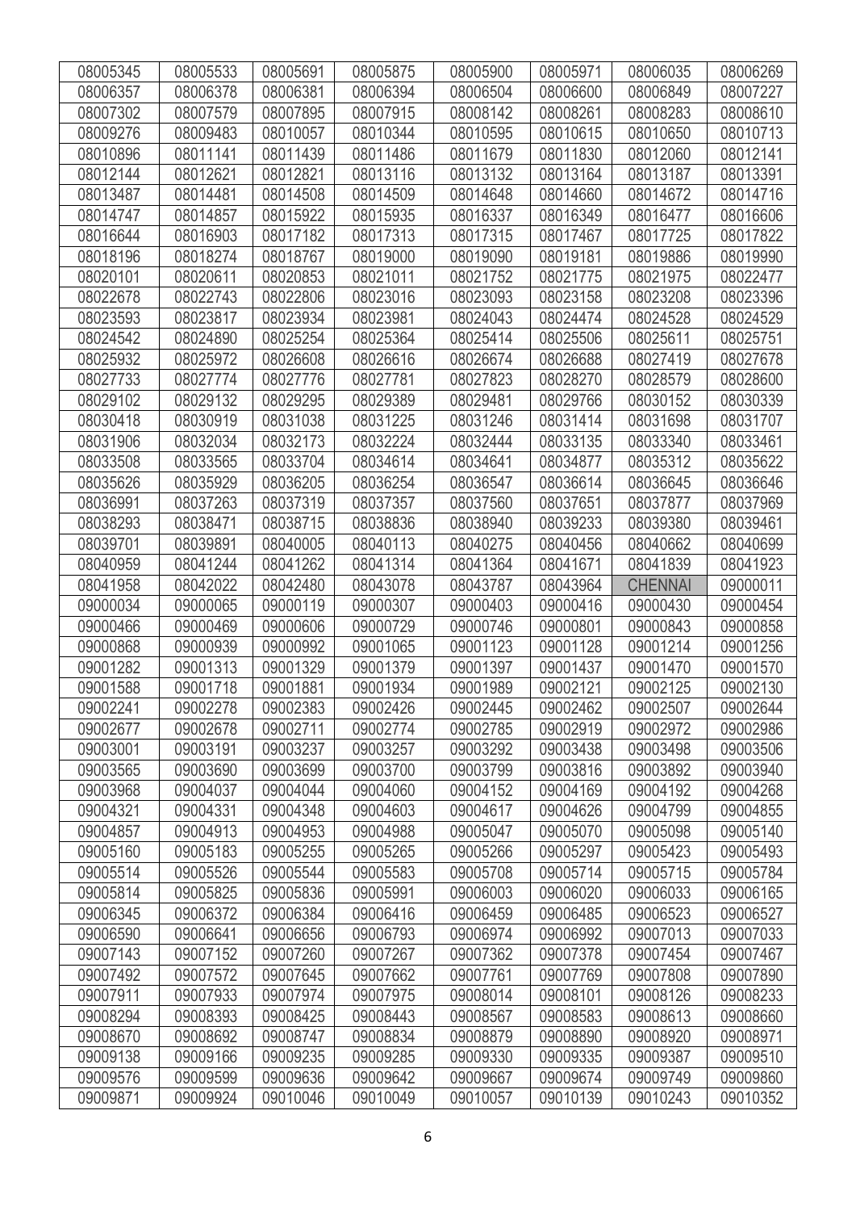| 08005345 | 08005533 | 08005691 | 08005875 | 08005900 | 08005971 | 08006035 | 08006269 |
|---|---|---|---|---|---|---|---|
| 08006357 | 08006378 | 08006381 | 08006394 | 08006504 | 08006600 | 08006849 | 08007227 |
| 08007302 | 08007579 | 08007895 | 08007915 | 08008142 | 08008261 | 08008283 | 08008610 |
| 08009276 | 08009483 | 08010057 | 08010344 | 08010595 | 08010615 | 08010650 | 08010713 |
| 08010896 | 08011141 | 08011439 | 08011486 | 08011679 | 08011830 | 08012060 | 08012141 |
| 08012144 | 08012621 | 08012821 | 08013116 | 08013132 | 08013164 | 08013187 | 08013391 |
| 08013487 | 08014481 | 08014508 | 08014509 | 08014648 | 08014660 | 08014672 | 08014716 |
| 08014747 | 08014857 | 08015922 | 08015935 | 08016337 | 08016349 | 08016477 | 08016606 |
| 08016644 | 08016903 | 08017182 | 08017313 | 08017315 | 08017467 | 08017725 | 08017822 |
| 08018196 | 08018274 | 08018767 | 08019000 | 08019090 | 08019181 | 08019886 | 08019990 |
| 08020101 | 08020611 | 08020853 | 08021011 | 08021752 | 08021775 | 08021975 | 08022477 |
| 08022678 | 08022743 | 08022806 | 08023016 | 08023093 | 08023158 | 08023208 | 08023396 |
| 08023593 | 08023817 | 08023934 | 08023981 | 08024043 | 08024474 | 08024528 | 08024529 |
| 08024542 | 08024890 | 08025254 | 08025364 | 08025414 | 08025506 | 08025611 | 08025751 |
| 08025932 | 08025972 | 08026608 | 08026616 | 08026674 | 08026688 | 08027419 | 08027678 |
| 08027733 | 08027774 | 08027776 | 08027781 | 08027823 | 08028270 | 08028579 | 08028600 |
| 08029102 | 08029132 | 08029295 | 08029389 | 08029481 | 08029766 | 08030152 | 08030339 |
| 08030418 | 08030919 | 08031038 | 08031225 | 08031246 | 08031414 | 08031698 | 08031707 |
| 08031906 | 08032034 | 08032173 | 08032224 | 08032444 | 08033135 | 08033340 | 08033461 |
| 08033508 | 08033565 | 08033704 | 08034614 | 08034641 | 08034877 | 08035312 | 08035622 |
| 08035626 | 08035929 | 08036205 | 08036254 | 08036547 | 08036614 | 08036645 | 08036646 |
| 08036991 | 08037263 | 08037319 | 08037357 | 08037560 | 08037651 | 08037877 | 08037969 |
| 08038293 | 08038471 | 08038715 | 08038836 | 08038940 | 08039233 | 08039380 | 08039461 |
| 08039701 | 08039891 | 08040005 | 08040113 | 08040275 | 08040456 | 08040662 | 08040699 |
| 08040959 | 08041244 | 08041262 | 08041314 | 08041364 | 08041671 | 08041839 | 08041923 |
| 08041958 | 08042022 | 08042480 | 08043078 | 08043787 | 08043964 | CHENNAI | 09000011 |
| 09000034 | 09000065 | 09000119 | 09000307 | 09000403 | 09000416 | 09000430 | 09000454 |
| 09000466 | 09000469 | 09000606 | 09000729 | 09000746 | 09000801 | 09000843 | 09000858 |
| 09000868 | 09000939 | 09000992 | 09001065 | 09001123 | 09001128 | 09001214 | 09001256 |
| 09001282 | 09001313 | 09001329 | 09001379 | 09001397 | 09001437 | 09001470 | 09001570 |
| 09001588 | 09001718 | 09001881 | 09001934 | 09001989 | 09002121 | 09002125 | 09002130 |
| 09002241 | 09002278 | 09002383 | 09002426 | 09002445 | 09002462 | 09002507 | 09002644 |
| 09002677 | 09002678 | 09002711 | 09002774 | 09002785 | 09002919 | 09002972 | 09002986 |
| 09003001 | 09003191 | 09003237 | 09003257 | 09003292 | 09003438 | 09003498 | 09003506 |
| 09003565 | 09003690 | 09003699 | 09003700 | 09003799 | 09003816 | 09003892 | 09003940 |
| 09003968 | 09004037 | 09004044 | 09004060 | 09004152 | 09004169 | 09004192 | 09004268 |
| 09004321 | 09004331 | 09004348 | 09004603 | 09004617 | 09004626 | 09004799 | 09004855 |
| 09004857 | 09004913 | 09004953 | 09004988 | 09005047 | 09005070 | 09005098 | 09005140 |
| 09005160 | 09005183 | 09005255 | 09005265 | 09005266 | 09005297 | 09005423 | 09005493 |
| 09005514 | 09005526 | 09005544 | 09005583 | 09005708 | 09005714 | 09005715 | 09005784 |
| 09005814 | 09005825 | 09005836 | 09005991 | 09006003 | 09006020 | 09006033 | 09006165 |
| 09006345 | 09006372 | 09006384 | 09006416 | 09006459 | 09006485 | 09006523 | 09006527 |
| 09006590 | 09006641 | 09006656 | 09006793 | 09006974 | 09006992 | 09007013 | 09007033 |
| 09007143 | 09007152 | 09007260 | 09007267 | 09007362 | 09007378 | 09007454 | 09007467 |
| 09007492 | 09007572 | 09007645 | 09007662 | 09007761 | 09007769 | 09007808 | 09007890 |
| 09007911 | 09007933 | 09007974 | 09007975 | 09008014 | 09008101 | 09008126 | 09008233 |
| 09008294 | 09008393 | 09008425 | 09008443 | 09008567 | 09008583 | 09008613 | 09008660 |
| 09008670 | 09008692 | 09008747 | 09008834 | 09008879 | 09008890 | 09008920 | 09008971 |
| 09009138 | 09009166 | 09009235 | 09009285 | 09009330 | 09009335 | 09009387 | 09009510 |
| 09009576 | 09009599 | 09009636 | 09009642 | 09009667 | 09009674 | 09009749 | 09009860 |
| 09009871 | 09009924 | 09010046 | 09010049 | 09010057 | 09010139 | 09010243 | 09010352 |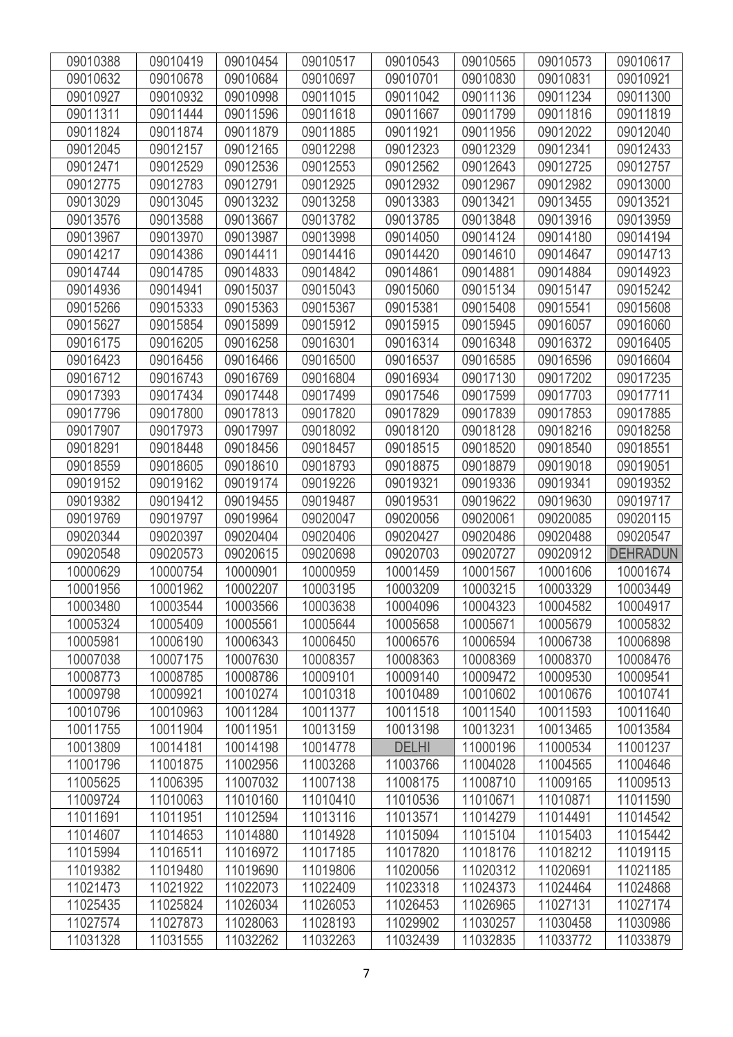| 09010388 | 09010419 | 09010454 | 09010517 | 09010543 | 09010565 | 09010573 | 09010617 |
|---|---|---|---|---|---|---|---|
| 09010632 | 09010678 | 09010684 | 09010697 | 09010701 | 09010830 | 09010831 | 09010921 |
| 09010927 | 09010932 | 09010998 | 09011015 | 09011042 | 09011136 | 09011234 | 09011300 |
| 09011311 | 09011444 | 09011596 | 09011618 | 09011667 | 09011799 | 09011816 | 09011819 |
| 09011824 | 09011874 | 09011879 | 09011885 | 09011921 | 09011956 | 09012022 | 09012040 |
| 09012045 | 09012157 | 09012165 | 09012298 | 09012323 | 09012329 | 09012341 | 09012433 |
| 09012471 | 09012529 | 09012536 | 09012553 | 09012562 | 09012643 | 09012725 | 09012757 |
| 09012775 | 09012783 | 09012791 | 09012925 | 09012932 | 09012967 | 09012982 | 09013000 |
| 09013029 | 09013045 | 09013232 | 09013258 | 09013383 | 09013421 | 09013455 | 09013521 |
| 09013576 | 09013588 | 09013667 | 09013782 | 09013785 | 09013848 | 09013916 | 09013959 |
| 09013967 | 09013970 | 09013987 | 09013998 | 09014050 | 09014124 | 09014180 | 09014194 |
| 09014217 | 09014386 | 09014411 | 09014416 | 09014420 | 09014610 | 09014647 | 09014713 |
| 09014744 | 09014785 | 09014833 | 09014842 | 09014861 | 09014881 | 09014884 | 09014923 |
| 09014936 | 09014941 | 09015037 | 09015043 | 09015060 | 09015134 | 09015147 | 09015242 |
| 09015266 | 09015333 | 09015363 | 09015367 | 09015381 | 09015408 | 09015541 | 09015608 |
| 09015627 | 09015854 | 09015899 | 09015912 | 09015915 | 09015945 | 09016057 | 09016060 |
| 09016175 | 09016205 | 09016258 | 09016301 | 09016314 | 09016348 | 09016372 | 09016405 |
| 09016423 | 09016456 | 09016466 | 09016500 | 09016537 | 09016585 | 09016596 | 09016604 |
| 09016712 | 09016743 | 09016769 | 09016804 | 09016934 | 09017130 | 09017202 | 09017235 |
| 09017393 | 09017434 | 09017448 | 09017499 | 09017546 | 09017599 | 09017703 | 09017711 |
| 09017796 | 09017800 | 09017813 | 09017820 | 09017829 | 09017839 | 09017853 | 09017885 |
| 09017907 | 09017973 | 09017997 | 09018092 | 09018120 | 09018128 | 09018216 | 09018258 |
| 09018291 | 09018448 | 09018456 | 09018457 | 09018515 | 09018520 | 09018540 | 09018551 |
| 09018559 | 09018605 | 09018610 | 09018793 | 09018875 | 09018879 | 09019018 | 09019051 |
| 09019152 | 09019162 | 09019174 | 09019226 | 09019321 | 09019336 | 09019341 | 09019352 |
| 09019382 | 09019412 | 09019455 | 09019487 | 09019531 | 09019622 | 09019630 | 09019717 |
| 09019769 | 09019797 | 09019964 | 09020047 | 09020056 | 09020061 | 09020085 | 09020115 |
| 09020344 | 09020397 | 09020404 | 09020406 | 09020427 | 09020486 | 09020488 | 09020547 |
| 09020548 | 09020573 | 09020615 | 09020698 | 09020703 | 09020727 | 09020912 | DEHRADUN |
| 10000629 | 10000754 | 10000901 | 10000959 | 10001459 | 10001567 | 10001606 | 10001674 |
| 10001956 | 10001962 | 10002207 | 10003195 | 10003209 | 10003215 | 10003329 | 10003449 |
| 10003480 | 10003544 | 10003566 | 10003638 | 10004096 | 10004323 | 10004582 | 10004917 |
| 10005324 | 10005409 | 10005561 | 10005644 | 10005658 | 10005671 | 10005679 | 10005832 |
| 10005981 | 10006190 | 10006343 | 10006450 | 10006576 | 10006594 | 10006738 | 10006898 |
| 10007038 | 10007175 | 10007630 | 10008357 | 10008363 | 10008369 | 10008370 | 10008476 |
| 10008773 | 10008785 | 10008786 | 10009101 | 10009140 | 10009472 | 10009530 | 10009541 |
| 10009798 | 10009921 | 10010274 | 10010318 | 10010489 | 10010602 | 10010676 | 10010741 |
| 10010796 | 10010963 | 10011284 | 10011377 | 10011518 | 10011540 | 10011593 | 10011640 |
| 10011755 | 10011904 | 10011951 | 10013159 | 10013198 | 10013231 | 10013465 | 10013584 |
| 10013809 | 10014181 | 10014198 | 10014778 | DELHI | 11000196 | 11000534 | 11001237 |
| 11001796 | 11001875 | 11002956 | 11003268 | 11003766 | 11004028 | 11004565 | 11004646 |
| 11005625 | 11006395 | 11007032 | 11007138 | 11008175 | 11008710 | 11009165 | 11009513 |
| 11009724 | 11010063 | 11010160 | 11010410 | 11010536 | 11010671 | 11010871 | 11011590 |
| 11011691 | 11011951 | 11012594 | 11013116 | 11013571 | 11014279 | 11014491 | 11014542 |
| 11014607 | 11014653 | 11014880 | 11014928 | 11015094 | 11015104 | 11015403 | 11015442 |
| 11015994 | 11016511 | 11016972 | 11017185 | 11017820 | 11018176 | 11018212 | 11019115 |
| 11019382 | 11019480 | 11019690 | 11019806 | 11020056 | 11020312 | 11020691 | 11021185 |
| 11021473 | 11021922 | 11022073 | 11022409 | 11023318 | 11024373 | 11024464 | 11024868 |
| 11025435 | 11025824 | 11026034 | 11026053 | 11026453 | 11026965 | 11027131 | 11027174 |
| 11027574 | 11027873 | 11028063 | 11028193 | 11029902 | 11030257 | 11030458 | 11030986 |
| 11031328 | 11031555 | 11032262 | 11032263 | 11032439 | 11032835 | 11033772 | 11033879 |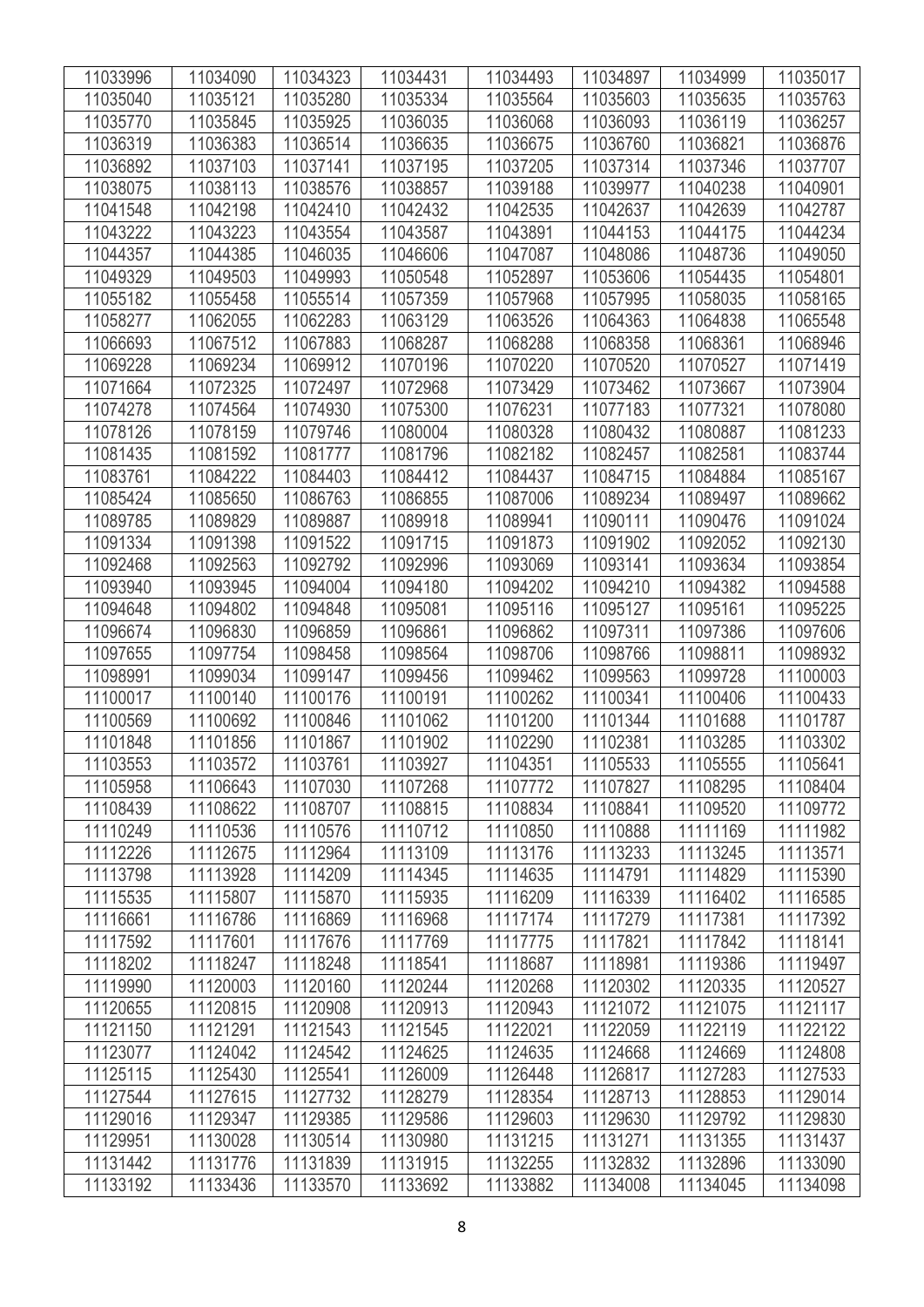| 11033996 | 11034090 | 11034323 | 11034431 | 11034493 | 11034897 | 11034999 | 11035017 |
|---|---|---|---|---|---|---|---|
| 11035040 | 11035121 | 11035280 | 11035334 | 11035564 | 11035603 | 11035635 | 11035763 |
| 11035770 | 11035845 | 11035925 | 11036035 | 11036068 | 11036093 | 11036119 | 11036257 |
| 11036319 | 11036383 | 11036514 | 11036635 | 11036675 | 11036760 | 11036821 | 11036876 |
| 11036892 | 11037103 | 11037141 | 11037195 | 11037205 | 11037314 | 11037346 | 11037707 |
| 11038075 | 11038113 | 11038576 | 11038857 | 11039188 | 11039977 | 11040238 | 11040901 |
| 11041548 | 11042198 | 11042410 | 11042432 | 11042535 | 11042637 | 11042639 | 11042787 |
| 11043222 | 11043223 | 11043554 | 11043587 | 11043891 | 11044153 | 11044175 | 11044234 |
| 11044357 | 11044385 | 11046035 | 11046606 | 11047087 | 11048086 | 11048736 | 11049050 |
| 11049329 | 11049503 | 11049993 | 11050548 | 11052897 | 11053606 | 11054435 | 11054801 |
| 11055182 | 11055458 | 11055514 | 11057359 | 11057968 | 11057995 | 11058035 | 11058165 |
| 11058277 | 11062055 | 11062283 | 11063129 | 11063526 | 11064363 | 11064838 | 11065548 |
| 11066693 | 11067512 | 11067883 | 11068287 | 11068288 | 11068358 | 11068361 | 11068946 |
| 11069228 | 11069234 | 11069912 | 11070196 | 11070220 | 11070520 | 11070527 | 11071419 |
| 11071664 | 11072325 | 11072497 | 11072968 | 11073429 | 11073462 | 11073667 | 11073904 |
| 11074278 | 11074564 | 11074930 | 11075300 | 11076231 | 11077183 | 11077321 | 11078080 |
| 11078126 | 11078159 | 11079746 | 11080004 | 11080328 | 11080432 | 11080887 | 11081233 |
| 11081435 | 11081592 | 11081777 | 11081796 | 11082182 | 11082457 | 11082581 | 11083744 |
| 11083761 | 11084222 | 11084403 | 11084412 | 11084437 | 11084715 | 11084884 | 11085167 |
| 11085424 | 11085650 | 11086763 | 11086855 | 11087006 | 11089234 | 11089497 | 11089662 |
| 11089785 | 11089829 | 11089887 | 11089918 | 11089941 | 11090111 | 11090476 | 11091024 |
| 11091334 | 11091398 | 11091522 | 11091715 | 11091873 | 11091902 | 11092052 | 11092130 |
| 11092468 | 11092563 | 11092792 | 11092996 | 11093069 | 11093141 | 11093634 | 11093854 |
| 11093940 | 11093945 | 11094004 | 11094180 | 11094202 | 11094210 | 11094382 | 11094588 |
| 11094648 | 11094802 | 11094848 | 11095081 | 11095116 | 11095127 | 11095161 | 11095225 |
| 11096674 | 11096830 | 11096859 | 11096861 | 11096862 | 11097311 | 11097386 | 11097606 |
| 11097655 | 11097754 | 11098458 | 11098564 | 11098706 | 11098766 | 11098811 | 11098932 |
| 11098991 | 11099034 | 11099147 | 11099456 | 11099462 | 11099563 | 11099728 | 11100003 |
| 11100017 | 11100140 | 11100176 | 11100191 | 11100262 | 11100341 | 11100406 | 11100433 |
| 11100569 | 11100692 | 11100846 | 11101062 | 11101200 | 11101344 | 11101688 | 11101787 |
| 11101848 | 11101856 | 11101867 | 11101902 | 11102290 | 11102381 | 11103285 | 11103302 |
| 11103553 | 11103572 | 11103761 | 11103927 | 11104351 | 11105533 | 11105555 | 11105641 |
| 11105958 | 11106643 | 11107030 | 11107268 | 11107772 | 11107827 | 11108295 | 11108404 |
| 11108439 | 11108622 | 11108707 | 11108815 | 11108834 | 11108841 | 11109520 | 11109772 |
| 11110249 | 11110536 | 11110576 | 11110712 | 11110850 | 11110888 | 11111169 | 11111982 |
| 11112226 | 11112675 | 11112964 | 11113109 | 11113176 | 11113233 | 11113245 | 11113571 |
| 11113798 | 11113928 | 11114209 | 11114345 | 11114635 | 11114791 | 11114829 | 11115390 |
| 11115535 | 11115807 | 11115870 | 11115935 | 11116209 | 11116339 | 11116402 | 11116585 |
| 11116661 | 11116786 | 11116869 | 11116968 | 11117174 | 11117279 | 11117381 | 11117392 |
| 11117592 | 11117601 | 11117676 | 11117769 | 11117775 | 11117821 | 11117842 | 11118141 |
| 11118202 | 11118247 | 11118248 | 11118541 | 11118687 | 11118981 | 11119386 | 11119497 |
| 11119990 | 11120003 | 11120160 | 11120244 | 11120268 | 11120302 | 11120335 | 11120527 |
| 11120655 | 11120815 | 11120908 | 11120913 | 11120943 | 11121072 | 11121075 | 11121117 |
| 11121150 | 11121291 | 11121543 | 11121545 | 11122021 | 11122059 | 11122119 | 11122122 |
| 11123077 | 11124042 | 11124542 | 11124625 | 11124635 | 11124668 | 11124669 | 11124808 |
| 11125115 | 11125430 | 11125541 | 11126009 | 11126448 | 11126817 | 11127283 | 11127533 |
| 11127544 | 11127615 | 11127732 | 11128279 | 11128354 | 11128713 | 11128853 | 11129014 |
| 11129016 | 11129347 | 11129385 | 11129586 | 11129603 | 11129630 | 11129792 | 11129830 |
| 11129951 | 11130028 | 11130514 | 11130980 | 11131215 | 11131271 | 11131355 | 11131437 |
| 11131442 | 11131776 | 11131839 | 11131915 | 11132255 | 11132832 | 11132896 | 11133090 |
| 11133192 | 11133436 | 11133570 | 11133692 | 11133882 | 11134008 | 11134045 | 11134098 |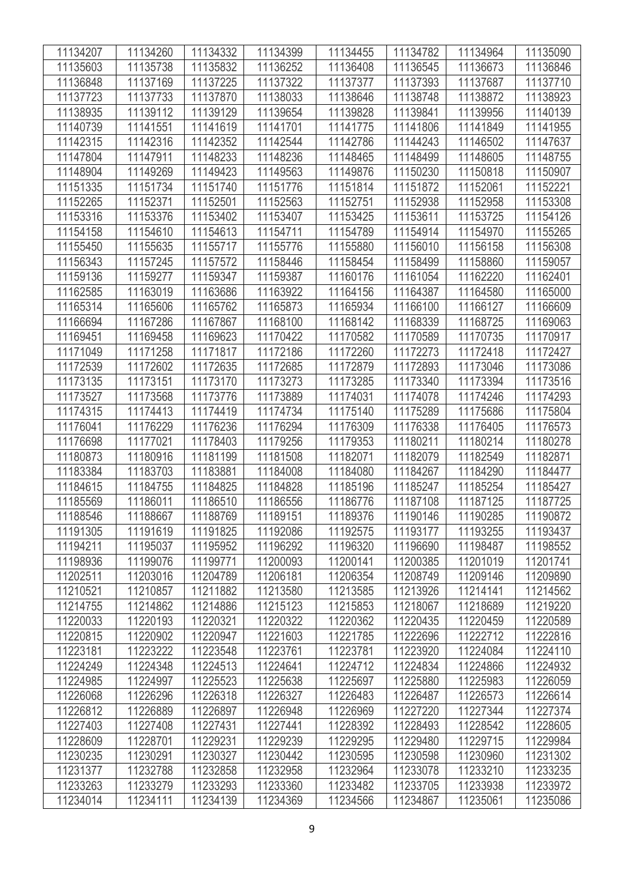| 11134207 | 11134260 | 11134332 | 11134399 | 11134455 | 11134782 | 11134964 | 11135090 |
|---|---|---|---|---|---|---|---|
| 11135603 | 11135738 | 11135832 | 11136252 | 11136408 | 11136545 | 11136673 | 11136846 |
| 11136848 | 11137169 | 11137225 | 11137322 | 11137377 | 11137393 | 11137687 | 11137710 |
| 11137723 | 11137733 | 11137870 | 11138033 | 11138646 | 11138748 | 11138872 | 11138923 |
| 11138935 | 11139112 | 11139129 | 11139654 | 11139828 | 11139841 | 11139956 | 11140139 |
| 11140739 | 11141551 | 11141619 | 11141701 | 11141775 | 11141806 | 11141849 | 11141955 |
| 11142315 | 11142316 | 11142352 | 11142544 | 11142786 | 11144243 | 11146502 | 11147637 |
| 11147804 | 11147911 | 11148233 | 11148236 | 11148465 | 11148499 | 11148605 | 11148755 |
| 11148904 | 11149269 | 11149423 | 11149563 | 11149876 | 11150230 | 11150818 | 11150907 |
| 11151335 | 11151734 | 11151740 | 11151776 | 11151814 | 11151872 | 11152061 | 11152221 |
| 11152265 | 11152371 | 11152501 | 11152563 | 11152751 | 11152938 | 11152958 | 11153308 |
| 11153316 | 11153376 | 11153402 | 11153407 | 11153425 | 11153611 | 11153725 | 11154126 |
| 11154158 | 11154610 | 11154613 | 11154711 | 11154789 | 11154914 | 11154970 | 11155265 |
| 11155450 | 11155635 | 11155717 | 11155776 | 11155880 | 11156010 | 11156158 | 11156308 |
| 11156343 | 11157245 | 11157572 | 11158446 | 11158454 | 11158499 | 11158860 | 11159057 |
| 11159136 | 11159277 | 11159347 | 11159387 | 11160176 | 11161054 | 11162220 | 11162401 |
| 11162585 | 11163019 | 11163686 | 11163922 | 11164156 | 11164387 | 11164580 | 11165000 |
| 11165314 | 11165606 | 11165762 | 11165873 | 11165934 | 11166100 | 11166127 | 11166609 |
| 11166694 | 11167286 | 11167867 | 11168100 | 11168142 | 11168339 | 11168725 | 11169063 |
| 11169451 | 11169458 | 11169623 | 11170422 | 11170582 | 11170589 | 11170735 | 11170917 |
| 11171049 | 11171258 | 11171817 | 11172186 | 11172260 | 11172273 | 11172418 | 11172427 |
| 11172539 | 11172602 | 11172635 | 11172685 | 11172879 | 11172893 | 11173046 | 11173086 |
| 11173135 | 11173151 | 11173170 | 11173273 | 11173285 | 11173340 | 11173394 | 11173516 |
| 11173527 | 11173568 | 11173776 | 11173889 | 11174031 | 11174078 | 11174246 | 11174293 |
| 11174315 | 11174413 | 11174419 | 11174734 | 11175140 | 11175289 | 11175686 | 11175804 |
| 11176041 | 11176229 | 11176236 | 11176294 | 11176309 | 11176338 | 11176405 | 11176573 |
| 11176698 | 11177021 | 11178403 | 11179256 | 11179353 | 11180211 | 11180214 | 11180278 |
| 11180873 | 11180916 | 11181199 | 11181508 | 11182071 | 11182079 | 11182549 | 11182871 |
| 11183384 | 11183703 | 11183881 | 11184008 | 11184080 | 11184267 | 11184290 | 11184477 |
| 11184615 | 11184755 | 11184825 | 11184828 | 11185196 | 11185247 | 11185254 | 11185427 |
| 11185569 | 11186011 | 11186510 | 11186556 | 11186776 | 11187108 | 11187125 | 11187725 |
| 11188546 | 11188667 | 11188769 | 11189151 | 11189376 | 11190146 | 11190285 | 11190872 |
| 11191305 | 11191619 | 11191825 | 11192086 | 11192575 | 11193177 | 11193255 | 11193437 |
| 11194211 | 11195037 | 11195952 | 11196292 | 11196320 | 11196690 | 11198487 | 11198552 |
| 11198936 | 11199076 | 11199771 | 11200093 | 11200141 | 11200385 | 11201019 | 11201741 |
| 11202511 | 11203016 | 11204789 | 11206181 | 11206354 | 11208749 | 11209146 | 11209890 |
| 11210521 | 11210857 | 11211882 | 11213580 | 11213585 | 11213926 | 11214141 | 11214562 |
| 11214755 | 11214862 | 11214886 | 11215123 | 11215853 | 11218067 | 11218689 | 11219220 |
| 11220033 | 11220193 | 11220321 | 11220322 | 11220362 | 11220435 | 11220459 | 11220589 |
| 11220815 | 11220902 | 11220947 | 11221603 | 11221785 | 11222696 | 11222712 | 11222816 |
| 11223181 | 11223222 | 11223548 | 11223761 | 11223781 | 11223920 | 11224084 | 11224110 |
| 11224249 | 11224348 | 11224513 | 11224641 | 11224712 | 11224834 | 11224866 | 11224932 |
| 11224985 | 11224997 | 11225523 | 11225638 | 11225697 | 11225880 | 11225983 | 11226059 |
| 11226068 | 11226296 | 11226318 | 11226327 | 11226483 | 11226487 | 11226573 | 11226614 |
| 11226812 | 11226889 | 11226897 | 11226948 | 11226969 | 11227220 | 11227344 | 11227374 |
| 11227403 | 11227408 | 11227431 | 11227441 | 11228392 | 11228493 | 11228542 | 11228605 |
| 11228609 | 11228701 | 11229231 | 11229239 | 11229295 | 11229480 | 11229715 | 11229984 |
| 11230235 | 11230291 | 11230327 | 11230442 | 11230595 | 11230598 | 11230960 | 11231302 |
| 11231377 | 11232788 | 11232858 | 11232958 | 11232964 | 11233078 | 11233210 | 11233235 |
| 11233263 | 11233279 | 11233293 | 11233360 | 11233482 | 11233705 | 11233938 | 11233972 |
| 11234014 | 11234111 | 11234139 | 11234369 | 11234566 | 11234867 | 11235061 | 11235086 |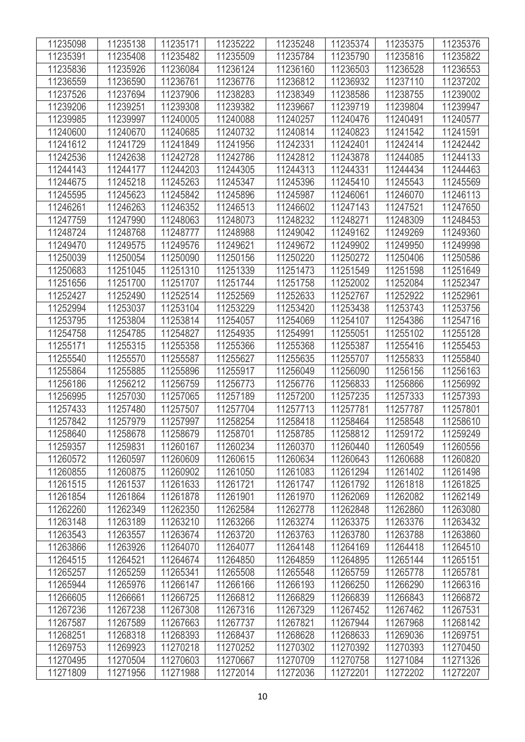| 11235098 | 11235138 | 11235171 | 11235222 | 11235248 | 11235374 | 11235375 | 11235376 |
|---|---|---|---|---|---|---|---|
| 11235391 | 11235408 | 11235482 | 11235509 | 11235784 | 11235790 | 11235816 | 11235822 |
| 11235836 | 11235926 | 11236084 | 11236124 | 11236160 | 11236503 | 11236528 | 11236553 |
| 11236559 | 11236590 | 11236761 | 11236776 | 11236812 | 11236932 | 11237110 | 11237202 |
| 11237526 | 11237694 | 11237906 | 11238283 | 11238349 | 11238586 | 11238755 | 11239002 |
| 11239206 | 11239251 | 11239308 | 11239382 | 11239667 | 11239719 | 11239804 | 11239947 |
| 11239985 | 11239997 | 11240005 | 11240088 | 11240257 | 11240476 | 11240491 | 11240577 |
| 11240600 | 11240670 | 11240685 | 11240732 | 11240814 | 11240823 | 11241542 | 11241591 |
| 11241612 | 11241729 | 11241849 | 11241956 | 11242331 | 11242401 | 11242414 | 11242442 |
| 11242536 | 11242638 | 11242728 | 11242786 | 11242812 | 11243878 | 11244085 | 11244133 |
| 11244143 | 11244177 | 11244203 | 11244305 | 11244313 | 11244331 | 11244434 | 11244463 |
| 11244675 | 11245218 | 11245263 | 11245347 | 11245396 | 11245410 | 11245543 | 11245569 |
| 11245595 | 11245623 | 11245842 | 11245896 | 11245987 | 11246061 | 11246070 | 11246113 |
| 11246261 | 11246263 | 11246352 | 11246513 | 11246602 | 11247143 | 11247521 | 11247650 |
| 11247759 | 11247990 | 11248063 | 11248073 | 11248232 | 11248271 | 11248309 | 11248453 |
| 11248724 | 11248768 | 11248777 | 11248988 | 11249042 | 11249162 | 11249269 | 11249360 |
| 11249470 | 11249575 | 11249576 | 11249621 | 11249672 | 11249902 | 11249950 | 11249998 |
| 11250039 | 11250054 | 11250090 | 11250156 | 11250220 | 11250272 | 11250406 | 11250586 |
| 11250683 | 11251045 | 11251310 | 11251339 | 11251473 | 11251549 | 11251598 | 11251649 |
| 11251656 | 11251700 | 11251707 | 11251744 | 11251758 | 11252002 | 11252084 | 11252347 |
| 11252427 | 11252490 | 11252514 | 11252569 | 11252633 | 11252767 | 11252922 | 11252961 |
| 11252994 | 11253037 | 11253104 | 11253229 | 11253420 | 11253438 | 11253743 | 11253756 |
| 11253795 | 11253804 | 11253814 | 11254057 | 11254069 | 11254107 | 11254386 | 11254716 |
| 11254758 | 11254785 | 11254827 | 11254935 | 11254991 | 11255051 | 11255102 | 11255128 |
| 11255171 | 11255315 | 11255358 | 11255366 | 11255368 | 11255387 | 11255416 | 11255453 |
| 11255540 | 11255570 | 11255587 | 11255627 | 11255635 | 11255707 | 11255833 | 11255840 |
| 11255864 | 11255885 | 11255896 | 11255917 | 11256049 | 11256090 | 11256156 | 11256163 |
| 11256186 | 11256212 | 11256759 | 11256773 | 11256776 | 11256833 | 11256866 | 11256992 |
| 11256995 | 11257030 | 11257065 | 11257189 | 11257200 | 11257235 | 11257333 | 11257393 |
| 11257433 | 11257480 | 11257507 | 11257704 | 11257713 | 11257781 | 11257787 | 11257801 |
| 11257842 | 11257979 | 11257997 | 11258254 | 11258418 | 11258464 | 11258548 | 11258610 |
| 11258640 | 11258678 | 11258679 | 11258701 | 11258785 | 11258812 | 11259172 | 11259249 |
| 11259357 | 11259831 | 11260167 | 11260234 | 11260370 | 11260440 | 11260549 | 11260556 |
| 11260572 | 11260597 | 11260609 | 11260615 | 11260634 | 11260643 | 11260688 | 11260820 |
| 11260855 | 11260875 | 11260902 | 11261050 | 11261083 | 11261294 | 11261402 | 11261498 |
| 11261515 | 11261537 | 11261633 | 11261721 | 11261747 | 11261792 | 11261818 | 11261825 |
| 11261854 | 11261864 | 11261878 | 11261901 | 11261970 | 11262069 | 11262082 | 11262149 |
| 11262260 | 11262349 | 11262350 | 11262584 | 11262778 | 11262848 | 11262860 | 11263080 |
| 11263148 | 11263189 | 11263210 | 11263266 | 11263274 | 11263375 | 11263376 | 11263432 |
| 11263543 | 11263557 | 11263674 | 11263720 | 11263763 | 11263780 | 11263788 | 11263860 |
| 11263866 | 11263926 | 11264070 | 11264077 | 11264148 | 11264169 | 11264418 | 11264510 |
| 11264515 | 11264521 | 11264674 | 11264850 | 11264859 | 11264895 | 11265144 | 11265151 |
| 11265257 | 11265259 | 11265341 | 11265508 | 11265548 | 11265759 | 11265778 | 11265781 |
| 11265944 | 11265976 | 11266147 | 11266166 | 11266193 | 11266250 | 11266290 | 11266316 |
| 11266605 | 11266661 | 11266725 | 11266812 | 11266829 | 11266839 | 11266843 | 11266872 |
| 11267236 | 11267238 | 11267308 | 11267316 | 11267329 | 11267452 | 11267462 | 11267531 |
| 11267587 | 11267589 | 11267663 | 11267737 | 11267821 | 11267944 | 11267968 | 11268142 |
| 11268251 | 11268318 | 11268393 | 11268437 | 11268628 | 11268633 | 11269036 | 11269751 |
| 11269753 | 11269923 | 11270218 | 11270252 | 11270302 | 11270392 | 11270393 | 11270450 |
| 11270495 | 11270504 | 11270603 | 11270667 | 11270709 | 11270758 | 11271084 | 11271326 |
| 11271809 | 11271956 | 11271988 | 11272014 | 11272036 | 11272201 | 11272202 | 11272207 |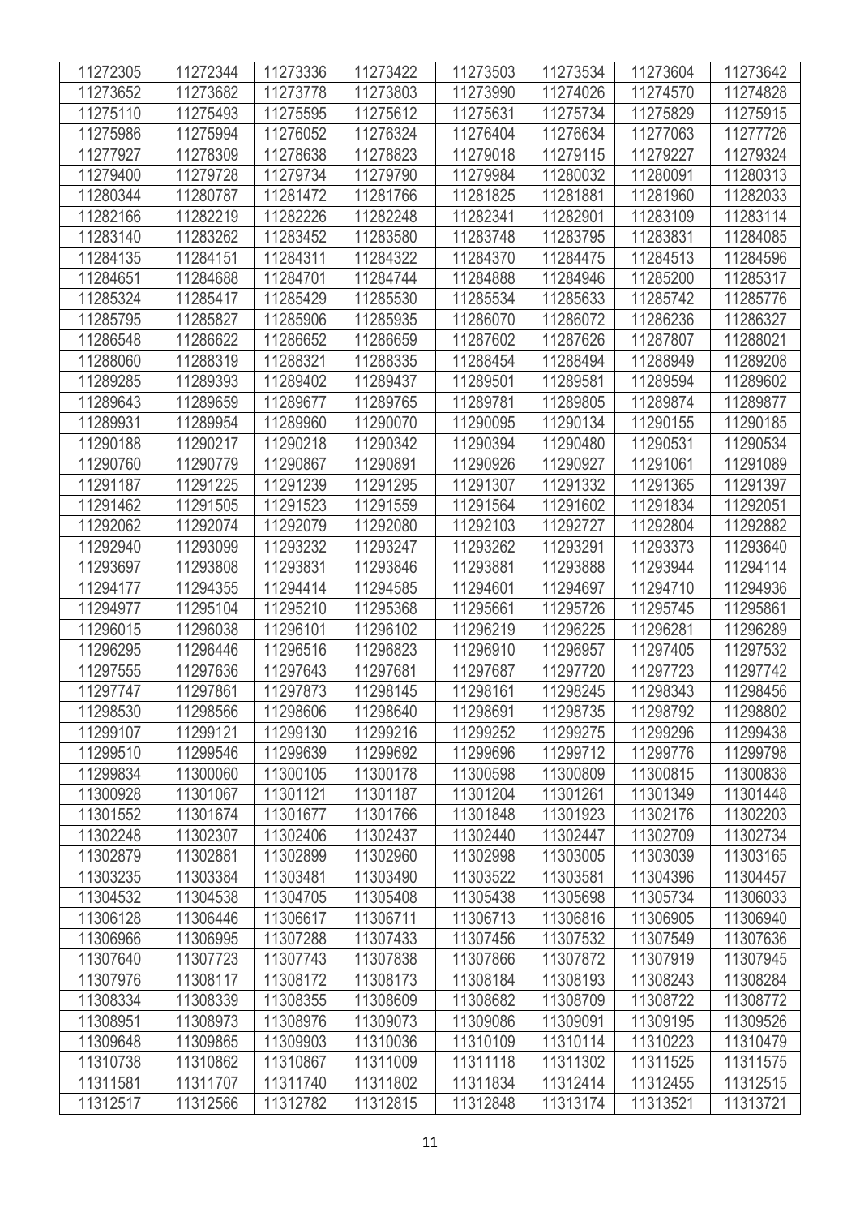| 11272305 | 11272344 | 11273336 | 11273422 | 11273503 | 11273534 | 11273604 | 11273642 |
|---|---|---|---|---|---|---|---|
| 11273652 | 11273682 | 11273778 | 11273803 | 11273990 | 11274026 | 11274570 | 11274828 |
| 11275110 | 11275493 | 11275595 | 11275612 | 11275631 | 11275734 | 11275829 | 11275915 |
| 11275986 | 11275994 | 11276052 | 11276324 | 11276404 | 11276634 | 11277063 | 11277726 |
| 11277927 | 11278309 | 11278638 | 11278823 | 11279018 | 11279115 | 11279227 | 11279324 |
| 11279400 | 11279728 | 11279734 | 11279790 | 11279984 | 11280032 | 11280091 | 11280313 |
| 11280344 | 11280787 | 11281472 | 11281766 | 11281825 | 11281881 | 11281960 | 11282033 |
| 11282166 | 11282219 | 11282226 | 11282248 | 11282341 | 11282901 | 11283109 | 11283114 |
| 11283140 | 11283262 | 11283452 | 11283580 | 11283748 | 11283795 | 11283831 | 11284085 |
| 11284135 | 11284151 | 11284311 | 11284322 | 11284370 | 11284475 | 11284513 | 11284596 |
| 11284651 | 11284688 | 11284701 | 11284744 | 11284888 | 11284946 | 11285200 | 11285317 |
| 11285324 | 11285417 | 11285429 | 11285530 | 11285534 | 11285633 | 11285742 | 11285776 |
| 11285795 | 11285827 | 11285906 | 11285935 | 11286070 | 11286072 | 11286236 | 11286327 |
| 11286548 | 11286622 | 11286652 | 11286659 | 11287602 | 11287626 | 11287807 | 11288021 |
| 11288060 | 11288319 | 11288321 | 11288335 | 11288454 | 11288494 | 11288949 | 11289208 |
| 11289285 | 11289393 | 11289402 | 11289437 | 11289501 | 11289581 | 11289594 | 11289602 |
| 11289643 | 11289659 | 11289677 | 11289765 | 11289781 | 11289805 | 11289874 | 11289877 |
| 11289931 | 11289954 | 11289960 | 11290070 | 11290095 | 11290134 | 11290155 | 11290185 |
| 11290188 | 11290217 | 11290218 | 11290342 | 11290394 | 11290480 | 11290531 | 11290534 |
| 11290760 | 11290779 | 11290867 | 11290891 | 11290926 | 11290927 | 11291061 | 11291089 |
| 11291187 | 11291225 | 11291239 | 11291295 | 11291307 | 11291332 | 11291365 | 11291397 |
| 11291462 | 11291505 | 11291523 | 11291559 | 11291564 | 11291602 | 11291834 | 11292051 |
| 11292062 | 11292074 | 11292079 | 11292080 | 11292103 | 11292727 | 11292804 | 11292882 |
| 11292940 | 11293099 | 11293232 | 11293247 | 11293262 | 11293291 | 11293373 | 11293640 |
| 11293697 | 11293808 | 11293831 | 11293846 | 11293881 | 11293888 | 11293944 | 11294114 |
| 11294177 | 11294355 | 11294414 | 11294585 | 11294601 | 11294697 | 11294710 | 11294936 |
| 11294977 | 11295104 | 11295210 | 11295368 | 11295661 | 11295726 | 11295745 | 11295861 |
| 11296015 | 11296038 | 11296101 | 11296102 | 11296219 | 11296225 | 11296281 | 11296289 |
| 11296295 | 11296446 | 11296516 | 11296823 | 11296910 | 11296957 | 11297405 | 11297532 |
| 11297555 | 11297636 | 11297643 | 11297681 | 11297687 | 11297720 | 11297723 | 11297742 |
| 11297747 | 11297861 | 11297873 | 11298145 | 11298161 | 11298245 | 11298343 | 11298456 |
| 11298530 | 11298566 | 11298606 | 11298640 | 11298691 | 11298735 | 11298792 | 11298802 |
| 11299107 | 11299121 | 11299130 | 11299216 | 11299252 | 11299275 | 11299296 | 11299438 |
| 11299510 | 11299546 | 11299639 | 11299692 | 11299696 | 11299712 | 11299776 | 11299798 |
| 11299834 | 11300060 | 11300105 | 11300178 | 11300598 | 11300809 | 11300815 | 11300838 |
| 11300928 | 11301067 | 11301121 | 11301187 | 11301204 | 11301261 | 11301349 | 11301448 |
| 11301552 | 11301674 | 11301677 | 11301766 | 11301848 | 11301923 | 11302176 | 11302203 |
| 11302248 | 11302307 | 11302406 | 11302437 | 11302440 | 11302447 | 11302709 | 11302734 |
| 11302879 | 11302881 | 11302899 | 11302960 | 11302998 | 11303005 | 11303039 | 11303165 |
| 11303235 | 11303384 | 11303481 | 11303490 | 11303522 | 11303581 | 11304396 | 11304457 |
| 11304532 | 11304538 | 11304705 | 11305408 | 11305438 | 11305698 | 11305734 | 11306033 |
| 11306128 | 11306446 | 11306617 | 11306711 | 11306713 | 11306816 | 11306905 | 11306940 |
| 11306966 | 11306995 | 11307288 | 11307433 | 11307456 | 11307532 | 11307549 | 11307636 |
| 11307640 | 11307723 | 11307743 | 11307838 | 11307866 | 11307872 | 11307919 | 11307945 |
| 11307976 | 11308117 | 11308172 | 11308173 | 11308184 | 11308193 | 11308243 | 11308284 |
| 11308334 | 11308339 | 11308355 | 11308609 | 11308682 | 11308709 | 11308722 | 11308772 |
| 11308951 | 11308973 | 11308976 | 11309073 | 11309086 | 11309091 | 11309195 | 11309526 |
| 11309648 | 11309865 | 11309903 | 11310036 | 11310109 | 11310114 | 11310223 | 11310479 |
| 11310738 | 11310862 | 11310867 | 11311009 | 11311118 | 11311302 | 11311525 | 11311575 |
| 11311581 | 11311707 | 11311740 | 11311802 | 11311834 | 11312414 | 11312455 | 11312515 |
| 11312517 | 11312566 | 11312782 | 11312815 | 11312848 | 11313174 | 11313521 | 11313721 |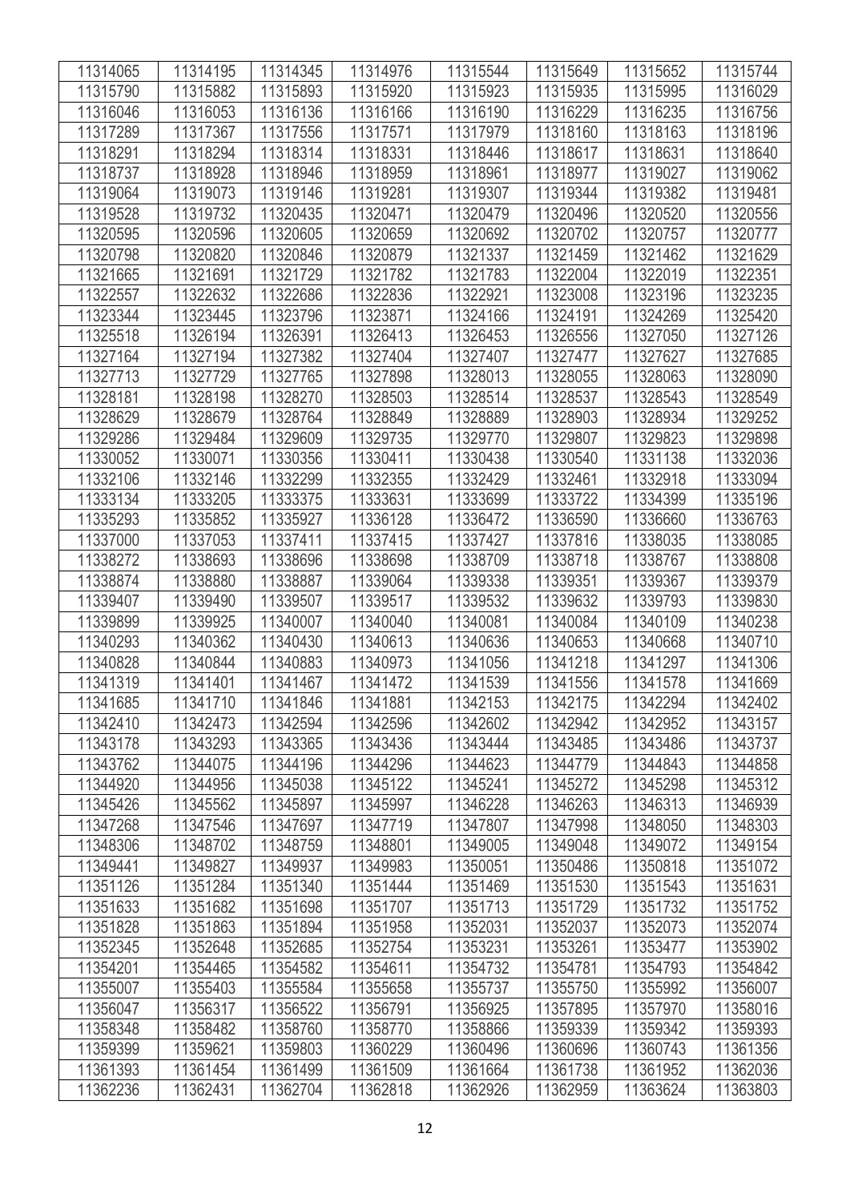| 11314065 | 11314195 | 11314345 | 11314976 | 11315544 | 11315649 | 11315652 | 11315744 |
|---|---|---|---|---|---|---|---|
| 11315790 | 11315882 | 11315893 | 11315920 | 11315923 | 11315935 | 11315995 | 11316029 |
| 11316046 | 11316053 | 11316136 | 11316166 | 11316190 | 11316229 | 11316235 | 11316756 |
| 11317289 | 11317367 | 11317556 | 11317571 | 11317979 | 11318160 | 11318163 | 11318196 |
| 11318291 | 11318294 | 11318314 | 11318331 | 11318446 | 11318617 | 11318631 | 11318640 |
| 11318737 | 11318928 | 11318946 | 11318959 | 11318961 | 11318977 | 11319027 | 11319062 |
| 11319064 | 11319073 | 11319146 | 11319281 | 11319307 | 11319344 | 11319382 | 11319481 |
| 11319528 | 11319732 | 11320435 | 11320471 | 11320479 | 11320496 | 11320520 | 11320556 |
| 11320595 | 11320596 | 11320605 | 11320659 | 11320692 | 11320702 | 11320757 | 11320777 |
| 11320798 | 11320820 | 11320846 | 11320879 | 11321337 | 11321459 | 11321462 | 11321629 |
| 11321665 | 11321691 | 11321729 | 11321782 | 11321783 | 11322004 | 11322019 | 11322351 |
| 11322557 | 11322632 | 11322686 | 11322836 | 11322921 | 11323008 | 11323196 | 11323235 |
| 11323344 | 11323445 | 11323796 | 11323871 | 11324166 | 11324191 | 11324269 | 11325420 |
| 11325518 | 11326194 | 11326391 | 11326413 | 11326453 | 11326556 | 11327050 | 11327126 |
| 11327164 | 11327194 | 11327382 | 11327404 | 11327407 | 11327477 | 11327627 | 11327685 |
| 11327713 | 11327729 | 11327765 | 11327898 | 11328013 | 11328055 | 11328063 | 11328090 |
| 11328181 | 11328198 | 11328270 | 11328503 | 11328514 | 11328537 | 11328543 | 11328549 |
| 11328629 | 11328679 | 11328764 | 11328849 | 11328889 | 11328903 | 11328934 | 11329252 |
| 11329286 | 11329484 | 11329609 | 11329735 | 11329770 | 11329807 | 11329823 | 11329898 |
| 11330052 | 11330071 | 11330356 | 11330411 | 11330438 | 11330540 | 11331138 | 11332036 |
| 11332106 | 11332146 | 11332299 | 11332355 | 11332429 | 11332461 | 11332918 | 11333094 |
| 11333134 | 11333205 | 11333375 | 11333631 | 11333699 | 11333722 | 11334399 | 11335196 |
| 11335293 | 11335852 | 11335927 | 11336128 | 11336472 | 11336590 | 11336660 | 11336763 |
| 11337000 | 11337053 | 11337411 | 11337415 | 11337427 | 11337816 | 11338035 | 11338085 |
| 11338272 | 11338693 | 11338696 | 11338698 | 11338709 | 11338718 | 11338767 | 11338808 |
| 11338874 | 11338880 | 11338887 | 11339064 | 11339338 | 11339351 | 11339367 | 11339379 |
| 11339407 | 11339490 | 11339507 | 11339517 | 11339532 | 11339632 | 11339793 | 11339830 |
| 11339899 | 11339925 | 11340007 | 11340040 | 11340081 | 11340084 | 11340109 | 11340238 |
| 11340293 | 11340362 | 11340430 | 11340613 | 11340636 | 11340653 | 11340668 | 11340710 |
| 11340828 | 11340844 | 11340883 | 11340973 | 11341056 | 11341218 | 11341297 | 11341306 |
| 11341319 | 11341401 | 11341467 | 11341472 | 11341539 | 11341556 | 11341578 | 11341669 |
| 11341685 | 11341710 | 11341846 | 11341881 | 11342153 | 11342175 | 11342294 | 11342402 |
| 11342410 | 11342473 | 11342594 | 11342596 | 11342602 | 11342942 | 11342952 | 11343157 |
| 11343178 | 11343293 | 11343365 | 11343436 | 11343444 | 11343485 | 11343486 | 11343737 |
| 11343762 | 11344075 | 11344196 | 11344296 | 11344623 | 11344779 | 11344843 | 11344858 |
| 11344920 | 11344956 | 11345038 | 11345122 | 11345241 | 11345272 | 11345298 | 11345312 |
| 11345426 | 11345562 | 11345897 | 11345997 | 11346228 | 11346263 | 11346313 | 11346939 |
| 11347268 | 11347546 | 11347697 | 11347719 | 11347807 | 11347998 | 11348050 | 11348303 |
| 11348306 | 11348702 | 11348759 | 11348801 | 11349005 | 11349048 | 11349072 | 11349154 |
| 11349441 | 11349827 | 11349937 | 11349983 | 11350051 | 11350486 | 11350818 | 11351072 |
| 11351126 | 11351284 | 11351340 | 11351444 | 11351469 | 11351530 | 11351543 | 11351631 |
| 11351633 | 11351682 | 11351698 | 11351707 | 11351713 | 11351729 | 11351732 | 11351752 |
| 11351828 | 11351863 | 11351894 | 11351958 | 11352031 | 11352037 | 11352073 | 11352074 |
| 11352345 | 11352648 | 11352685 | 11352754 | 11353231 | 11353261 | 11353477 | 11353902 |
| 11354201 | 11354465 | 11354582 | 11354611 | 11354732 | 11354781 | 11354793 | 11354842 |
| 11355007 | 11355403 | 11355584 | 11355658 | 11355737 | 11355750 | 11355992 | 11356007 |
| 11356047 | 11356317 | 11356522 | 11356791 | 11356925 | 11357895 | 11357970 | 11358016 |
| 11358348 | 11358482 | 11358760 | 11358770 | 11358866 | 11359339 | 11359342 | 11359393 |
| 11359399 | 11359621 | 11359803 | 11360229 | 11360496 | 11360696 | 11360743 | 11361356 |
| 11361393 | 11361454 | 11361499 | 11361509 | 11361664 | 11361738 | 11361952 | 11362036 |
| 11362236 | 11362431 | 11362704 | 11362818 | 11362926 | 11362959 | 11363624 | 11363803 |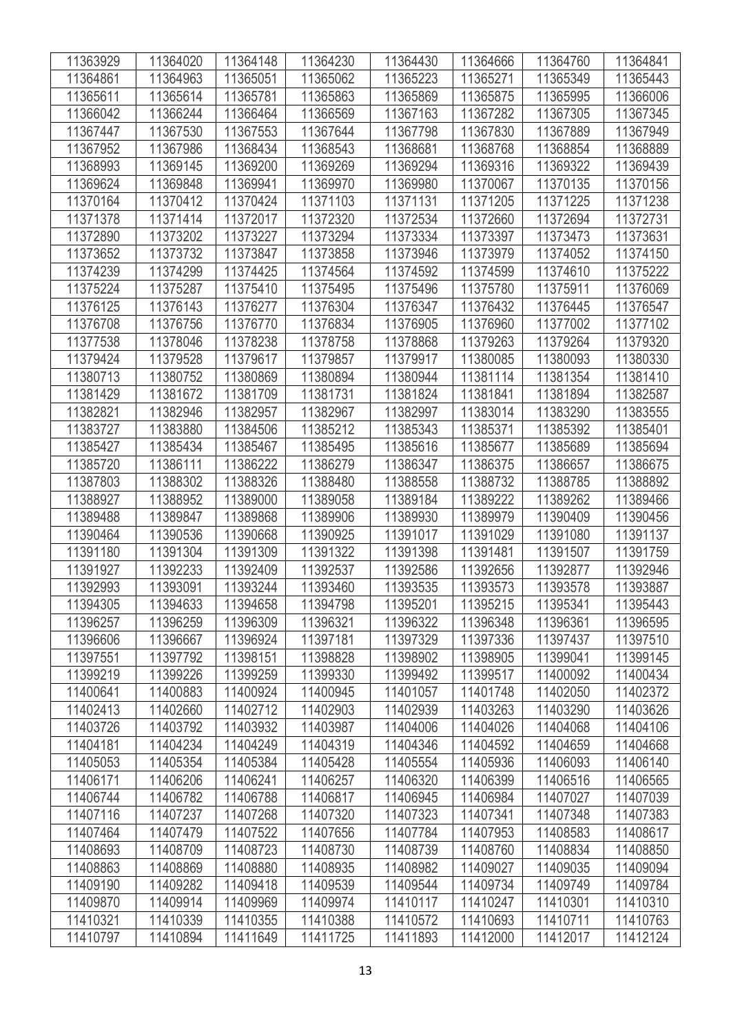| 11363929 | 11364020 | 11364148 | 11364230 | 11364430 | 11364666 | 11364760 | 11364841 |
|---|---|---|---|---|---|---|---|
| 11364861 | 11364963 | 11365051 | 11365062 | 11365223 | 11365271 | 11365349 | 11365443 |
| 11365611 | 11365614 | 11365781 | 11365863 | 11365869 | 11365875 | 11365995 | 11366006 |
| 11366042 | 11366244 | 11366464 | 11366569 | 11367163 | 11367282 | 11367305 | 11367345 |
| 11367447 | 11367530 | 11367553 | 11367644 | 11367798 | 11367830 | 11367889 | 11367949 |
| 11367952 | 11367986 | 11368434 | 11368543 | 11368681 | 11368768 | 11368854 | 11368889 |
| 11368993 | 11369145 | 11369200 | 11369269 | 11369294 | 11369316 | 11369322 | 11369439 |
| 11369624 | 11369848 | 11369941 | 11369970 | 11369980 | 11370067 | 11370135 | 11370156 |
| 11370164 | 11370412 | 11370424 | 11371103 | 11371131 | 11371205 | 11371225 | 11371238 |
| 11371378 | 11371414 | 11372017 | 11372320 | 11372534 | 11372660 | 11372694 | 11372731 |
| 11372890 | 11373202 | 11373227 | 11373294 | 11373334 | 11373397 | 11373473 | 11373631 |
| 11373652 | 11373732 | 11373847 | 11373858 | 11373946 | 11373979 | 11374052 | 11374150 |
| 11374239 | 11374299 | 11374425 | 11374564 | 11374592 | 11374599 | 11374610 | 11375222 |
| 11375224 | 11375287 | 11375410 | 11375495 | 11375496 | 11375780 | 11375911 | 11376069 |
| 11376125 | 11376143 | 11376277 | 11376304 | 11376347 | 11376432 | 11376445 | 11376547 |
| 11376708 | 11376756 | 11376770 | 11376834 | 11376905 | 11376960 | 11377002 | 11377102 |
| 11377538 | 11378046 | 11378238 | 11378758 | 11378868 | 11379263 | 11379264 | 11379320 |
| 11379424 | 11379528 | 11379617 | 11379857 | 11379917 | 11380085 | 11380093 | 11380330 |
| 11380713 | 11380752 | 11380869 | 11380894 | 11380944 | 11381114 | 11381354 | 11381410 |
| 11381429 | 11381672 | 11381709 | 11381731 | 11381824 | 11381841 | 11381894 | 11382587 |
| 11382821 | 11382946 | 11382957 | 11382967 | 11382997 | 11383014 | 11383290 | 11383555 |
| 11383727 | 11383880 | 11384506 | 11385212 | 11385343 | 11385371 | 11385392 | 11385401 |
| 11385427 | 11385434 | 11385467 | 11385495 | 11385616 | 11385677 | 11385689 | 11385694 |
| 11385720 | 11386111 | 11386222 | 11386279 | 11386347 | 11386375 | 11386657 | 11386675 |
| 11387803 | 11388302 | 11388326 | 11388480 | 11388558 | 11388732 | 11388785 | 11388892 |
| 11388927 | 11388952 | 11389000 | 11389058 | 11389184 | 11389222 | 11389262 | 11389466 |
| 11389488 | 11389847 | 11389868 | 11389906 | 11389930 | 11389979 | 11390409 | 11390456 |
| 11390464 | 11390536 | 11390668 | 11390925 | 11391017 | 11391029 | 11391080 | 11391137 |
| 11391180 | 11391304 | 11391309 | 11391322 | 11391398 | 11391481 | 11391507 | 11391759 |
| 11391927 | 11392233 | 11392409 | 11392537 | 11392586 | 11392656 | 11392877 | 11392946 |
| 11392993 | 11393091 | 11393244 | 11393460 | 11393535 | 11393573 | 11393578 | 11393887 |
| 11394305 | 11394633 | 11394658 | 11394798 | 11395201 | 11395215 | 11395341 | 11395443 |
| 11396257 | 11396259 | 11396309 | 11396321 | 11396322 | 11396348 | 11396361 | 11396595 |
| 11396606 | 11396667 | 11396924 | 11397181 | 11397329 | 11397336 | 11397437 | 11397510 |
| 11397551 | 11397792 | 11398151 | 11398828 | 11398902 | 11398905 | 11399041 | 11399145 |
| 11399219 | 11399226 | 11399259 | 11399330 | 11399492 | 11399517 | 11400092 | 11400434 |
| 11400641 | 11400883 | 11400924 | 11400945 | 11401057 | 11401748 | 11402050 | 11402372 |
| 11402413 | 11402660 | 11402712 | 11402903 | 11402939 | 11403263 | 11403290 | 11403626 |
| 11403726 | 11403792 | 11403932 | 11403987 | 11404006 | 11404026 | 11404068 | 11404106 |
| 11404181 | 11404234 | 11404249 | 11404319 | 11404346 | 11404592 | 11404659 | 11404668 |
| 11405053 | 11405354 | 11405384 | 11405428 | 11405554 | 11405936 | 11406093 | 11406140 |
| 11406171 | 11406206 | 11406241 | 11406257 | 11406320 | 11406399 | 11406516 | 11406565 |
| 11406744 | 11406782 | 11406788 | 11406817 | 11406945 | 11406984 | 11407027 | 11407039 |
| 11407116 | 11407237 | 11407268 | 11407320 | 11407323 | 11407341 | 11407348 | 11407383 |
| 11407464 | 11407479 | 11407522 | 11407656 | 11407784 | 11407953 | 11408583 | 11408617 |
| 11408693 | 11408709 | 11408723 | 11408730 | 11408739 | 11408760 | 11408834 | 11408850 |
| 11408863 | 11408869 | 11408880 | 11408935 | 11408982 | 11409027 | 11409035 | 11409094 |
| 11409190 | 11409282 | 11409418 | 11409539 | 11409544 | 11409734 | 11409749 | 11409784 |
| 11409870 | 11409914 | 11409969 | 11409974 | 11410117 | 11410247 | 11410301 | 11410310 |
| 11410321 | 11410339 | 11410355 | 11410388 | 11410572 | 11410693 | 11410711 | 11410763 |
| 11410797 | 11410894 | 11411649 | 11411725 | 11411893 | 11412000 | 11412017 | 11412124 |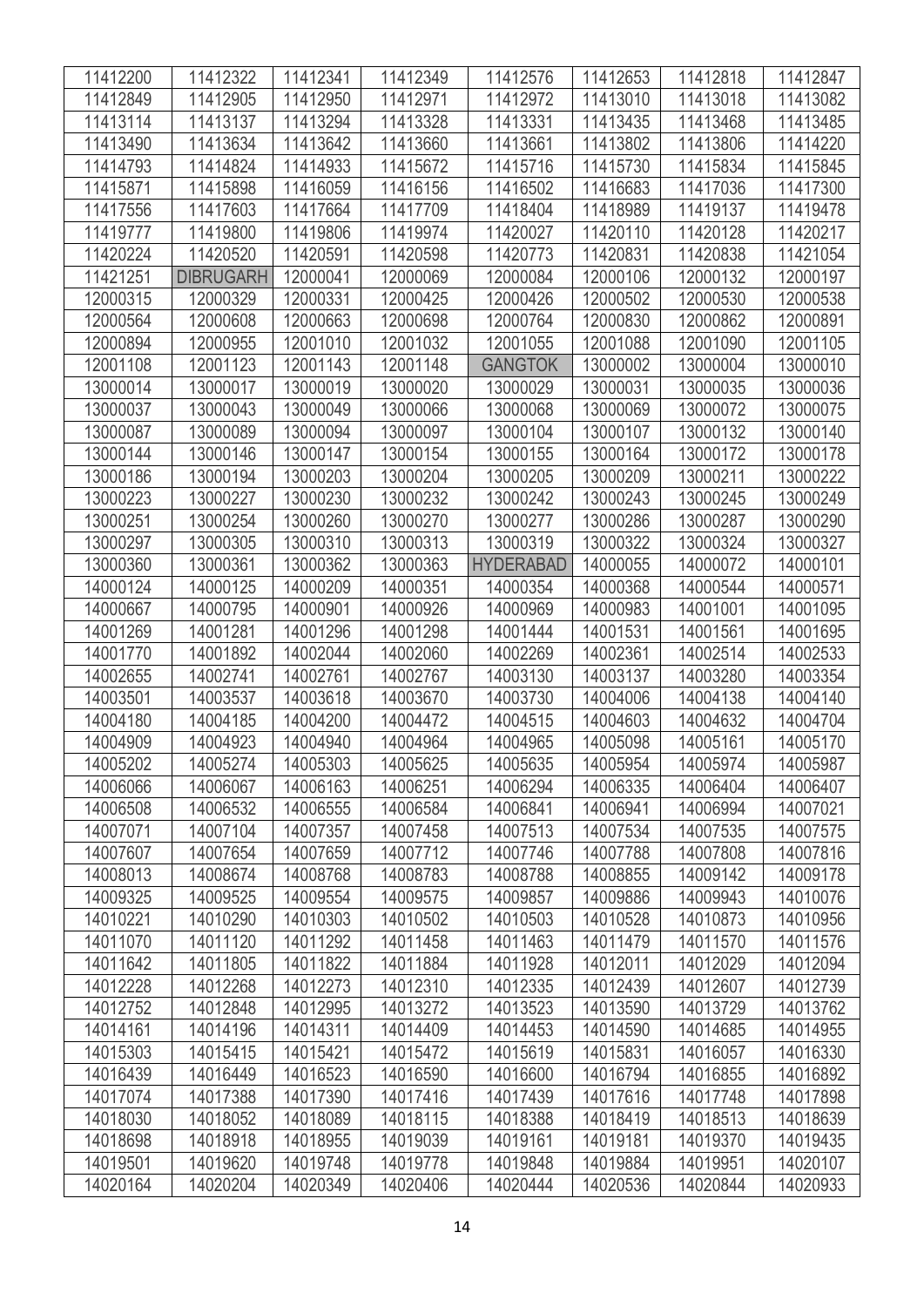| 11412200 | 11412322 | 11412341 | 11412349 | 11412576 | 11412653 | 11412818 | 11412847 |
|---|---|---|---|---|---|---|---|
| 11412849 | 11412905 | 11412950 | 11412971 | 11412972 | 11413010 | 11413018 | 11413082 |
| 11413114 | 11413137 | 11413294 | 11413328 | 11413331 | 11413435 | 11413468 | 11413485 |
| 11413490 | 11413634 | 11413642 | 11413660 | 11413661 | 11413802 | 11413806 | 11414220 |
| 11414793 | 11414824 | 11414933 | 11415672 | 11415716 | 11415730 | 11415834 | 11415845 |
| 11415871 | 11415898 | 11416059 | 11416156 | 11416502 | 11416683 | 11417036 | 11417300 |
| 11417556 | 11417603 | 11417664 | 11417709 | 11418404 | 11418989 | 11419137 | 11419478 |
| 11419777 | 11419800 | 11419806 | 11419974 | 11420027 | 11420110 | 11420128 | 11420217 |
| 11420224 | 11420520 | 11420591 | 11420598 | 11420773 | 11420831 | 11420838 | 11421054 |
| 11421251 | DIBRUGARH | 12000041 | 12000069 | 12000084 | 12000106 | 12000132 | 12000197 |
| 12000315 | 12000329 | 12000331 | 12000425 | 12000426 | 12000502 | 12000530 | 12000538 |
| 12000564 | 12000608 | 12000663 | 12000698 | 12000764 | 12000830 | 12000862 | 12000891 |
| 12000894 | 12000955 | 12001010 | 12001032 | 12001055 | 12001088 | 12001090 | 12001105 |
| 12001108 | 12001123 | 12001143 | 12001148 | GANGTOK | 13000002 | 13000004 | 13000010 |
| 13000014 | 13000017 | 13000019 | 13000020 | 13000029 | 13000031 | 13000035 | 13000036 |
| 13000037 | 13000043 | 13000049 | 13000066 | 13000068 | 13000069 | 13000072 | 13000075 |
| 13000087 | 13000089 | 13000094 | 13000097 | 13000104 | 13000107 | 13000132 | 13000140 |
| 13000144 | 13000146 | 13000147 | 13000154 | 13000155 | 13000164 | 13000172 | 13000178 |
| 13000186 | 13000194 | 13000203 | 13000204 | 13000205 | 13000209 | 13000211 | 13000222 |
| 13000223 | 13000227 | 13000230 | 13000232 | 13000242 | 13000243 | 13000245 | 13000249 |
| 13000251 | 13000254 | 13000260 | 13000270 | 13000277 | 13000286 | 13000287 | 13000290 |
| 13000297 | 13000305 | 13000310 | 13000313 | 13000319 | 13000322 | 13000324 | 13000327 |
| 13000360 | 13000361 | 13000362 | 13000363 | HYDERABAD | 14000055 | 14000072 | 14000101 |
| 14000124 | 14000125 | 14000209 | 14000351 | 14000354 | 14000368 | 14000544 | 14000571 |
| 14000667 | 14000795 | 14000901 | 14000926 | 14000969 | 14000983 | 14001001 | 14001095 |
| 14001269 | 14001281 | 14001296 | 14001298 | 14001444 | 14001531 | 14001561 | 14001695 |
| 14001770 | 14001892 | 14002044 | 14002060 | 14002269 | 14002361 | 14002514 | 14002533 |
| 14002655 | 14002741 | 14002761 | 14002767 | 14003130 | 14003137 | 14003280 | 14003354 |
| 14003501 | 14003537 | 14003618 | 14003670 | 14003730 | 14004006 | 14004138 | 14004140 |
| 14004180 | 14004185 | 14004200 | 14004472 | 14004515 | 14004603 | 14004632 | 14004704 |
| 14004909 | 14004923 | 14004940 | 14004964 | 14004965 | 14005098 | 14005161 | 14005170 |
| 14005202 | 14005274 | 14005303 | 14005625 | 14005635 | 14005954 | 14005974 | 14005987 |
| 14006066 | 14006067 | 14006163 | 14006251 | 14006294 | 14006335 | 14006404 | 14006407 |
| 14006508 | 14006532 | 14006555 | 14006584 | 14006841 | 14006941 | 14006994 | 14007021 |
| 14007071 | 14007104 | 14007357 | 14007458 | 14007513 | 14007534 | 14007535 | 14007575 |
| 14007607 | 14007654 | 14007659 | 14007712 | 14007746 | 14007788 | 14007808 | 14007816 |
| 14008013 | 14008674 | 14008768 | 14008783 | 14008788 | 14008855 | 14009142 | 14009178 |
| 14009325 | 14009525 | 14009554 | 14009575 | 14009857 | 14009886 | 14009943 | 14010076 |
| 14010221 | 14010290 | 14010303 | 14010502 | 14010503 | 14010528 | 14010873 | 14010956 |
| 14011070 | 14011120 | 14011292 | 14011458 | 14011463 | 14011479 | 14011570 | 14011576 |
| 14011642 | 14011805 | 14011822 | 14011884 | 14011928 | 14012011 | 14012029 | 14012094 |
| 14012228 | 14012268 | 14012273 | 14012310 | 14012335 | 14012439 | 14012607 | 14012739 |
| 14012752 | 14012848 | 14012995 | 14013272 | 14013523 | 14013590 | 14013729 | 14013762 |
| 14014161 | 14014196 | 14014311 | 14014409 | 14014453 | 14014590 | 14014685 | 14014955 |
| 14015303 | 14015415 | 14015421 | 14015472 | 14015619 | 14015831 | 14016057 | 14016330 |
| 14016439 | 14016449 | 14016523 | 14016590 | 14016600 | 14016794 | 14016855 | 14016892 |
| 14017074 | 14017388 | 14017390 | 14017416 | 14017439 | 14017616 | 14017748 | 14017898 |
| 14018030 | 14018052 | 14018089 | 14018115 | 14018388 | 14018419 | 14018513 | 14018639 |
| 14018698 | 14018918 | 14018955 | 14019039 | 14019161 | 14019181 | 14019370 | 14019435 |
| 14019501 | 14019620 | 14019748 | 14019778 | 14019848 | 14019884 | 14019951 | 14020107 |
| 14020164 | 14020204 | 14020349 | 14020406 | 14020444 | 14020536 | 14020844 | 14020933 |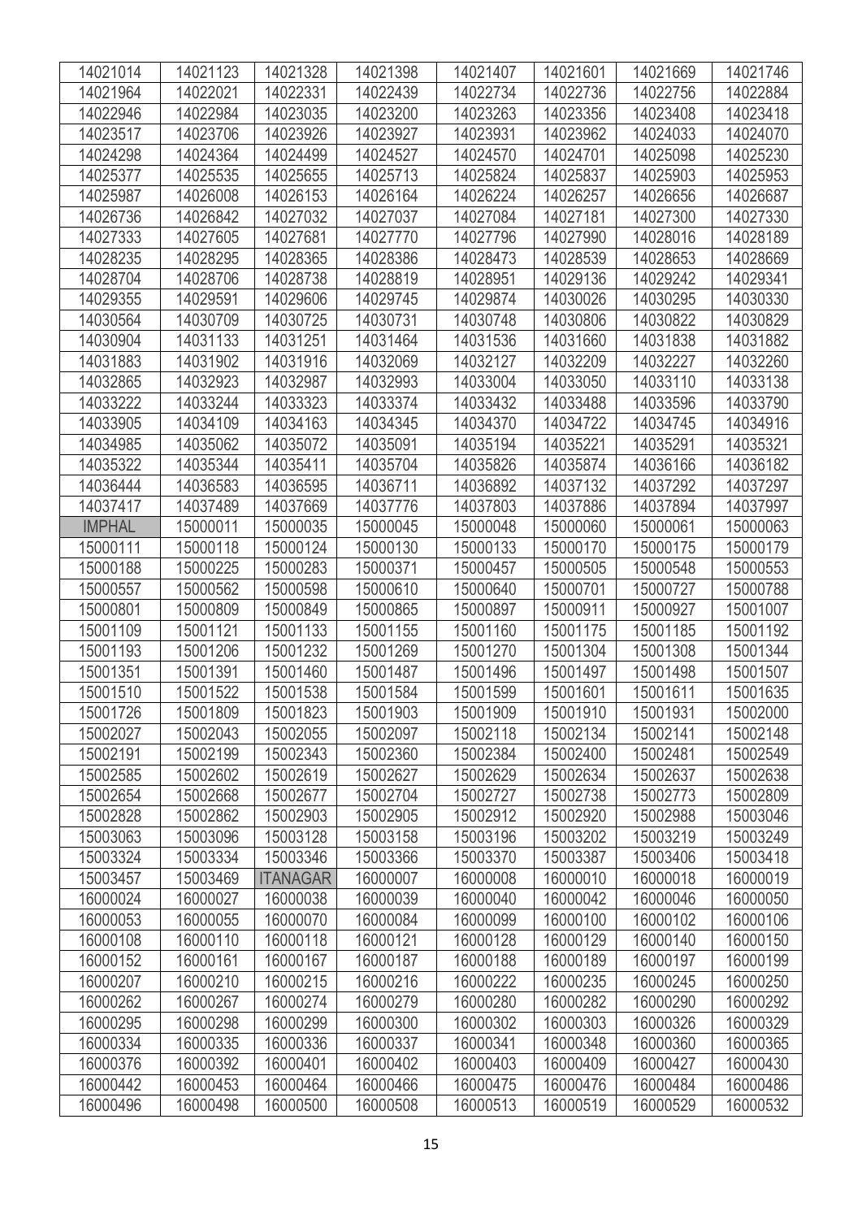| 14021014 | 14021123 | 14021328 | 14021398 | 14021407 | 14021601 | 14021669 | 14021746 |
|---|---|---|---|---|---|---|---|
| 14021964 | 14022021 | 14022331 | 14022439 | 14022734 | 14022736 | 14022756 | 14022884 |
| 14022946 | 14022984 | 14023035 | 14023200 | 14023263 | 14023356 | 14023408 | 14023418 |
| 14023517 | 14023706 | 14023926 | 14023927 | 14023931 | 14023962 | 14024033 | 14024070 |
| 14024298 | 14024364 | 14024499 | 14024527 | 14024570 | 14024701 | 14025098 | 14025230 |
| 14025377 | 14025535 | 14025655 | 14025713 | 14025824 | 14025837 | 14025903 | 14025953 |
| 14025987 | 14026008 | 14026153 | 14026164 | 14026224 | 14026257 | 14026656 | 14026687 |
| 14026736 | 14026842 | 14027032 | 14027037 | 14027084 | 14027181 | 14027300 | 14027330 |
| 14027333 | 14027605 | 14027681 | 14027770 | 14027796 | 14027990 | 14028016 | 14028189 |
| 14028235 | 14028295 | 14028365 | 14028386 | 14028473 | 14028539 | 14028653 | 14028669 |
| 14028704 | 14028706 | 14028738 | 14028819 | 14028951 | 14029136 | 14029242 | 14029341 |
| 14029355 | 14029591 | 14029606 | 14029745 | 14029874 | 14030026 | 14030295 | 14030330 |
| 14030564 | 14030709 | 14030725 | 14030731 | 14030748 | 14030806 | 14030822 | 14030829 |
| 14030904 | 14031133 | 14031251 | 14031464 | 14031536 | 14031660 | 14031838 | 14031882 |
| 14031883 | 14031902 | 14031916 | 14032069 | 14032127 | 14032209 | 14032227 | 14032260 |
| 14032865 | 14032923 | 14032987 | 14032993 | 14033004 | 14033050 | 14033110 | 14033138 |
| 14033222 | 14033244 | 14033323 | 14033374 | 14033432 | 14033488 | 14033596 | 14033790 |
| 14033905 | 14034109 | 14034163 | 14034345 | 14034370 | 14034722 | 14034745 | 14034916 |
| 14034985 | 14035062 | 14035072 | 14035091 | 14035194 | 14035221 | 14035291 | 14035321 |
| 14035322 | 14035344 | 14035411 | 14035704 | 14035826 | 14035874 | 14036166 | 14036182 |
| 14036444 | 14036583 | 14036595 | 14036711 | 14036892 | 14037132 | 14037292 | 14037297 |
| 14037417 | 14037489 | 14037669 | 14037776 | 14037803 | 14037886 | 14037894 | 14037997 |
| IMPHAL | 15000011 | 15000035 | 15000045 | 15000048 | 15000060 | 15000061 | 15000063 |
| 15000111 | 15000118 | 15000124 | 15000130 | 15000133 | 15000170 | 15000175 | 15000179 |
| 15000188 | 15000225 | 15000283 | 15000371 | 15000457 | 15000505 | 15000548 | 15000553 |
| 15000557 | 15000562 | 15000598 | 15000610 | 15000640 | 15000701 | 15000727 | 15000788 |
| 15000801 | 15000809 | 15000849 | 15000865 | 15000897 | 15000911 | 15000927 | 15001007 |
| 15001109 | 15001121 | 15001133 | 15001155 | 15001160 | 15001175 | 15001185 | 15001192 |
| 15001193 | 15001206 | 15001232 | 15001269 | 15001270 | 15001304 | 15001308 | 15001344 |
| 15001351 | 15001391 | 15001460 | 15001487 | 15001496 | 15001497 | 15001498 | 15001507 |
| 15001510 | 15001522 | 15001538 | 15001584 | 15001599 | 15001601 | 15001611 | 15001635 |
| 15001726 | 15001809 | 15001823 | 15001903 | 15001909 | 15001910 | 15001931 | 15002000 |
| 15002027 | 15002043 | 15002055 | 15002097 | 15002118 | 15002134 | 15002141 | 15002148 |
| 15002191 | 15002199 | 15002343 | 15002360 | 15002384 | 15002400 | 15002481 | 15002549 |
| 15002585 | 15002602 | 15002619 | 15002627 | 15002629 | 15002634 | 15002637 | 15002638 |
| 15002654 | 15002668 | 15002677 | 15002704 | 15002727 | 15002738 | 15002773 | 15002809 |
| 15002828 | 15002862 | 15002903 | 15002905 | 15002912 | 15002920 | 15002988 | 15003046 |
| 15003063 | 15003096 | 15003128 | 15003158 | 15003196 | 15003202 | 15003219 | 15003249 |
| 15003324 | 15003334 | 15003346 | 15003366 | 15003370 | 15003387 | 15003406 | 15003418 |
| 15003457 | 15003469 | ITANAGAR | 16000007 | 16000008 | 16000010 | 16000018 | 16000019 |
| 16000024 | 16000027 | 16000038 | 16000039 | 16000040 | 16000042 | 16000046 | 16000050 |
| 16000053 | 16000055 | 16000070 | 16000084 | 16000099 | 16000100 | 16000102 | 16000106 |
| 16000108 | 16000110 | 16000118 | 16000121 | 16000128 | 16000129 | 16000140 | 16000150 |
| 16000152 | 16000161 | 16000167 | 16000187 | 16000188 | 16000189 | 16000197 | 16000199 |
| 16000207 | 16000210 | 16000215 | 16000216 | 16000222 | 16000235 | 16000245 | 16000250 |
| 16000262 | 16000267 | 16000274 | 16000279 | 16000280 | 16000282 | 16000290 | 16000292 |
| 16000295 | 16000298 | 16000299 | 16000300 | 16000302 | 16000303 | 16000326 | 16000329 |
| 16000334 | 16000335 | 16000336 | 16000337 | 16000341 | 16000348 | 16000360 | 16000365 |
| 16000376 | 16000392 | 16000401 | 16000402 | 16000403 | 16000409 | 16000427 | 16000430 |
| 16000442 | 16000453 | 16000464 | 16000466 | 16000475 | 16000476 | 16000484 | 16000486 |
| 16000496 | 16000498 | 16000500 | 16000508 | 16000513 | 16000519 | 16000529 | 16000532 |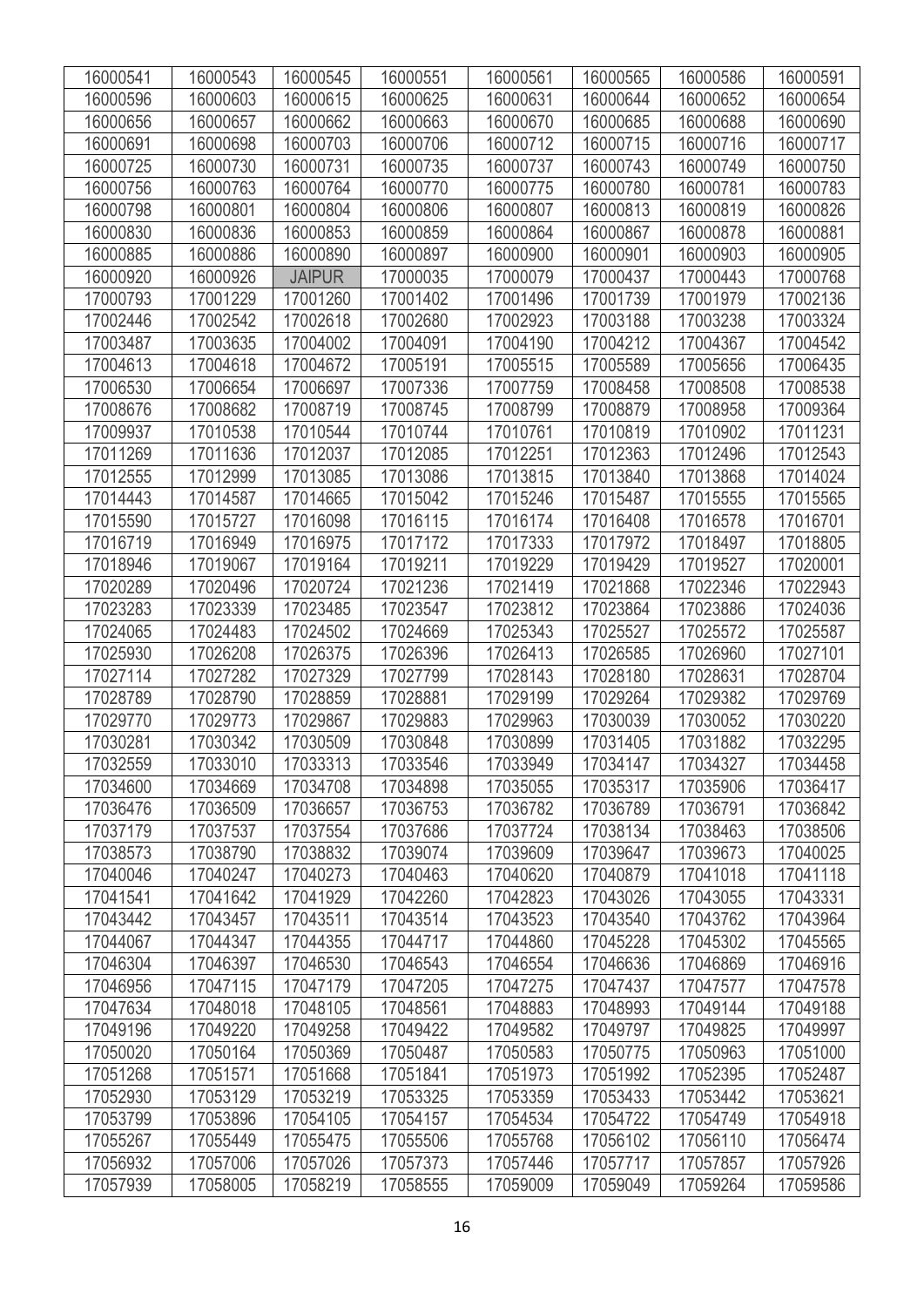| 16000541 | 16000543 | 16000545 | 16000551 | 16000561 | 16000565 | 16000586 | 16000591 |
|---|---|---|---|---|---|---|---|
| 16000596 | 16000603 | 16000615 | 16000625 | 16000631 | 16000644 | 16000652 | 16000654 |
| 16000656 | 16000657 | 16000662 | 16000663 | 16000670 | 16000685 | 16000688 | 16000690 |
| 16000691 | 16000698 | 16000703 | 16000706 | 16000712 | 16000715 | 16000716 | 16000717 |
| 16000725 | 16000730 | 16000731 | 16000735 | 16000737 | 16000743 | 16000749 | 16000750 |
| 16000756 | 16000763 | 16000764 | 16000770 | 16000775 | 16000780 | 16000781 | 16000783 |
| 16000798 | 16000801 | 16000804 | 16000806 | 16000807 | 16000813 | 16000819 | 16000826 |
| 16000830 | 16000836 | 16000853 | 16000859 | 16000864 | 16000867 | 16000878 | 16000881 |
| 16000885 | 16000886 | 16000890 | 16000897 | 16000900 | 16000901 | 16000903 | 16000905 |
| 16000920 | 16000926 | JAIPUR | 17000035 | 17000079 | 17000437 | 17000443 | 17000768 |
| 17000793 | 17001229 | 17001260 | 17001402 | 17001496 | 17001739 | 17001979 | 17002136 |
| 17002446 | 17002542 | 17002618 | 17002680 | 17002923 | 17003188 | 17003238 | 17003324 |
| 17003487 | 17003635 | 17004002 | 17004091 | 17004190 | 17004212 | 17004367 | 17004542 |
| 17004613 | 17004618 | 17004672 | 17005191 | 17005515 | 17005589 | 17005656 | 17006435 |
| 17006530 | 17006654 | 17006697 | 17007336 | 17007759 | 17008458 | 17008508 | 17008538 |
| 17008676 | 17008682 | 17008719 | 17008745 | 17008799 | 17008879 | 17008958 | 17009364 |
| 17009937 | 17010538 | 17010544 | 17010744 | 17010761 | 17010819 | 17010902 | 17011231 |
| 17011269 | 17011636 | 17012037 | 17012085 | 17012251 | 17012363 | 17012496 | 17012543 |
| 17012555 | 17012999 | 17013085 | 17013086 | 17013815 | 17013840 | 17013868 | 17014024 |
| 17014443 | 17014587 | 17014665 | 17015042 | 17015246 | 17015487 | 17015555 | 17015565 |
| 17015590 | 17015727 | 17016098 | 17016115 | 17016174 | 17016408 | 17016578 | 17016701 |
| 17016719 | 17016949 | 17016975 | 17017172 | 17017333 | 17017972 | 17018497 | 17018805 |
| 17018946 | 17019067 | 17019164 | 17019211 | 17019229 | 17019429 | 17019527 | 17020001 |
| 17020289 | 17020496 | 17020724 | 17021236 | 17021419 | 17021868 | 17022346 | 17022943 |
| 17023283 | 17023339 | 17023485 | 17023547 | 17023812 | 17023864 | 17023886 | 17024036 |
| 17024065 | 17024483 | 17024502 | 17024669 | 17025343 | 17025527 | 17025572 | 17025587 |
| 17025930 | 17026208 | 17026375 | 17026396 | 17026413 | 17026585 | 17026960 | 17027101 |
| 17027114 | 17027282 | 17027329 | 17027799 | 17028143 | 17028180 | 17028631 | 17028704 |
| 17028789 | 17028790 | 17028859 | 17028881 | 17029199 | 17029264 | 17029382 | 17029769 |
| 17029770 | 17029773 | 17029867 | 17029883 | 17029963 | 17030039 | 17030052 | 17030220 |
| 17030281 | 17030342 | 17030509 | 17030848 | 17030899 | 17031405 | 17031882 | 17032295 |
| 17032559 | 17033010 | 17033313 | 17033546 | 17033949 | 17034147 | 17034327 | 17034458 |
| 17034600 | 17034669 | 17034708 | 17034898 | 17035055 | 17035317 | 17035906 | 17036417 |
| 17036476 | 17036509 | 17036657 | 17036753 | 17036782 | 17036789 | 17036791 | 17036842 |
| 17037179 | 17037537 | 17037554 | 17037686 | 17037724 | 17038134 | 17038463 | 17038506 |
| 17038573 | 17038790 | 17038832 | 17039074 | 17039609 | 17039647 | 17039673 | 17040025 |
| 17040046 | 17040247 | 17040273 | 17040463 | 17040620 | 17040879 | 17041018 | 17041118 |
| 17041541 | 17041642 | 17041929 | 17042260 | 17042823 | 17043026 | 17043055 | 17043331 |
| 17043442 | 17043457 | 17043511 | 17043514 | 17043523 | 17043540 | 17043762 | 17043964 |
| 17044067 | 17044347 | 17044355 | 17044717 | 17044860 | 17045228 | 17045302 | 17045565 |
| 17046304 | 17046397 | 17046530 | 17046543 | 17046554 | 17046636 | 17046869 | 17046916 |
| 17046956 | 17047115 | 17047179 | 17047205 | 17047275 | 17047437 | 17047577 | 17047578 |
| 17047634 | 17048018 | 17048105 | 17048561 | 17048883 | 17048993 | 17049144 | 17049188 |
| 17049196 | 17049220 | 17049258 | 17049422 | 17049582 | 17049797 | 17049825 | 17049997 |
| 17050020 | 17050164 | 17050369 | 17050487 | 17050583 | 17050775 | 17050963 | 17051000 |
| 17051268 | 17051571 | 17051668 | 17051841 | 17051973 | 17051992 | 17052395 | 17052487 |
| 17052930 | 17053129 | 17053219 | 17053325 | 17053359 | 17053433 | 17053442 | 17053621 |
| 17053799 | 17053896 | 17054105 | 17054157 | 17054534 | 17054722 | 17054749 | 17054918 |
| 17055267 | 17055449 | 17055475 | 17055506 | 17055768 | 17056102 | 17056110 | 17056474 |
| 17056932 | 17057006 | 17057026 | 17057373 | 17057446 | 17057717 | 17057857 | 17057926 |
| 17057939 | 17058005 | 17058219 | 17058555 | 17059009 | 17059049 | 17059264 | 17059586 |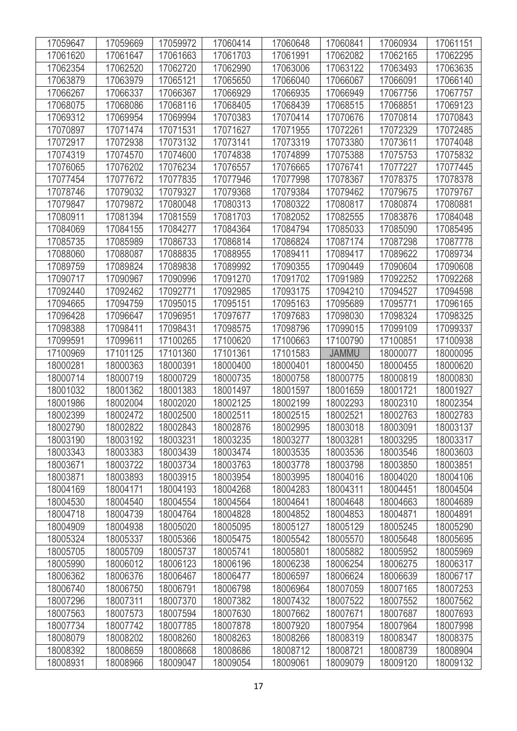| 17059647 | 17059669 | 17059972 | 17060414 | 17060648 | 17060841 | 17060934 | 17061151 |
|---|---|---|---|---|---|---|---|
| 17061620 | 17061647 | 17061663 | 17061703 | 17061991 | 17062082 | 17062165 | 17062295 |
| 17062354 | 17062520 | 17062720 | 17062990 | 17063006 | 17063122 | 17063493 | 17063635 |
| 17063879 | 17063979 | 17065121 | 17065650 | 17066040 | 17066067 | 17066091 | 17066140 |
| 17066267 | 17066337 | 17066367 | 17066929 | 17066935 | 17066949 | 17067756 | 17067757 |
| 17068075 | 17068086 | 17068116 | 17068405 | 17068439 | 17068515 | 17068851 | 17069123 |
| 17069312 | 17069954 | 17069994 | 17070383 | 17070414 | 17070676 | 17070814 | 17070843 |
| 17070897 | 17071474 | 17071531 | 17071627 | 17071955 | 17072261 | 17072329 | 17072485 |
| 17072917 | 17072938 | 17073132 | 17073141 | 17073319 | 17073380 | 17073611 | 17074048 |
| 17074319 | 17074570 | 17074600 | 17074838 | 17074899 | 17075388 | 17075753 | 17075832 |
| 17076065 | 17076202 | 17076234 | 17076557 | 17076665 | 17076741 | 17077227 | 17077445 |
| 17077454 | 17077672 | 17077835 | 17077946 | 17077998 | 17078367 | 17078375 | 17078378 |
| 17078746 | 17079032 | 17079327 | 17079368 | 17079384 | 17079462 | 17079675 | 17079767 |
| 17079847 | 17079872 | 17080048 | 17080313 | 17080322 | 17080817 | 17080874 | 17080881 |
| 17080911 | 17081394 | 17081559 | 17081703 | 17082052 | 17082555 | 17083876 | 17084048 |
| 17084069 | 17084155 | 17084277 | 17084364 | 17084794 | 17085033 | 17085090 | 17085495 |
| 17085735 | 17085989 | 17086733 | 17086814 | 17086824 | 17087174 | 17087298 | 17087778 |
| 17088060 | 17088087 | 17088835 | 17088955 | 17089411 | 17089417 | 17089622 | 17089734 |
| 17089759 | 17089824 | 17089838 | 17089992 | 17090355 | 17090449 | 17090604 | 17090608 |
| 17090717 | 17090967 | 17090996 | 17091270 | 17091702 | 17091989 | 17092252 | 17092268 |
| 17092440 | 17092462 | 17092771 | 17092985 | 17093175 | 17094210 | 17094527 | 17094598 |
| 17094665 | 17094759 | 17095015 | 17095151 | 17095163 | 17095689 | 17095771 | 17096165 |
| 17096428 | 17096647 | 17096951 | 17097677 | 17097683 | 17098030 | 17098324 | 17098325 |
| 17098388 | 17098411 | 17098431 | 17098575 | 17098796 | 17099015 | 17099109 | 17099337 |
| 17099591 | 17099611 | 17100265 | 17100620 | 17100663 | 17100790 | 17100851 | 17100938 |
| 17100969 | 17101125 | 17101360 | 17101361 | 17101583 | JAMMU | 18000077 | 18000095 |
| 18000281 | 18000363 | 18000391 | 18000400 | 18000401 | 18000450 | 18000455 | 18000620 |
| 18000714 | 18000719 | 18000729 | 18000735 | 18000758 | 18000775 | 18000819 | 18000830 |
| 18001032 | 18001362 | 18001383 | 18001497 | 18001597 | 18001659 | 18001721 | 18001927 |
| 18001986 | 18002004 | 18002020 | 18002125 | 18002199 | 18002293 | 18002310 | 18002354 |
| 18002399 | 18002472 | 18002500 | 18002511 | 18002515 | 18002521 | 18002763 | 18002783 |
| 18002790 | 18002822 | 18002843 | 18002876 | 18002995 | 18003018 | 18003091 | 18003137 |
| 18003190 | 18003192 | 18003231 | 18003235 | 18003277 | 18003281 | 18003295 | 18003317 |
| 18003343 | 18003383 | 18003439 | 18003474 | 18003535 | 18003536 | 18003546 | 18003603 |
| 18003671 | 18003722 | 18003734 | 18003763 | 18003778 | 18003798 | 18003850 | 18003851 |
| 18003871 | 18003893 | 18003915 | 18003954 | 18003995 | 18004016 | 18004020 | 18004106 |
| 18004169 | 18004171 | 18004193 | 18004268 | 18004283 | 18004311 | 18004451 | 18004504 |
| 18004530 | 18004540 | 18004554 | 18004564 | 18004641 | 18004648 | 18004663 | 18004689 |
| 18004718 | 18004739 | 18004764 | 18004828 | 18004852 | 18004853 | 18004871 | 18004891 |
| 18004909 | 18004938 | 18005020 | 18005095 | 18005127 | 18005129 | 18005245 | 18005290 |
| 18005324 | 18005337 | 18005366 | 18005475 | 18005542 | 18005570 | 18005648 | 18005695 |
| 18005705 | 18005709 | 18005737 | 18005741 | 18005801 | 18005882 | 18005952 | 18005969 |
| 18005990 | 18006012 | 18006123 | 18006196 | 18006238 | 18006254 | 18006275 | 18006317 |
| 18006362 | 18006376 | 18006467 | 18006477 | 18006597 | 18006624 | 18006639 | 18006717 |
| 18006740 | 18006750 | 18006791 | 18006798 | 18006964 | 18007059 | 18007165 | 18007253 |
| 18007296 | 18007311 | 18007370 | 18007382 | 18007432 | 18007522 | 18007552 | 18007562 |
| 18007563 | 18007573 | 18007594 | 18007630 | 18007662 | 18007671 | 18007687 | 18007693 |
| 18007734 | 18007742 | 18007785 | 18007878 | 18007920 | 18007954 | 18007964 | 18007998 |
| 18008079 | 18008202 | 18008260 | 18008263 | 18008266 | 18008319 | 18008347 | 18008375 |
| 18008392 | 18008659 | 18008668 | 18008686 | 18008712 | 18008721 | 18008739 | 18008904 |
| 18008931 | 18008966 | 18009047 | 18009054 | 18009061 | 18009079 | 18009120 | 18009132 |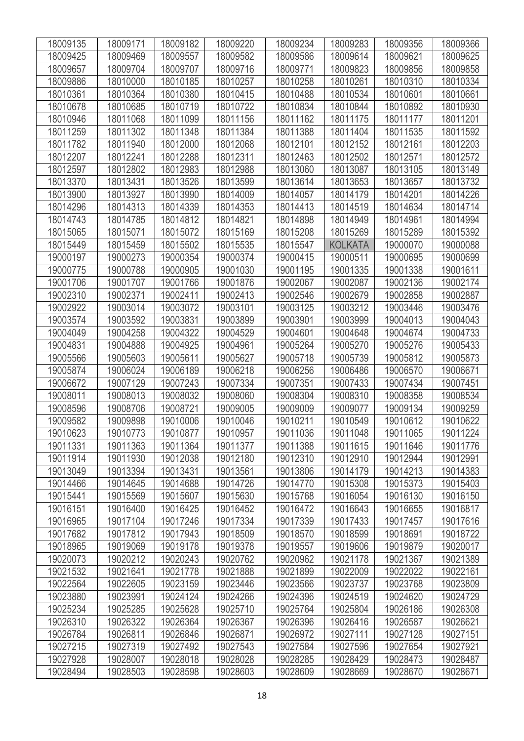| 18009135 | 18009171 | 18009182 | 18009220 | 18009234 | 18009283 | 18009356 | 18009366 |
|---|---|---|---|---|---|---|---|
| 18009425 | 18009469 | 18009557 | 18009582 | 18009586 | 18009614 | 18009621 | 18009625 |
| 18009657 | 18009704 | 18009707 | 18009716 | 18009771 | 18009823 | 18009856 | 18009858 |
| 18009886 | 18010000 | 18010185 | 18010257 | 18010258 | 18010261 | 18010310 | 18010334 |
| 18010361 | 18010364 | 18010380 | 18010415 | 18010488 | 18010534 | 18010601 | 18010661 |
| 18010678 | 18010685 | 18010719 | 18010722 | 18010834 | 18010844 | 18010892 | 18010930 |
| 18010946 | 18011068 | 18011099 | 18011156 | 18011162 | 18011175 | 18011177 | 18011201 |
| 18011259 | 18011302 | 18011348 | 18011384 | 18011388 | 18011404 | 18011535 | 18011592 |
| 18011782 | 18011940 | 18012000 | 18012068 | 18012101 | 18012152 | 18012161 | 18012203 |
| 18012207 | 18012241 | 18012288 | 18012311 | 18012463 | 18012502 | 18012571 | 18012572 |
| 18012597 | 18012802 | 18012983 | 18012988 | 18013060 | 18013087 | 18013105 | 18013149 |
| 18013370 | 18013431 | 18013526 | 18013599 | 18013614 | 18013653 | 18013657 | 18013732 |
| 18013900 | 18013927 | 18013990 | 18014009 | 18014057 | 18014179 | 18014201 | 18014226 |
| 18014296 | 18014313 | 18014339 | 18014353 | 18014413 | 18014519 | 18014634 | 18014714 |
| 18014743 | 18014785 | 18014812 | 18014821 | 18014898 | 18014949 | 18014961 | 18014994 |
| 18015065 | 18015071 | 18015072 | 18015169 | 18015208 | 18015269 | 18015289 | 18015392 |
| 18015449 | 18015459 | 18015502 | 18015535 | 18015547 | KOLKATA | 19000070 | 19000088 |
| 19000197 | 19000273 | 19000354 | 19000374 | 19000415 | 19000511 | 19000695 | 19000699 |
| 19000775 | 19000788 | 19000905 | 19001030 | 19001195 | 19001335 | 19001338 | 19001611 |
| 19001706 | 19001707 | 19001766 | 19001876 | 19002067 | 19002087 | 19002136 | 19002174 |
| 19002310 | 19002371 | 19002411 | 19002413 | 19002546 | 19002679 | 19002858 | 19002887 |
| 19002922 | 19003014 | 19003072 | 19003101 | 19003125 | 19003212 | 19003446 | 19003476 |
| 19003574 | 19003592 | 19003831 | 19003899 | 19003901 | 19003999 | 19004013 | 19004043 |
| 19004049 | 19004258 | 19004322 | 19004529 | 19004601 | 19004648 | 19004674 | 19004733 |
| 19004831 | 19004888 | 19004925 | 19004961 | 19005264 | 19005270 | 19005276 | 19005433 |
| 19005566 | 19005603 | 19005611 | 19005627 | 19005718 | 19005739 | 19005812 | 19005873 |
| 19005874 | 19006024 | 19006189 | 19006218 | 19006256 | 19006486 | 19006570 | 19006671 |
| 19006672 | 19007129 | 19007243 | 19007334 | 19007351 | 19007433 | 19007434 | 19007451 |
| 19008011 | 19008013 | 19008032 | 19008060 | 19008304 | 19008310 | 19008358 | 19008534 |
| 19008596 | 19008706 | 19008721 | 19009005 | 19009009 | 19009077 | 19009134 | 19009259 |
| 19009582 | 19009898 | 19010006 | 19010046 | 19010211 | 19010549 | 19010612 | 19010622 |
| 19010623 | 19010773 | 19010877 | 19010957 | 19011036 | 19011048 | 19011065 | 19011224 |
| 19011331 | 19011363 | 19011364 | 19011377 | 19011388 | 19011615 | 19011646 | 19011776 |
| 19011914 | 19011930 | 19012038 | 19012180 | 19012310 | 19012910 | 19012944 | 19012991 |
| 19013049 | 19013394 | 19013431 | 19013561 | 19013806 | 19014179 | 19014213 | 19014383 |
| 19014466 | 19014645 | 19014688 | 19014726 | 19014770 | 19015308 | 19015373 | 19015403 |
| 19015441 | 19015569 | 19015607 | 19015630 | 19015768 | 19016054 | 19016130 | 19016150 |
| 19016151 | 19016400 | 19016425 | 19016452 | 19016472 | 19016643 | 19016655 | 19016817 |
| 19016965 | 19017104 | 19017246 | 19017334 | 19017339 | 19017433 | 19017457 | 19017616 |
| 19017682 | 19017812 | 19017943 | 19018509 | 19018570 | 19018599 | 19018691 | 19018722 |
| 19018965 | 19019069 | 19019178 | 19019378 | 19019557 | 19019606 | 19019879 | 19020017 |
| 19020073 | 19020212 | 19020243 | 19020762 | 19020962 | 19021178 | 19021367 | 19021389 |
| 19021532 | 19021641 | 19021778 | 19021888 | 19021899 | 19022009 | 19022022 | 19022161 |
| 19022564 | 19022605 | 19023159 | 19023446 | 19023566 | 19023737 | 19023768 | 19023809 |
| 19023880 | 19023991 | 19024124 | 19024266 | 19024396 | 19024519 | 19024620 | 19024729 |
| 19025234 | 19025285 | 19025628 | 19025710 | 19025764 | 19025804 | 19026186 | 19026308 |
| 19026310 | 19026322 | 19026364 | 19026367 | 19026396 | 19026416 | 19026587 | 19026621 |
| 19026784 | 19026811 | 19026846 | 19026871 | 19026972 | 19027111 | 19027128 | 19027151 |
| 19027215 | 19027319 | 19027492 | 19027543 | 19027584 | 19027596 | 19027654 | 19027921 |
| 19027928 | 19028007 | 19028018 | 19028028 | 19028285 | 19028429 | 19028473 | 19028487 |
| 19028494 | 19028503 | 19028598 | 19028603 | 19028609 | 19028669 | 19028670 | 19028671 |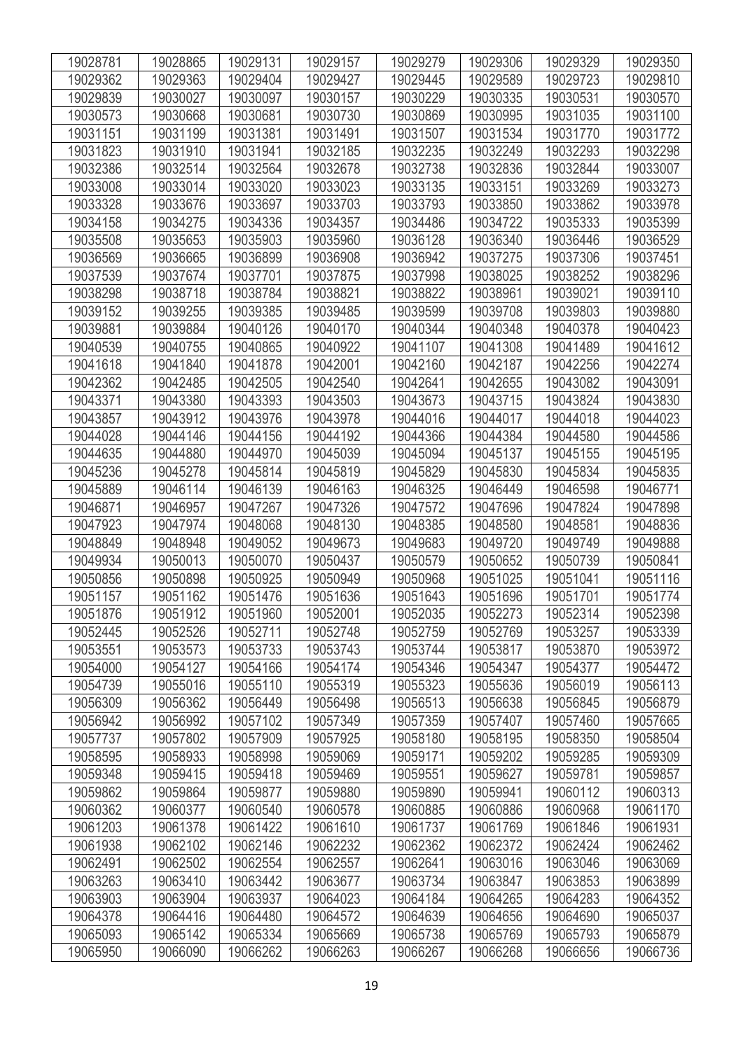| 19028781 | 19028865 | 19029131 | 19029157 | 19029279 | 19029306 | 19029329 | 19029350 |
|---|---|---|---|---|---|---|---|
| 19029362 | 19029363 | 19029404 | 19029427 | 19029445 | 19029589 | 19029723 | 19029810 |
| 19029839 | 19030027 | 19030097 | 19030157 | 19030229 | 19030335 | 19030531 | 19030570 |
| 19030573 | 19030668 | 19030681 | 19030730 | 19030869 | 19030995 | 19031035 | 19031100 |
| 19031151 | 19031199 | 19031381 | 19031491 | 19031507 | 19031534 | 19031770 | 19031772 |
| 19031823 | 19031910 | 19031941 | 19032185 | 19032235 | 19032249 | 19032293 | 19032298 |
| 19032386 | 19032514 | 19032564 | 19032678 | 19032738 | 19032836 | 19032844 | 19033007 |
| 19033008 | 19033014 | 19033020 | 19033023 | 19033135 | 19033151 | 19033269 | 19033273 |
| 19033328 | 19033676 | 19033697 | 19033703 | 19033793 | 19033850 | 19033862 | 19033978 |
| 19034158 | 19034275 | 19034336 | 19034357 | 19034486 | 19034722 | 19035333 | 19035399 |
| 19035508 | 19035653 | 19035903 | 19035960 | 19036128 | 19036340 | 19036446 | 19036529 |
| 19036569 | 19036665 | 19036899 | 19036908 | 19036942 | 19037275 | 19037306 | 19037451 |
| 19037539 | 19037674 | 19037701 | 19037875 | 19037998 | 19038025 | 19038252 | 19038296 |
| 19038298 | 19038718 | 19038784 | 19038821 | 19038822 | 19038961 | 19039021 | 19039110 |
| 19039152 | 19039255 | 19039385 | 19039485 | 19039599 | 19039708 | 19039803 | 19039880 |
| 19039881 | 19039884 | 19040126 | 19040170 | 19040344 | 19040348 | 19040378 | 19040423 |
| 19040539 | 19040755 | 19040865 | 19040922 | 19041107 | 19041308 | 19041489 | 19041612 |
| 19041618 | 19041840 | 19041878 | 19042001 | 19042160 | 19042187 | 19042256 | 19042274 |
| 19042362 | 19042485 | 19042505 | 19042540 | 19042641 | 19042655 | 19043082 | 19043091 |
| 19043371 | 19043380 | 19043393 | 19043503 | 19043673 | 19043715 | 19043824 | 19043830 |
| 19043857 | 19043912 | 19043976 | 19043978 | 19044016 | 19044017 | 19044018 | 19044023 |
| 19044028 | 19044146 | 19044156 | 19044192 | 19044366 | 19044384 | 19044580 | 19044586 |
| 19044635 | 19044880 | 19044970 | 19045039 | 19045094 | 19045137 | 19045155 | 19045195 |
| 19045236 | 19045278 | 19045814 | 19045819 | 19045829 | 19045830 | 19045834 | 19045835 |
| 19045889 | 19046114 | 19046139 | 19046163 | 19046325 | 19046449 | 19046598 | 19046771 |
| 19046871 | 19046957 | 19047267 | 19047326 | 19047572 | 19047696 | 19047824 | 19047898 |
| 19047923 | 19047974 | 19048068 | 19048130 | 19048385 | 19048580 | 19048581 | 19048836 |
| 19048849 | 19048948 | 19049052 | 19049673 | 19049683 | 19049720 | 19049749 | 19049888 |
| 19049934 | 19050013 | 19050070 | 19050437 | 19050579 | 19050652 | 19050739 | 19050841 |
| 19050856 | 19050898 | 19050925 | 19050949 | 19050968 | 19051025 | 19051041 | 19051116 |
| 19051157 | 19051162 | 19051476 | 19051636 | 19051643 | 19051696 | 19051701 | 19051774 |
| 19051876 | 19051912 | 19051960 | 19052001 | 19052035 | 19052273 | 19052314 | 19052398 |
| 19052445 | 19052526 | 19052711 | 19052748 | 19052759 | 19052769 | 19053257 | 19053339 |
| 19053551 | 19053573 | 19053733 | 19053743 | 19053744 | 19053817 | 19053870 | 19053972 |
| 19054000 | 19054127 | 19054166 | 19054174 | 19054346 | 19054347 | 19054377 | 19054472 |
| 19054739 | 19055016 | 19055110 | 19055319 | 19055323 | 19055636 | 19056019 | 19056113 |
| 19056309 | 19056362 | 19056449 | 19056498 | 19056513 | 19056638 | 19056845 | 19056879 |
| 19056942 | 19056992 | 19057102 | 19057349 | 19057359 | 19057407 | 19057460 | 19057665 |
| 19057737 | 19057802 | 19057909 | 19057925 | 19058180 | 19058195 | 19058350 | 19058504 |
| 19058595 | 19058933 | 19058998 | 19059069 | 19059171 | 19059202 | 19059285 | 19059309 |
| 19059348 | 19059415 | 19059418 | 19059469 | 19059551 | 19059627 | 19059781 | 19059857 |
| 19059862 | 19059864 | 19059877 | 19059880 | 19059890 | 19059941 | 19060112 | 19060313 |
| 19060362 | 19060377 | 19060540 | 19060578 | 19060885 | 19060886 | 19060968 | 19061170 |
| 19061203 | 19061378 | 19061422 | 19061610 | 19061737 | 19061769 | 19061846 | 19061931 |
| 19061938 | 19062102 | 19062146 | 19062232 | 19062362 | 19062372 | 19062424 | 19062462 |
| 19062491 | 19062502 | 19062554 | 19062557 | 19062641 | 19063016 | 19063046 | 19063069 |
| 19063263 | 19063410 | 19063442 | 19063677 | 19063734 | 19063847 | 19063853 | 19063899 |
| 19063903 | 19063904 | 19063937 | 19064023 | 19064184 | 19064265 | 19064283 | 19064352 |
| 19064378 | 19064416 | 19064480 | 19064572 | 19064639 | 19064656 | 19064690 | 19065037 |
| 19065093 | 19065142 | 19065334 | 19065669 | 19065738 | 19065769 | 19065793 | 19065879 |
| 19065950 | 19066090 | 19066262 | 19066263 | 19066267 | 19066268 | 19066656 | 19066736 |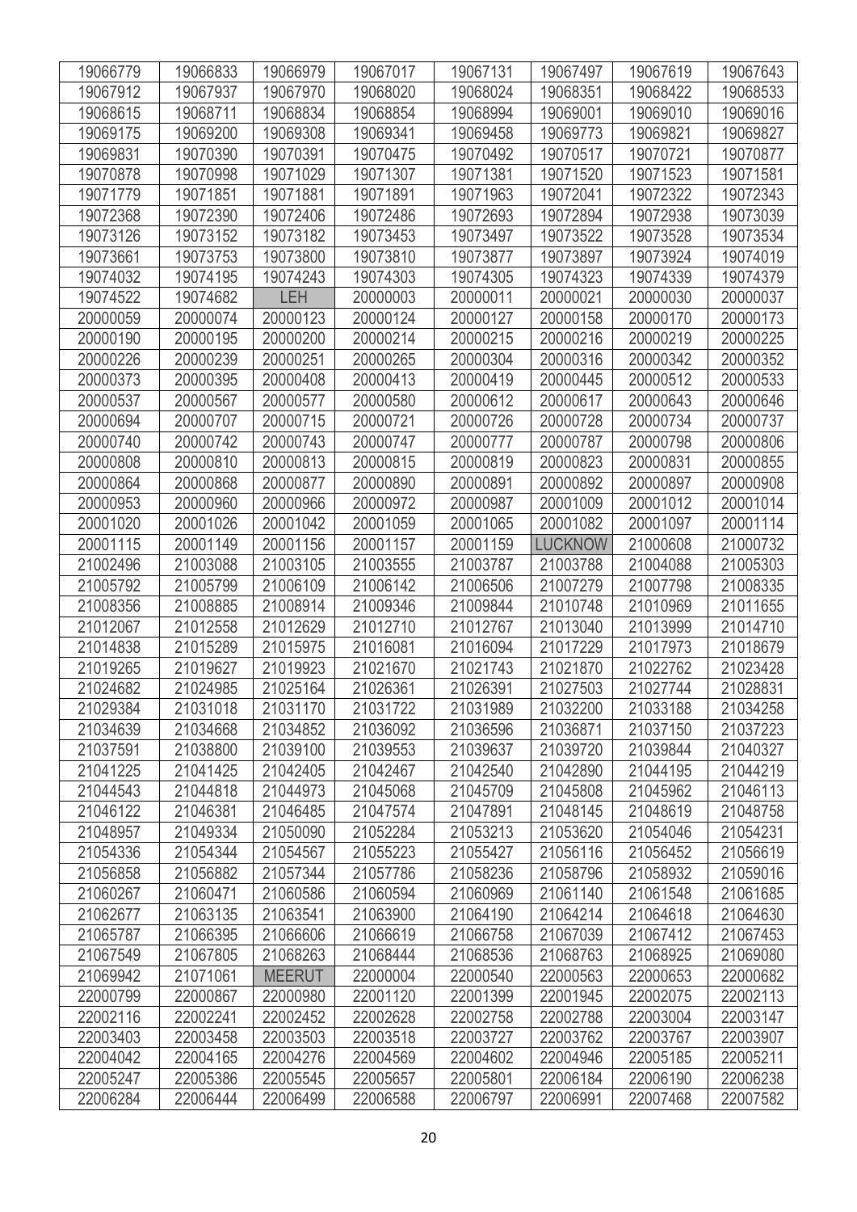| 19066779 | 19066833 | 19066979 | 19067017 | 19067131 | 19067497 | 19067619 | 19067643 |
|---|---|---|---|---|---|---|---|
| 19067912 | 19067937 | 19067970 | 19068020 | 19068024 | 19068351 | 19068422 | 19068533 |
| 19068615 | 19068711 | 19068834 | 19068854 | 19068994 | 19069001 | 19069010 | 19069016 |
| 19069175 | 19069200 | 19069308 | 19069341 | 19069458 | 19069773 | 19069821 | 19069827 |
| 19069831 | 19070390 | 19070391 | 19070475 | 19070492 | 19070517 | 19070721 | 19070877 |
| 19070878 | 19070998 | 19071029 | 19071307 | 19071381 | 19071520 | 19071523 | 19071581 |
| 19071779 | 19071851 | 19071881 | 19071891 | 19071963 | 19072041 | 19072322 | 19072343 |
| 19072368 | 19072390 | 19072406 | 19072486 | 19072693 | 19072894 | 19072938 | 19073039 |
| 19073126 | 19073152 | 19073182 | 19073453 | 19073497 | 19073522 | 19073528 | 19073534 |
| 19073661 | 19073753 | 19073800 | 19073810 | 19073877 | 19073897 | 19073924 | 19074019 |
| 19074032 | 19074195 | 19074243 | 19074303 | 19074305 | 19074323 | 19074339 | 19074379 |
| 19074522 | 19074682 | LEH | 20000003 | 20000011 | 20000021 | 20000030 | 20000037 |
| 20000059 | 20000074 | 20000123 | 20000124 | 20000127 | 20000158 | 20000170 | 20000173 |
| 20000190 | 20000195 | 20000200 | 20000214 | 20000215 | 20000216 | 20000219 | 20000225 |
| 20000226 | 20000239 | 20000251 | 20000265 | 20000304 | 20000316 | 20000342 | 20000352 |
| 20000373 | 20000395 | 20000408 | 20000413 | 20000419 | 20000445 | 20000512 | 20000533 |
| 20000537 | 20000567 | 20000577 | 20000580 | 20000612 | 20000617 | 20000643 | 20000646 |
| 20000694 | 20000707 | 20000715 | 20000721 | 20000726 | 20000728 | 20000734 | 20000737 |
| 20000740 | 20000742 | 20000743 | 20000747 | 20000777 | 20000787 | 20000798 | 20000806 |
| 20000808 | 20000810 | 20000813 | 20000815 | 20000819 | 20000823 | 20000831 | 20000855 |
| 20000864 | 20000868 | 20000877 | 20000890 | 20000891 | 20000892 | 20000897 | 20000908 |
| 20000953 | 20000960 | 20000966 | 20000972 | 20000987 | 20001009 | 20001012 | 20001014 |
| 20001020 | 20001026 | 20001042 | 20001059 | 20001065 | 20001082 | 20001097 | 20001114 |
| 20001115 | 20001149 | 20001156 | 20001157 | 20001159 | LUCKNOW | 21000608 | 21000732 |
| 21002496 | 21003088 | 21003105 | 21003555 | 21003787 | 21003788 | 21004088 | 21005303 |
| 21005792 | 21005799 | 21006109 | 21006142 | 21006506 | 21007279 | 21007798 | 21008335 |
| 21008356 | 21008885 | 21008914 | 21009346 | 21009844 | 21010748 | 21010969 | 21011655 |
| 21012067 | 21012558 | 21012629 | 21012710 | 21012767 | 21013040 | 21013999 | 21014710 |
| 21014838 | 21015289 | 21015975 | 21016081 | 21016094 | 21017229 | 21017973 | 21018679 |
| 21019265 | 21019627 | 21019923 | 21021670 | 21021743 | 21021870 | 21022762 | 21023428 |
| 21024682 | 21024985 | 21025164 | 21026361 | 21026391 | 21027503 | 21027744 | 21028831 |
| 21029384 | 21031018 | 21031170 | 21031722 | 21031989 | 21032200 | 21033188 | 21034258 |
| 21034639 | 21034668 | 21034852 | 21036092 | 21036596 | 21036871 | 21037150 | 21037223 |
| 21037591 | 21038800 | 21039100 | 21039553 | 21039637 | 21039720 | 21039844 | 21040327 |
| 21041225 | 21041425 | 21042405 | 21042467 | 21042540 | 21042890 | 21044195 | 21044219 |
| 21044543 | 21044818 | 21044973 | 21045068 | 21045709 | 21045808 | 21045962 | 21046113 |
| 21046122 | 21046381 | 21046485 | 21047574 | 21047891 | 21048145 | 21048619 | 21048758 |
| 21048957 | 21049334 | 21050090 | 21052284 | 21053213 | 21053620 | 21054046 | 21054231 |
| 21054336 | 21054344 | 21054567 | 21055223 | 21055427 | 21056116 | 21056452 | 21056619 |
| 21056858 | 21056882 | 21057344 | 21057786 | 21058236 | 21058796 | 21058932 | 21059016 |
| 21060267 | 21060471 | 21060586 | 21060594 | 21060969 | 21061140 | 21061548 | 21061685 |
| 21062677 | 21063135 | 21063541 | 21063900 | 21064190 | 21064214 | 21064618 | 21064630 |
| 21065787 | 21066395 | 21066606 | 21066619 | 21066758 | 21067039 | 21067412 | 21067453 |
| 21067549 | 21067805 | 21068263 | 21068444 | 21068536 | 21068763 | 21068925 | 21069080 |
| 21069942 | 21071061 | MEERUT | 22000004 | 22000540 | 22000563 | 22000653 | 22000682 |
| 22000799 | 22000867 | 22000980 | 22001120 | 22001399 | 22001945 | 22002075 | 22002113 |
| 22002116 | 22002241 | 22002452 | 22002628 | 22002758 | 22002788 | 22003004 | 22003147 |
| 22003403 | 22003458 | 22003503 | 22003518 | 22003727 | 22003762 | 22003767 | 22003907 |
| 22004042 | 22004165 | 22004276 | 22004569 | 22004602 | 22004946 | 22005185 | 22005211 |
| 22005247 | 22005386 | 22005545 | 22005657 | 22005801 | 22006184 | 22006190 | 22006238 |
| 22006284 | 22006444 | 22006499 | 22006588 | 22006797 | 22006991 | 22007468 | 22007582 |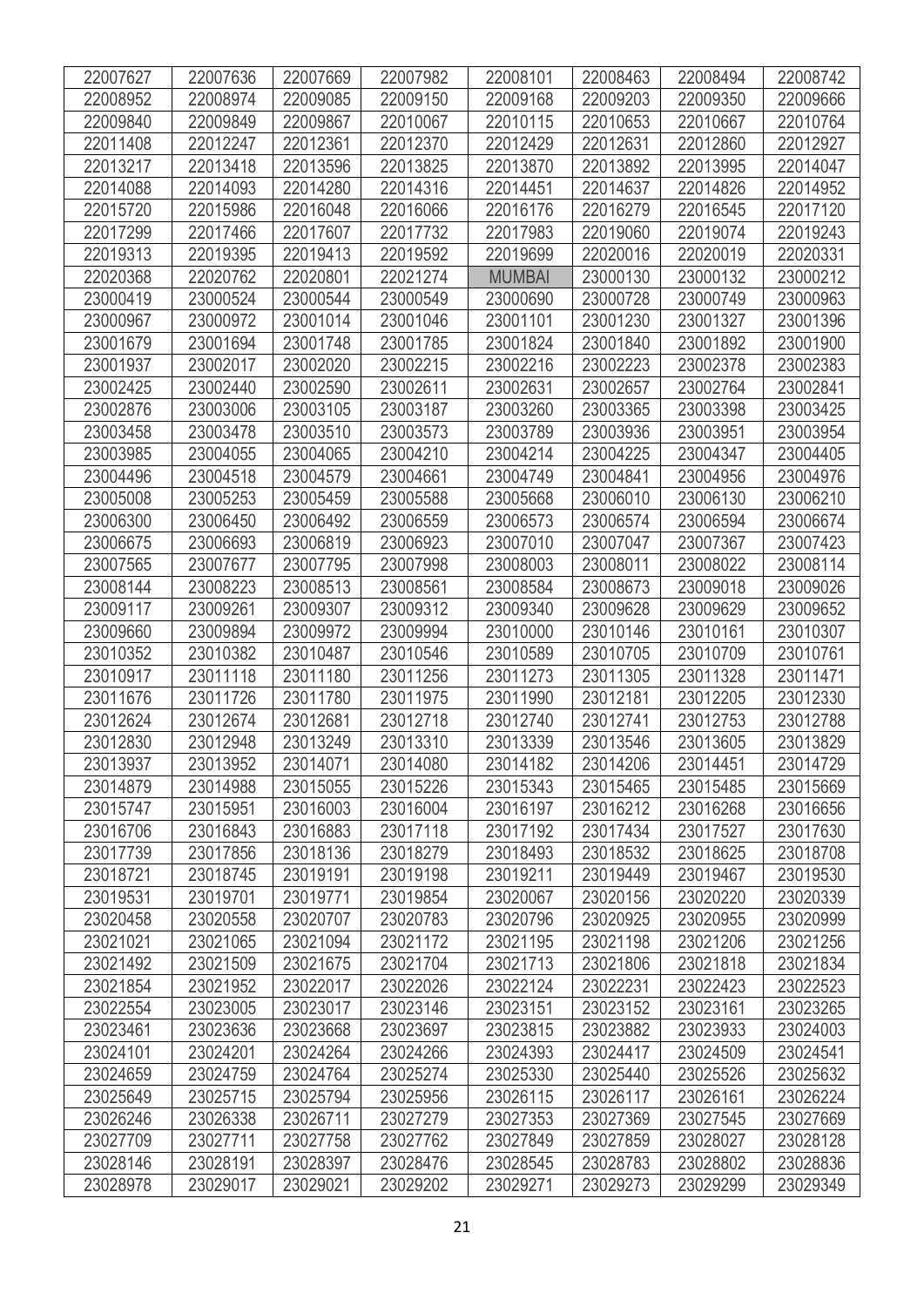| | | | | | | | |
|---|---|---|---|---|---|---|---|
| 22007627 | 22007636 | 22007669 | 22007982 | 22008101 | 22008463 | 22008494 | 22008742 |
| 22008952 | 22008974 | 22009085 | 22009150 | 22009168 | 22009203 | 22009350 | 22009666 |
| 22009840 | 22009849 | 22009867 | 22010067 | 22010115 | 22010653 | 22010667 | 22010764 |
| 22011408 | 22012247 | 22012361 | 22012370 | 22012429 | 22012631 | 22012860 | 22012927 |
| 22013217 | 22013418 | 22013596 | 22013825 | 22013870 | 22013892 | 22013995 | 22014047 |
| 22014088 | 22014093 | 22014280 | 22014316 | 22014451 | 22014637 | 22014826 | 22014952 |
| 22015720 | 22015986 | 22016048 | 22016066 | 22016176 | 22016279 | 22016545 | 22017120 |
| 22017299 | 22017466 | 22017607 | 22017732 | 22017983 | 22019060 | 22019074 | 22019243 |
| 22019313 | 22019395 | 22019413 | 22019592 | 22019699 | 22020016 | 22020019 | 22020331 |
| 22020368 | 22020762 | 22020801 | 22021274 | MUMBAI | 23000130 | 23000132 | 23000212 |
| 23000419 | 23000524 | 23000544 | 23000549 | 23000690 | 23000728 | 23000749 | 23000963 |
| 23000967 | 23000972 | 23001014 | 23001046 | 23001101 | 23001230 | 23001327 | 23001396 |
| 23001679 | 23001694 | 23001748 | 23001785 | 23001824 | 23001840 | 23001892 | 23001900 |
| 23001937 | 23002017 | 23002020 | 23002215 | 23002216 | 23002223 | 23002378 | 23002383 |
| 23002425 | 23002440 | 23002590 | 23002611 | 23002631 | 23002657 | 23002764 | 23002841 |
| 23002876 | 23003006 | 23003105 | 23003187 | 23003260 | 23003365 | 23003398 | 23003425 |
| 23003458 | 23003478 | 23003510 | 23003573 | 23003789 | 23003936 | 23003951 | 23003954 |
| 23003985 | 23004055 | 23004065 | 23004210 | 23004214 | 23004225 | 23004347 | 23004405 |
| 23004496 | 23004518 | 23004579 | 23004661 | 23004749 | 23004841 | 23004956 | 23004976 |
| 23005008 | 23005253 | 23005459 | 23005588 | 23005668 | 23006010 | 23006130 | 23006210 |
| 23006300 | 23006450 | 23006492 | 23006559 | 23006573 | 23006574 | 23006594 | 23006674 |
| 23006675 | 23006693 | 23006819 | 23006923 | 23007010 | 23007047 | 23007367 | 23007423 |
| 23007565 | 23007677 | 23007795 | 23007998 | 23008003 | 23008011 | 23008022 | 23008114 |
| 23008144 | 23008223 | 23008513 | 23008561 | 23008584 | 23008673 | 23009018 | 23009026 |
| 23009117 | 23009261 | 23009307 | 23009312 | 23009340 | 23009628 | 23009629 | 23009652 |
| 23009660 | 23009894 | 23009972 | 23009994 | 23010000 | 23010146 | 23010161 | 23010307 |
| 23010352 | 23010382 | 23010487 | 23010546 | 23010589 | 23010705 | 23010709 | 23010761 |
| 23010917 | 23011118 | 23011180 | 23011256 | 23011273 | 23011305 | 23011328 | 23011471 |
| 23011676 | 23011726 | 23011780 | 23011975 | 23011990 | 23012181 | 23012205 | 23012330 |
| 23012624 | 23012674 | 23012681 | 23012718 | 23012740 | 23012741 | 23012753 | 23012788 |
| 23012830 | 23012948 | 23013249 | 23013310 | 23013339 | 23013546 | 23013605 | 23013829 |
| 23013937 | 23013952 | 23014071 | 23014080 | 23014182 | 23014206 | 23014451 | 23014729 |
| 23014879 | 23014988 | 23015055 | 23015226 | 23015343 | 23015465 | 23015485 | 23015669 |
| 23015747 | 23015951 | 23016003 | 23016004 | 23016197 | 23016212 | 23016268 | 23016656 |
| 23016706 | 23016843 | 23016883 | 23017118 | 23017192 | 23017434 | 23017527 | 23017630 |
| 23017739 | 23017856 | 23018136 | 23018279 | 23018493 | 23018532 | 23018625 | 23018708 |
| 23018721 | 23018745 | 23019191 | 23019198 | 23019211 | 23019449 | 23019467 | 23019530 |
| 23019531 | 23019701 | 23019771 | 23019854 | 23020067 | 23020156 | 23020220 | 23020339 |
| 23020458 | 23020558 | 23020707 | 23020783 | 23020796 | 23020925 | 23020955 | 23020999 |
| 23021021 | 23021065 | 23021094 | 23021172 | 23021195 | 23021198 | 23021206 | 23021256 |
| 23021492 | 23021509 | 23021675 | 23021704 | 23021713 | 23021806 | 23021818 | 23021834 |
| 23021854 | 23021952 | 23022017 | 23022026 | 23022124 | 23022231 | 23022423 | 23022523 |
| 23022554 | 23023005 | 23023017 | 23023146 | 23023151 | 23023152 | 23023161 | 23023265 |
| 23023461 | 23023636 | 23023668 | 23023697 | 23023815 | 23023882 | 23023933 | 23024003 |
| 23024101 | 23024201 | 23024264 | 23024266 | 23024393 | 23024417 | 23024509 | 23024541 |
| 23024659 | 23024759 | 23024764 | 23025274 | 23025330 | 23025440 | 23025526 | 23025632 |
| 23025649 | 23025715 | 23025794 | 23025956 | 23026115 | 23026117 | 23026161 | 23026224 |
| 23026246 | 23026338 | 23026711 | 23027279 | 23027353 | 23027369 | 23027545 | 23027669 |
| 23027709 | 23027711 | 23027758 | 23027762 | 23027849 | 23027859 | 23028027 | 23028128 |
| 23028146 | 23028191 | 23028397 | 23028476 | 23028545 | 23028783 | 23028802 | 23028836 |
| 23028978 | 23029017 | 23029021 | 23029202 | 23029271 | 23029273 | 23029299 | 23029349 |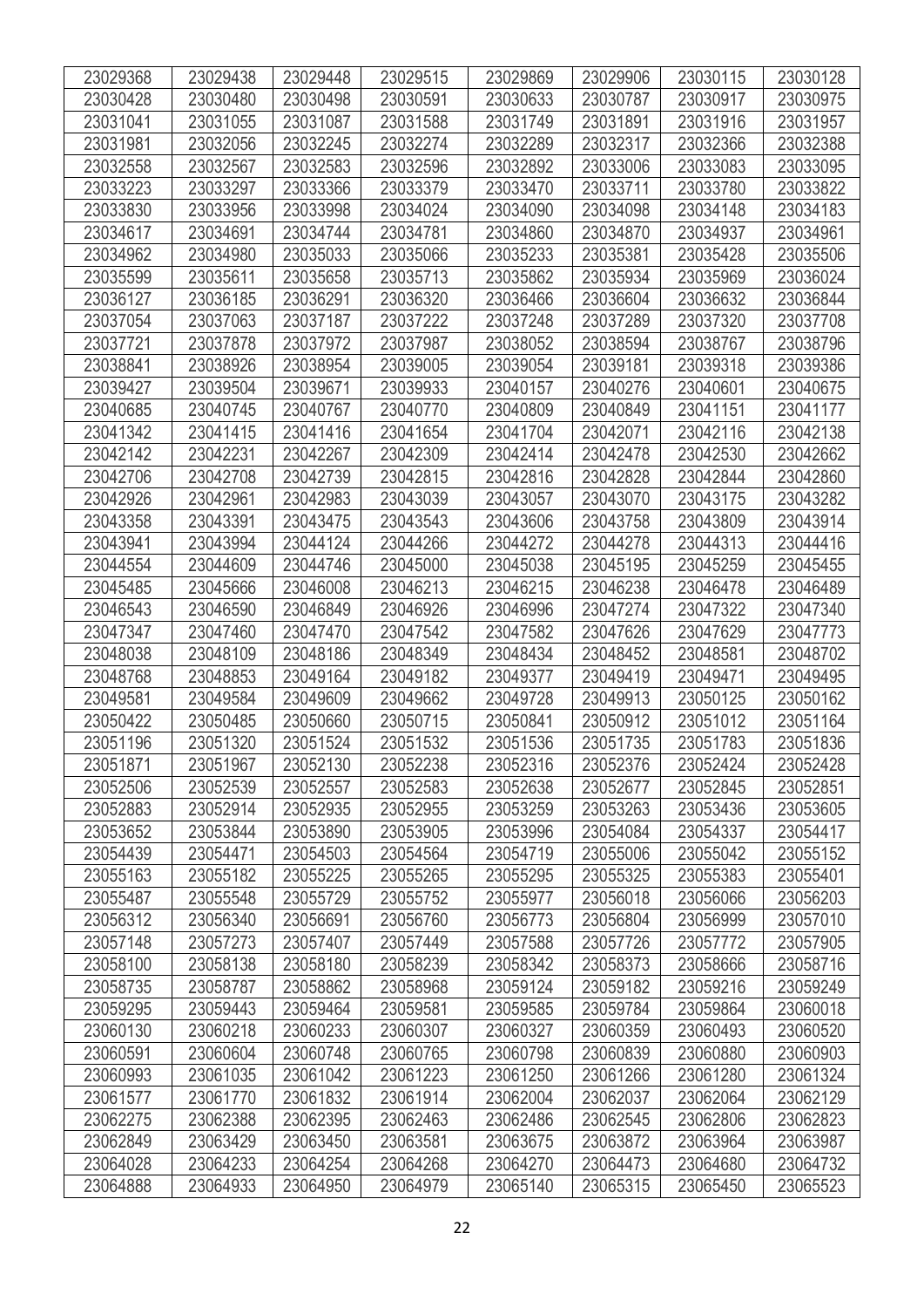| 23029368 | 23029438 | 23029448 | 23029515 | 23029869 | 23029906 | 23030115 | 23030128 |
|---|---|---|---|---|---|---|---|
| 23030428 | 23030480 | 23030498 | 23030591 | 23030633 | 23030787 | 23030917 | 23030975 |
| 23031041 | 23031055 | 23031087 | 23031588 | 23031749 | 23031891 | 23031916 | 23031957 |
| 23031981 | 23032056 | 23032245 | 23032274 | 23032289 | 23032317 | 23032366 | 23032388 |
| 23032558 | 23032567 | 23032583 | 23032596 | 23032892 | 23033006 | 23033083 | 23033095 |
| 23033223 | 23033297 | 23033366 | 23033379 | 23033470 | 23033711 | 23033780 | 23033822 |
| 23033830 | 23033956 | 23033998 | 23034024 | 23034090 | 23034098 | 23034148 | 23034183 |
| 23034617 | 23034691 | 23034744 | 23034781 | 23034860 | 23034870 | 23034937 | 23034961 |
| 23034962 | 23034980 | 23035033 | 23035066 | 23035233 | 23035381 | 23035428 | 23035506 |
| 23035599 | 23035611 | 23035658 | 23035713 | 23035862 | 23035934 | 23035969 | 23036024 |
| 23036127 | 23036185 | 23036291 | 23036320 | 23036466 | 23036604 | 23036632 | 23036844 |
| 23037054 | 23037063 | 23037187 | 23037222 | 23037248 | 23037289 | 23037320 | 23037708 |
| 23037721 | 23037878 | 23037972 | 23037987 | 23038052 | 23038594 | 23038767 | 23038796 |
| 23038841 | 23038926 | 23038954 | 23039005 | 23039054 | 23039181 | 23039318 | 23039386 |
| 23039427 | 23039504 | 23039671 | 23039933 | 23040157 | 23040276 | 23040601 | 23040675 |
| 23040685 | 23040745 | 23040767 | 23040770 | 23040809 | 23040849 | 23041151 | 23041177 |
| 23041342 | 23041415 | 23041416 | 23041654 | 23041704 | 23042071 | 23042116 | 23042138 |
| 23042142 | 23042231 | 23042267 | 23042309 | 23042414 | 23042478 | 23042530 | 23042662 |
| 23042706 | 23042708 | 23042739 | 23042815 | 23042816 | 23042828 | 23042844 | 23042860 |
| 23042926 | 23042961 | 23042983 | 23043039 | 23043057 | 23043070 | 23043175 | 23043282 |
| 23043358 | 23043391 | 23043475 | 23043543 | 23043606 | 23043758 | 23043809 | 23043914 |
| 23043941 | 23043994 | 23044124 | 23044266 | 23044272 | 23044278 | 23044313 | 23044416 |
| 23044554 | 23044609 | 23044746 | 23045000 | 23045038 | 23045195 | 23045259 | 23045455 |
| 23045485 | 23045666 | 23046008 | 23046213 | 23046215 | 23046238 | 23046478 | 23046489 |
| 23046543 | 23046590 | 23046849 | 23046926 | 23046996 | 23047274 | 23047322 | 23047340 |
| 23047347 | 23047460 | 23047470 | 23047542 | 23047582 | 23047626 | 23047629 | 23047773 |
| 23048038 | 23048109 | 23048186 | 23048349 | 23048434 | 23048452 | 23048581 | 23048702 |
| 23048768 | 23048853 | 23049164 | 23049182 | 23049377 | 23049419 | 23049471 | 23049495 |
| 23049581 | 23049584 | 23049609 | 23049662 | 23049728 | 23049913 | 23050125 | 23050162 |
| 23050422 | 23050485 | 23050660 | 23050715 | 23050841 | 23050912 | 23051012 | 23051164 |
| 23051196 | 23051320 | 23051524 | 23051532 | 23051536 | 23051735 | 23051783 | 23051836 |
| 23051871 | 23051967 | 23052130 | 23052238 | 23052316 | 23052376 | 23052424 | 23052428 |
| 23052506 | 23052539 | 23052557 | 23052583 | 23052638 | 23052677 | 23052845 | 23052851 |
| 23052883 | 23052914 | 23052935 | 23052955 | 23053259 | 23053263 | 23053436 | 23053605 |
| 23053652 | 23053844 | 23053890 | 23053905 | 23053996 | 23054084 | 23054337 | 23054417 |
| 23054439 | 23054471 | 23054503 | 23054564 | 23054719 | 23055006 | 23055042 | 23055152 |
| 23055163 | 23055182 | 23055225 | 23055265 | 23055295 | 23055325 | 23055383 | 23055401 |
| 23055487 | 23055548 | 23055729 | 23055752 | 23055977 | 23056018 | 23056066 | 23056203 |
| 23056312 | 23056340 | 23056691 | 23056760 | 23056773 | 23056804 | 23056999 | 23057010 |
| 23057148 | 23057273 | 23057407 | 23057449 | 23057588 | 23057726 | 23057772 | 23057905 |
| 23058100 | 23058138 | 23058180 | 23058239 | 23058342 | 23058373 | 23058666 | 23058716 |
| 23058735 | 23058787 | 23058862 | 23058968 | 23059124 | 23059182 | 23059216 | 23059249 |
| 23059295 | 23059443 | 23059464 | 23059581 | 23059585 | 23059784 | 23059864 | 23060018 |
| 23060130 | 23060218 | 23060233 | 23060307 | 23060327 | 23060359 | 23060493 | 23060520 |
| 23060591 | 23060604 | 23060748 | 23060765 | 23060798 | 23060839 | 23060880 | 23060903 |
| 23060993 | 23061035 | 23061042 | 23061223 | 23061250 | 23061266 | 23061280 | 23061324 |
| 23061577 | 23061770 | 23061832 | 23061914 | 23062004 | 23062037 | 23062064 | 23062129 |
| 23062275 | 23062388 | 23062395 | 23062463 | 23062486 | 23062545 | 23062806 | 23062823 |
| 23062849 | 23063429 | 23063450 | 23063581 | 23063675 | 23063872 | 23063964 | 23063987 |
| 23064028 | 23064233 | 23064254 | 23064268 | 23064270 | 23064473 | 23064680 | 23064732 |
| 23064888 | 23064933 | 23064950 | 23064979 | 23065140 | 23065315 | 23065450 | 23065523 |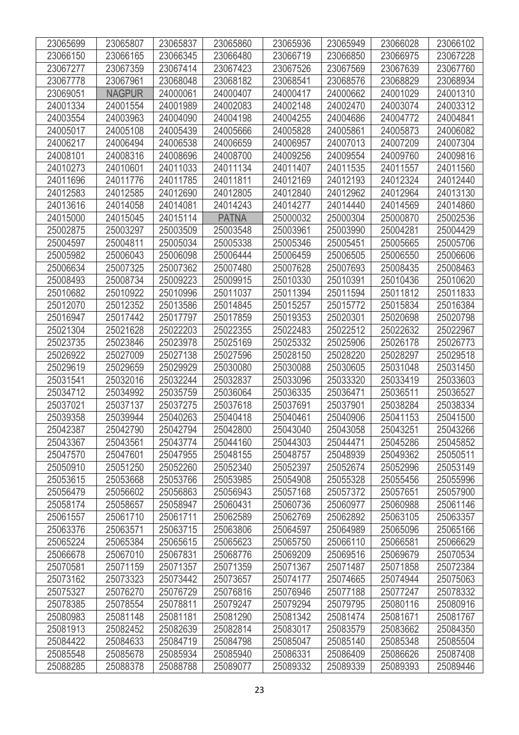| 23065699 | 23065807 | 23065837 | 23065860 | 23065936 | 23065949 | 23066028 | 23066102 |
|---|---|---|---|---|---|---|---|
| 23066150 | 23066165 | 23066345 | 23066480 | 23066719 | 23066850 | 23066975 | 23067228 |
| 23067277 | 23067359 | 23067414 | 23067423 | 23067526 | 23067569 | 23067639 | 23067760 |
| 23067778 | 23067961 | 23068048 | 23068182 | 23068541 | 23068576 | 23068829 | 23068934 |
| 23069051 | NAGPUR | 24000061 | 24000407 | 24000417 | 24000662 | 24001029 | 24001310 |
| 24001334 | 24001554 | 24001989 | 24002083 | 24002148 | 24002470 | 24003074 | 24003312 |
| 24003554 | 24003963 | 24004090 | 24004198 | 24004255 | 24004686 | 24004772 | 24004841 |
| 24005017 | 24005108 | 24005439 | 24005666 | 24005828 | 24005861 | 24005873 | 24006082 |
| 24006217 | 24006494 | 24006538 | 24006659 | 24006957 | 24007013 | 24007209 | 24007304 |
| 24008101 | 24008316 | 24008696 | 24008700 | 24009256 | 24009554 | 24009760 | 24009816 |
| 24010273 | 24010601 | 24011033 | 24011134 | 24011407 | 24011535 | 24011557 | 24011560 |
| 24011696 | 24011776 | 24011785 | 24011811 | 24012169 | 24012193 | 24012324 | 24012440 |
| 24012583 | 24012585 | 24012690 | 24012805 | 24012840 | 24012962 | 24012964 | 24013130 |
| 24013616 | 24014058 | 24014081 | 24014243 | 24014277 | 24014440 | 24014569 | 24014860 |
| 24015000 | 24015045 | 24015114 | PATNA | 25000032 | 25000304 | 25000870 | 25002536 |
| 25002875 | 25003297 | 25003509 | 25003548 | 25003961 | 25003990 | 25004281 | 25004429 |
| 25004597 | 25004811 | 25005034 | 25005338 | 25005346 | 25005451 | 25005665 | 25005706 |
| 25005982 | 25006043 | 25006098 | 25006444 | 25006459 | 25006505 | 25006550 | 25006606 |
| 25006634 | 25007325 | 25007362 | 25007480 | 25007628 | 25007693 | 25008435 | 25008463 |
| 25008493 | 25008734 | 25009223 | 25009915 | 25010330 | 25010391 | 25010436 | 25010620 |
| 25010682 | 25010922 | 25010996 | 25011037 | 25011394 | 25011594 | 25011812 | 25011833 |
| 25012070 | 25012352 | 25013586 | 25014845 | 25015257 | 25015772 | 25015834 | 25016384 |
| 25016947 | 25017442 | 25017797 | 25017859 | 25019353 | 25020301 | 25020698 | 25020798 |
| 25021304 | 25021628 | 25022203 | 25022355 | 25022483 | 25022512 | 25022632 | 25022967 |
| 25023735 | 25023846 | 25023978 | 25025169 | 25025332 | 25025906 | 25026178 | 25026773 |
| 25026922 | 25027009 | 25027138 | 25027596 | 25028150 | 25028220 | 25028297 | 25029518 |
| 25029619 | 25029659 | 25029929 | 25030080 | 25030088 | 25030605 | 25031048 | 25031450 |
| 25031541 | 25032016 | 25032244 | 25032837 | 25033096 | 25033320 | 25033419 | 25033603 |
| 25034712 | 25034992 | 25035759 | 25036064 | 25036335 | 25036471 | 25036511 | 25036527 |
| 25037021 | 25037137 | 25037275 | 25037618 | 25037691 | 25037901 | 25038284 | 25038334 |
| 25039358 | 25039944 | 25040263 | 25040418 | 25040461 | 25040906 | 25041153 | 25041500 |
| 25042387 | 25042790 | 25042794 | 25042800 | 25043040 | 25043058 | 25043251 | 25043266 |
| 25043367 | 25043561 | 25043774 | 25044160 | 25044303 | 25044471 | 25045286 | 25045852 |
| 25047570 | 25047601 | 25047955 | 25048155 | 25048757 | 25048939 | 25049362 | 25050511 |
| 25050910 | 25051250 | 25052260 | 25052340 | 25052397 | 25052674 | 25052996 | 25053149 |
| 25053615 | 25053668 | 25053766 | 25053985 | 25054908 | 25055328 | 25055456 | 25055996 |
| 25056479 | 25056602 | 25056863 | 25056943 | 25057168 | 25057372 | 25057651 | 25057900 |
| 25058174 | 25058657 | 25058947 | 25060431 | 25060736 | 25060977 | 25060988 | 25061146 |
| 25061557 | 25061710 | 25061711 | 25062589 | 25062769 | 25062892 | 25063105 | 25063357 |
| 25063376 | 25063571 | 25063715 | 25063806 | 25064597 | 25064989 | 25065096 | 25065166 |
| 25065224 | 25065384 | 25065615 | 25065623 | 25065750 | 25066110 | 25066581 | 25066629 |
| 25066678 | 25067010 | 25067831 | 25068776 | 25069209 | 25069516 | 25069679 | 25070534 |
| 25070581 | 25071159 | 25071357 | 25071359 | 25071367 | 25071487 | 25071858 | 25072384 |
| 25073162 | 25073323 | 25073442 | 25073657 | 25074177 | 25074665 | 25074944 | 25075063 |
| 25075327 | 25076270 | 25076729 | 25076816 | 25076946 | 25077188 | 25077247 | 25078332 |
| 25078385 | 25078554 | 25078811 | 25079247 | 25079294 | 25079795 | 25080116 | 25080916 |
| 25080983 | 25081148 | 25081181 | 25081290 | 25081342 | 25081474 | 25081671 | 25081767 |
| 25081913 | 25082452 | 25082639 | 25082814 | 25083017 | 25083579 | 25083662 | 25084350 |
| 25084422 | 25084633 | 25084719 | 25084798 | 25085047 | 25085140 | 25085348 | 25085504 |
| 25085548 | 25085678 | 25085934 | 25085940 | 25086331 | 25086409 | 25086626 | 25087408 |
| 25088285 | 25088378 | 25088788 | 25089077 | 25089332 | 25089339 | 25089393 | 25089446 |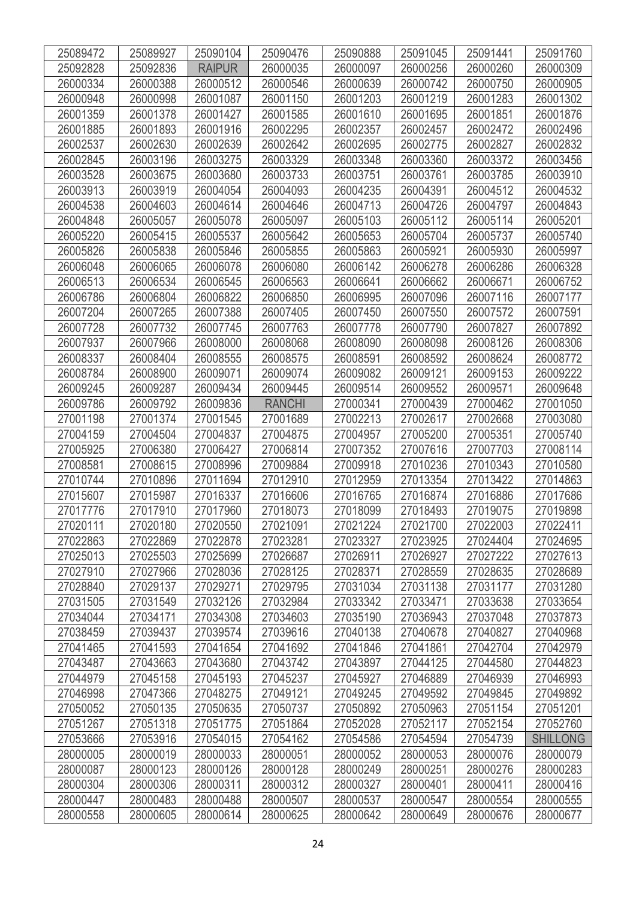| 25089472 | 25089927 | 25090104 | 25090476 | 25090888 | 25091045 | 25091441 | 25091760 |
|---|---|---|---|---|---|---|---|
| 25092828 | 25092836 | RAIPUR | 26000035 | 26000097 | 26000256 | 26000260 | 26000309 |
| 26000334 | 26000388 | 26000512 | 26000546 | 26000639 | 26000742 | 26000750 | 26000905 |
| 26000948 | 26000998 | 26001087 | 26001150 | 26001203 | 26001219 | 26001283 | 26001302 |
| 26001359 | 26001378 | 26001427 | 26001585 | 26001610 | 26001695 | 26001851 | 26001876 |
| 26001885 | 26001893 | 26001916 | 26002295 | 26002357 | 26002457 | 26002472 | 26002496 |
| 26002537 | 26002630 | 26002639 | 26002642 | 26002695 | 26002775 | 26002827 | 26002832 |
| 26002845 | 26003196 | 26003275 | 26003329 | 26003348 | 26003360 | 26003372 | 26003456 |
| 26003528 | 26003675 | 26003680 | 26003733 | 26003751 | 26003761 | 26003785 | 26003910 |
| 26003913 | 26003919 | 26004054 | 26004093 | 26004235 | 26004391 | 26004512 | 26004532 |
| 26004538 | 26004603 | 26004614 | 26004646 | 26004713 | 26004726 | 26004797 | 26004843 |
| 26004848 | 26005057 | 26005078 | 26005097 | 26005103 | 26005112 | 26005114 | 26005201 |
| 26005220 | 26005415 | 26005537 | 26005642 | 26005653 | 26005704 | 26005737 | 26005740 |
| 26005826 | 26005838 | 26005846 | 26005855 | 26005863 | 26005921 | 26005930 | 26005997 |
| 26006048 | 26006065 | 26006078 | 26006080 | 26006142 | 26006278 | 26006286 | 26006328 |
| 26006513 | 26006534 | 26006545 | 26006563 | 26006641 | 26006662 | 26006671 | 26006752 |
| 26006786 | 26006804 | 26006822 | 26006850 | 26006995 | 26007096 | 26007116 | 26007177 |
| 26007204 | 26007265 | 26007388 | 26007405 | 26007450 | 26007550 | 26007572 | 26007591 |
| 26007728 | 26007732 | 26007745 | 26007763 | 26007778 | 26007790 | 26007827 | 26007892 |
| 26007937 | 26007966 | 26008000 | 26008068 | 26008090 | 26008098 | 26008126 | 26008306 |
| 26008337 | 26008404 | 26008555 | 26008575 | 26008591 | 26008592 | 26008624 | 26008772 |
| 26008784 | 26008900 | 26009071 | 26009074 | 26009082 | 26009121 | 26009153 | 26009222 |
| 26009245 | 26009287 | 26009434 | 26009445 | 26009514 | 26009552 | 26009571 | 26009648 |
| 26009786 | 26009792 | 26009836 | RANCHI | 27000341 | 27000439 | 27000462 | 27001050 |
| 27001198 | 27001374 | 27001545 | 27001689 | 27002213 | 27002617 | 27002668 | 27003080 |
| 27004159 | 27004504 | 27004837 | 27004875 | 27004957 | 27005200 | 27005351 | 27005740 |
| 27005925 | 27006380 | 27006427 | 27006814 | 27007352 | 27007616 | 27007703 | 27008114 |
| 27008581 | 27008615 | 27008996 | 27009884 | 27009918 | 27010236 | 27010343 | 27010580 |
| 27010744 | 27010896 | 27011694 | 27012910 | 27012959 | 27013354 | 27013422 | 27014863 |
| 27015607 | 27015987 | 27016337 | 27016606 | 27016765 | 27016874 | 27016886 | 27017686 |
| 27017776 | 27017910 | 27017960 | 27018073 | 27018099 | 27018493 | 27019075 | 27019898 |
| 27020111 | 27020180 | 27020550 | 27021091 | 27021224 | 27021700 | 27022003 | 27022411 |
| 27022863 | 27022869 | 27022878 | 27023281 | 27023327 | 27023925 | 27024400 | 27024695 |
| 27025013 | 27025503 | 27025699 | 27026687 | 27026911 | 27026927 | 27027222 | 27027613 |
| 27027910 | 27027966 | 27028036 | 27028125 | 27028371 | 27028559 | 27028635 | 27028689 |
| 27028840 | 27029137 | 27029271 | 27029795 | 27031034 | 27031138 | 27031177 | 27031280 |
| 27031505 | 27031549 | 27032126 | 27032984 | 27033342 | 27033471 | 27033638 | 27033654 |
| 27034044 | 27034171 | 27034308 | 27034603 | 27035190 | 27036943 | 27037048 | 27037873 |
| 27038459 | 27039437 | 27039574 | 27039616 | 27040138 | 27040678 | 27040827 | 27040968 |
| 27041465 | 27041593 | 27041654 | 27041692 | 27041846 | 27041861 | 27042704 | 27042979 |
| 27043487 | 27043663 | 27043680 | 27043742 | 27043897 | 27044125 | 27044580 | 27044823 |
| 27044979 | 27045158 | 27045193 | 27045237 | 27045927 | 27046889 | 27046939 | 27046993 |
| 27046998 | 27047366 | 27048275 | 27049121 | 27049245 | 27049592 | 27049845 | 27049892 |
| 27050052 | 27050135 | 27050635 | 27050737 | 27050892 | 27050963 | 27051154 | 27051201 |
| 27051267 | 27051318 | 27051775 | 27051864 | 27052028 | 27052117 | 27052154 | 27052760 |
| 27053666 | 27053916 | 27054015 | 27054162 | 27054586 | 27054594 | 27054739 | SHILLONG |
| 28000005 | 28000019 | 28000033 | 28000051 | 28000052 | 28000053 | 28000076 | 28000079 |
| 28000087 | 28000123 | 28000126 | 28000128 | 28000249 | 28000251 | 28000276 | 28000283 |
| 28000304 | 28000306 | 28000311 | 28000312 | 28000327 | 28000401 | 28000411 | 28000416 |
| 28000447 | 28000483 | 28000488 | 28000507 | 28000537 | 28000547 | 28000554 | 28000555 |
| 28000558 | 28000605 | 28000614 | 28000625 | 28000642 | 28000649 | 28000676 | 28000677 |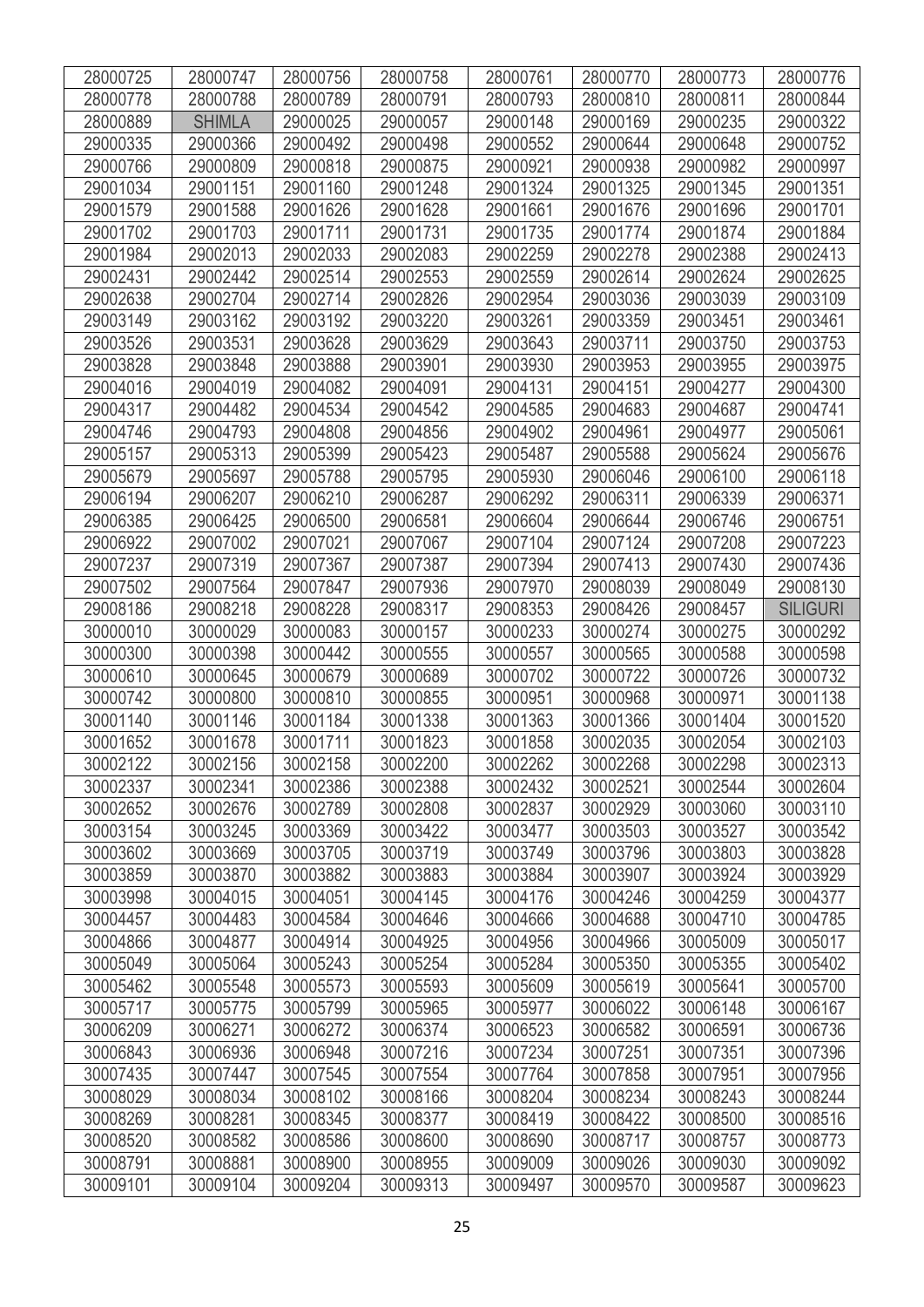| 28000725 | 28000747 | 28000756 | 28000758 | 28000761 | 28000770 | 28000773 | 28000776 |
|---|---|---|---|---|---|---|---|
| 28000778 | 28000788 | 28000789 | 28000791 | 28000793 | 28000810 | 28000811 | 28000844 |
| 28000889 | SHIMLA | 29000025 | 29000057 | 29000148 | 29000169 | 29000235 | 29000322 |
| 29000335 | 29000366 | 29000492 | 29000498 | 29000552 | 29000644 | 29000648 | 29000752 |
| 29000766 | 29000809 | 29000818 | 29000875 | 29000921 | 29000938 | 29000982 | 29000997 |
| 29001034 | 29001151 | 29001160 | 29001248 | 29001324 | 29001325 | 29001345 | 29001351 |
| 29001579 | 29001588 | 29001626 | 29001628 | 29001661 | 29001676 | 29001696 | 29001701 |
| 29001702 | 29001703 | 29001711 | 29001731 | 29001735 | 29001774 | 29001874 | 29001884 |
| 29001984 | 29002013 | 29002033 | 29002083 | 29002259 | 29002278 | 29002388 | 29002413 |
| 29002431 | 29002442 | 29002514 | 29002553 | 29002559 | 29002614 | 29002624 | 29002625 |
| 29002638 | 29002704 | 29002714 | 29002826 | 29002954 | 29003036 | 29003039 | 29003109 |
| 29003149 | 29003162 | 29003192 | 29003220 | 29003261 | 29003359 | 29003451 | 29003461 |
| 29003526 | 29003531 | 29003628 | 29003629 | 29003643 | 29003711 | 29003750 | 29003753 |
| 29003828 | 29003848 | 29003888 | 29003901 | 29003930 | 29003953 | 29003955 | 29003975 |
| 29004016 | 29004019 | 29004082 | 29004091 | 29004131 | 29004151 | 29004277 | 29004300 |
| 29004317 | 29004482 | 29004534 | 29004542 | 29004585 | 29004683 | 29004687 | 29004741 |
| 29004746 | 29004793 | 29004808 | 29004856 | 29004902 | 29004961 | 29004977 | 29005061 |
| 29005157 | 29005313 | 29005399 | 29005423 | 29005487 | 29005588 | 29005624 | 29005676 |
| 29005679 | 29005697 | 29005788 | 29005795 | 29005930 | 29006046 | 29006100 | 29006118 |
| 29006194 | 29006207 | 29006210 | 29006287 | 29006292 | 29006311 | 29006339 | 29006371 |
| 29006385 | 29006425 | 29006500 | 29006581 | 29006604 | 29006644 | 29006746 | 29006751 |
| 29006922 | 29007002 | 29007021 | 29007067 | 29007104 | 29007124 | 29007208 | 29007223 |
| 29007237 | 29007319 | 29007367 | 29007387 | 29007394 | 29007413 | 29007430 | 29007436 |
| 29007502 | 29007564 | 29007847 | 29007936 | 29007970 | 29008039 | 29008049 | 29008130 |
| 29008186 | 29008218 | 29008228 | 29008317 | 29008353 | 29008426 | 29008457 | SILIGURI |
| 30000010 | 30000029 | 30000083 | 30000157 | 30000233 | 30000274 | 30000275 | 30000292 |
| 30000300 | 30000398 | 30000442 | 30000555 | 30000557 | 30000565 | 30000588 | 30000598 |
| 30000610 | 30000645 | 30000679 | 30000689 | 30000702 | 30000722 | 30000726 | 30000732 |
| 30000742 | 30000800 | 30000810 | 30000855 | 30000951 | 30000968 | 30000971 | 30001138 |
| 30001140 | 30001146 | 30001184 | 30001338 | 30001363 | 30001366 | 30001404 | 30001520 |
| 30001652 | 30001678 | 30001711 | 30001823 | 30001858 | 30002035 | 30002054 | 30002103 |
| 30002122 | 30002156 | 30002158 | 30002200 | 30002262 | 30002268 | 30002298 | 30002313 |
| 30002337 | 30002341 | 30002386 | 30002388 | 30002432 | 30002521 | 30002544 | 30002604 |
| 30002652 | 30002676 | 30002789 | 30002808 | 30002837 | 30002929 | 30003060 | 30003110 |
| 30003154 | 30003245 | 30003369 | 30003422 | 30003477 | 30003503 | 30003527 | 30003542 |
| 30003602 | 30003669 | 30003705 | 30003719 | 30003749 | 30003796 | 30003803 | 30003828 |
| 30003859 | 30003870 | 30003882 | 30003883 | 30003884 | 30003907 | 30003924 | 30003929 |
| 30003998 | 30004015 | 30004051 | 30004145 | 30004176 | 30004246 | 30004259 | 30004377 |
| 30004457 | 30004483 | 30004584 | 30004646 | 30004666 | 30004688 | 30004710 | 30004785 |
| 30004866 | 30004877 | 30004914 | 30004925 | 30004956 | 30004966 | 30005009 | 30005017 |
| 30005049 | 30005064 | 30005243 | 30005254 | 30005284 | 30005350 | 30005355 | 30005402 |
| 30005462 | 30005548 | 30005573 | 30005593 | 30005609 | 30005619 | 30005641 | 30005700 |
| 30005717 | 30005775 | 30005799 | 30005965 | 30005977 | 30006022 | 30006148 | 30006167 |
| 30006209 | 30006271 | 30006272 | 30006374 | 30006523 | 30006582 | 30006591 | 30006736 |
| 30006843 | 30006936 | 30006948 | 30007216 | 30007234 | 30007251 | 30007351 | 30007396 |
| 30007435 | 30007447 | 30007545 | 30007554 | 30007764 | 30007858 | 30007951 | 30007956 |
| 30008029 | 30008034 | 30008102 | 30008166 | 30008204 | 30008234 | 30008243 | 30008244 |
| 30008269 | 30008281 | 30008345 | 30008377 | 30008419 | 30008422 | 30008500 | 30008516 |
| 30008520 | 30008582 | 30008586 | 30008600 | 30008690 | 30008717 | 30008757 | 30008773 |
| 30008791 | 30008881 | 30008900 | 30008955 | 30009009 | 30009026 | 30009030 | 30009092 |
| 30009101 | 30009104 | 30009204 | 30009313 | 30009497 | 30009570 | 30009587 | 30009623 |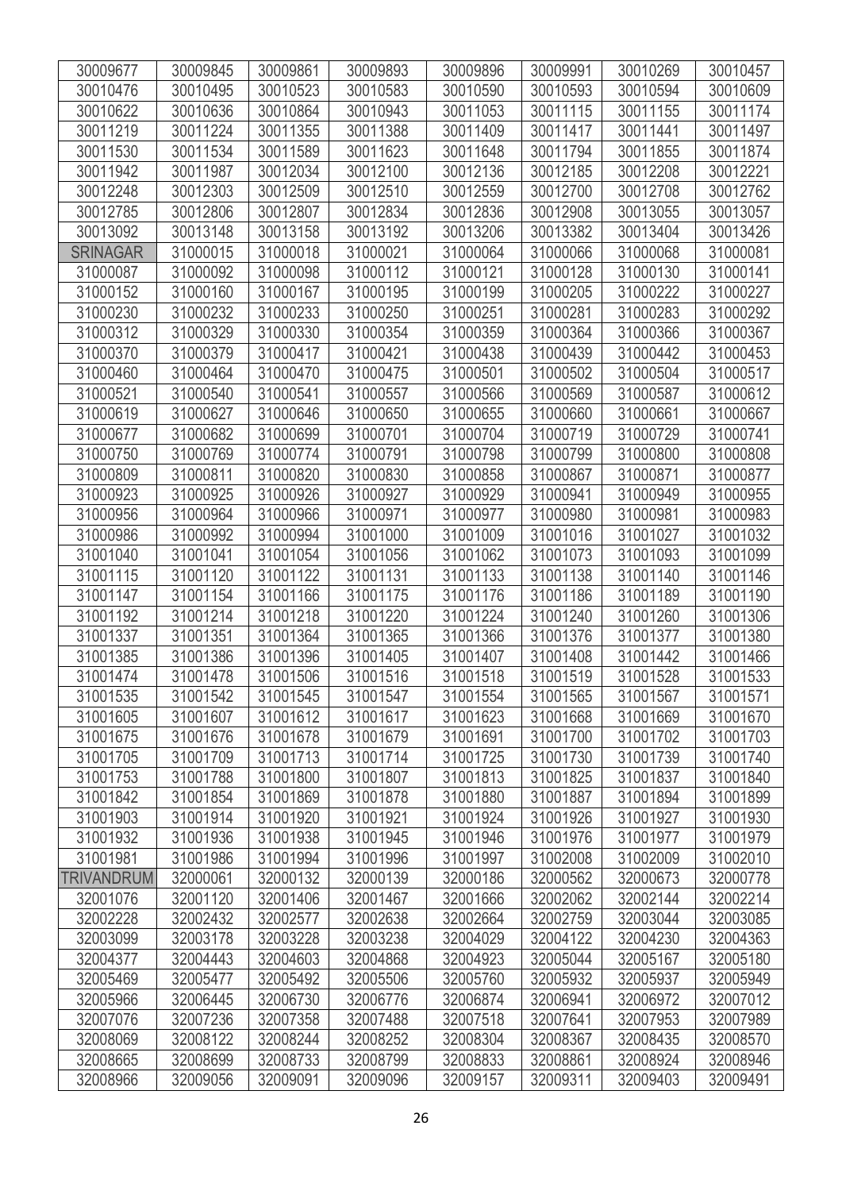| 30009677 | 30009845 | 30009861 | 30009893 | 30009896 | 30009991 | 30010269 | 30010457 |
|---|---|---|---|---|---|---|---|
| 30010476 | 30010495 | 30010523 | 30010583 | 30010590 | 30010593 | 30010594 | 30010609 |
| 30010622 | 30010636 | 30010864 | 30010943 | 30011053 | 30011115 | 30011155 | 30011174 |
| 30011219 | 30011224 | 30011355 | 30011388 | 30011409 | 30011417 | 30011441 | 30011497 |
| 30011530 | 30011534 | 30011589 | 30011623 | 30011648 | 30011794 | 30011855 | 30011874 |
| 30011942 | 30011987 | 30012034 | 30012100 | 30012136 | 30012185 | 30012208 | 30012221 |
| 30012248 | 30012303 | 30012509 | 30012510 | 30012559 | 30012700 | 30012708 | 30012762 |
| 30012785 | 30012806 | 30012807 | 30012834 | 30012836 | 30012908 | 30013055 | 30013057 |
| 30013092 | 30013148 | 30013158 | 30013192 | 30013206 | 30013382 | 30013404 | 30013426 |
| SRINAGAR | 31000015 | 31000018 | 31000021 | 31000064 | 31000066 | 31000068 | 31000081 |
| 31000087 | 31000092 | 31000098 | 31000112 | 31000121 | 31000128 | 31000130 | 31000141 |
| 31000152 | 31000160 | 31000167 | 31000195 | 31000199 | 31000205 | 31000222 | 31000227 |
| 31000230 | 31000232 | 31000233 | 31000250 | 31000251 | 31000281 | 31000283 | 31000292 |
| 31000312 | 31000329 | 31000330 | 31000354 | 31000359 | 31000364 | 31000366 | 31000367 |
| 31000370 | 31000379 | 31000417 | 31000421 | 31000438 | 31000439 | 31000442 | 31000453 |
| 31000460 | 31000464 | 31000470 | 31000475 | 31000501 | 31000502 | 31000504 | 31000517 |
| 31000521 | 31000540 | 31000541 | 31000557 | 31000566 | 31000569 | 31000587 | 31000612 |
| 31000619 | 31000627 | 31000646 | 31000650 | 31000655 | 31000660 | 31000661 | 31000667 |
| 31000677 | 31000682 | 31000699 | 31000701 | 31000704 | 31000719 | 31000729 | 31000741 |
| 31000750 | 31000769 | 31000774 | 31000791 | 31000798 | 31000799 | 31000800 | 31000808 |
| 31000809 | 31000811 | 31000820 | 31000830 | 31000858 | 31000867 | 31000871 | 31000877 |
| 31000923 | 31000925 | 31000926 | 31000927 | 31000929 | 31000941 | 31000949 | 31000955 |
| 31000956 | 31000964 | 31000966 | 31000971 | 31000977 | 31000980 | 31000981 | 31000983 |
| 31000986 | 31000992 | 31000994 | 31001000 | 31001009 | 31001016 | 31001027 | 31001032 |
| 31001040 | 31001041 | 31001054 | 31001056 | 31001062 | 31001073 | 31001093 | 31001099 |
| 31001115 | 31001120 | 31001122 | 31001131 | 31001133 | 31001138 | 31001140 | 31001146 |
| 31001147 | 31001154 | 31001166 | 31001175 | 31001176 | 31001186 | 31001189 | 31001190 |
| 31001192 | 31001214 | 31001218 | 31001220 | 31001224 | 31001240 | 31001260 | 31001306 |
| 31001337 | 31001351 | 31001364 | 31001365 | 31001366 | 31001376 | 31001377 | 31001380 |
| 31001385 | 31001386 | 31001396 | 31001405 | 31001407 | 31001408 | 31001442 | 31001466 |
| 31001474 | 31001478 | 31001506 | 31001516 | 31001518 | 31001519 | 31001528 | 31001533 |
| 31001535 | 31001542 | 31001545 | 31001547 | 31001554 | 31001565 | 31001567 | 31001571 |
| 31001605 | 31001607 | 31001612 | 31001617 | 31001623 | 31001668 | 31001669 | 31001670 |
| 31001675 | 31001676 | 31001678 | 31001679 | 31001691 | 31001700 | 31001702 | 31001703 |
| 31001705 | 31001709 | 31001713 | 31001714 | 31001725 | 31001730 | 31001739 | 31001740 |
| 31001753 | 31001788 | 31001800 | 31001807 | 31001813 | 31001825 | 31001837 | 31001840 |
| 31001842 | 31001854 | 31001869 | 31001878 | 31001880 | 31001887 | 31001894 | 31001899 |
| 31001903 | 31001914 | 31001920 | 31001921 | 31001924 | 31001926 | 31001927 | 31001930 |
| 31001932 | 31001936 | 31001938 | 31001945 | 31001946 | 31001976 | 31001977 | 31001979 |
| 31001981 | 31001986 | 31001994 | 31001996 | 31001997 | 31002008 | 31002009 | 31002010 |
| TRIVANDRUM | 32000061 | 32000132 | 32000139 | 32000186 | 32000562 | 32000673 | 32000778 |
| 32001076 | 32001120 | 32001406 | 32001467 | 32001666 | 32002062 | 32002144 | 32002214 |
| 32002228 | 32002432 | 32002577 | 32002638 | 32002664 | 32002759 | 32003044 | 32003085 |
| 32003099 | 32003178 | 32003228 | 32003238 | 32004029 | 32004122 | 32004230 | 32004363 |
| 32004377 | 32004443 | 32004603 | 32004868 | 32004923 | 32005044 | 32005167 | 32005180 |
| 32005469 | 32005477 | 32005492 | 32005506 | 32005760 | 32005932 | 32005937 | 32005949 |
| 32005966 | 32006445 | 32006730 | 32006776 | 32006874 | 32006941 | 32006972 | 32007012 |
| 32007076 | 32007236 | 32007358 | 32007488 | 32007518 | 32007641 | 32007953 | 32007989 |
| 32008069 | 32008122 | 32008244 | 32008252 | 32008304 | 32008367 | 32008435 | 32008570 |
| 32008665 | 32008699 | 32008733 | 32008799 | 32008833 | 32008861 | 32008924 | 32008946 |
| 32008966 | 32009056 | 32009091 | 32009096 | 32009157 | 32009311 | 32009403 | 32009491 |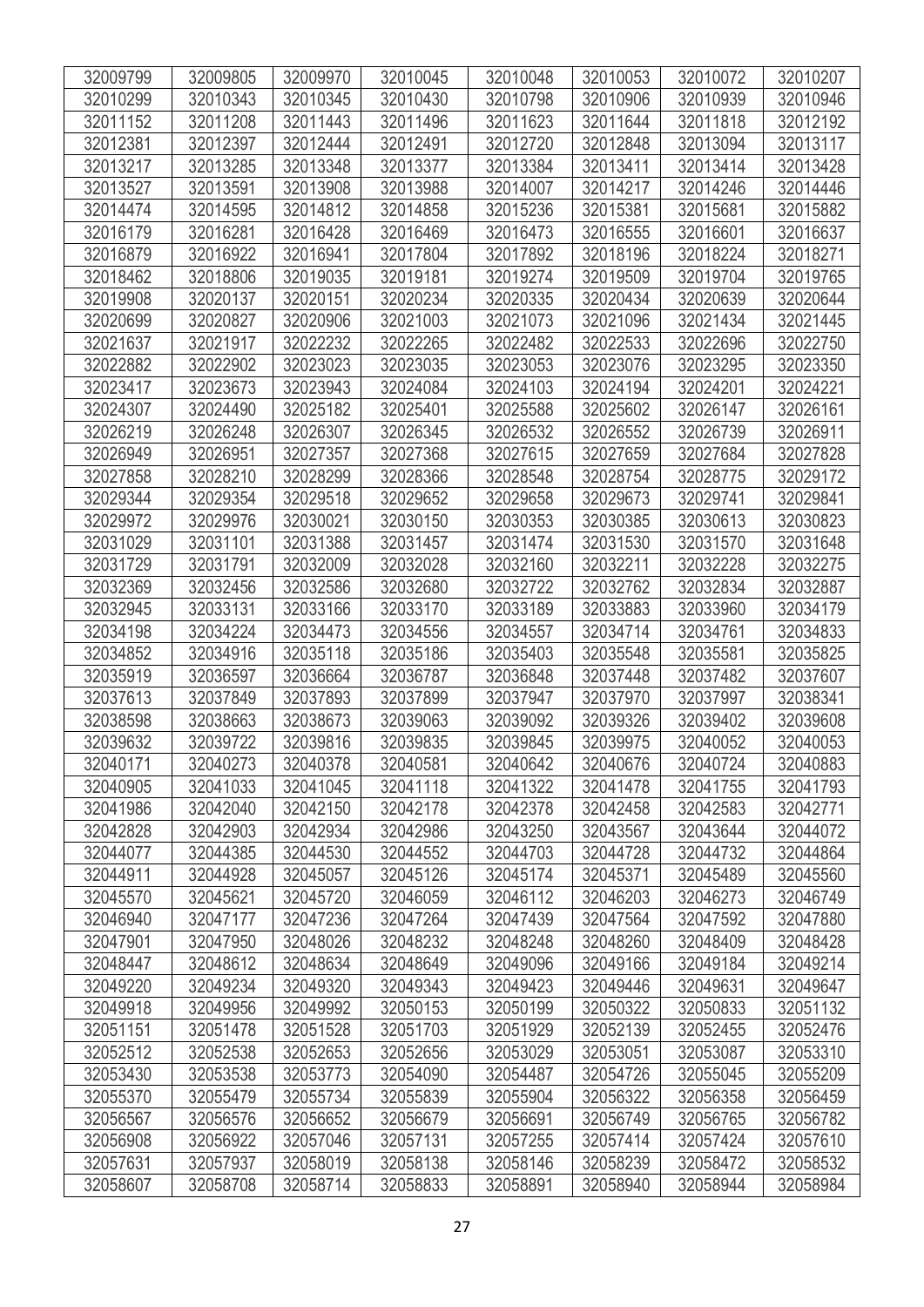| 32009799 | 32009805 | 32009970 | 32010045 | 32010048 | 32010053 | 32010072 | 32010207 |
|---|---|---|---|---|---|---|---|
| 32010299 | 32010343 | 32010345 | 32010430 | 32010798 | 32010906 | 32010939 | 32010946 |
| 32011152 | 32011208 | 32011443 | 32011496 | 32011623 | 32011644 | 32011818 | 32012192 |
| 32012381 | 32012397 | 32012444 | 32012491 | 32012720 | 32012848 | 32013094 | 32013117 |
| 32013217 | 32013285 | 32013348 | 32013377 | 32013384 | 32013411 | 32013414 | 32013428 |
| 32013527 | 32013591 | 32013908 | 32013988 | 32014007 | 32014217 | 32014246 | 32014446 |
| 32014474 | 32014595 | 32014812 | 32014858 | 32015236 | 32015381 | 32015681 | 32015882 |
| 32016179 | 32016281 | 32016428 | 32016469 | 32016473 | 32016555 | 32016601 | 32016637 |
| 32016879 | 32016922 | 32016941 | 32017804 | 32017892 | 32018196 | 32018224 | 32018271 |
| 32018462 | 32018806 | 32019035 | 32019181 | 32019274 | 32019509 | 32019704 | 32019765 |
| 32019908 | 32020137 | 32020151 | 32020234 | 32020335 | 32020434 | 32020639 | 32020644 |
| 32020699 | 32020827 | 32020906 | 32021003 | 32021073 | 32021096 | 32021434 | 32021445 |
| 32021637 | 32021917 | 32022232 | 32022265 | 32022482 | 32022533 | 32022696 | 32022750 |
| 32022882 | 32022902 | 32023023 | 32023035 | 32023053 | 32023076 | 32023295 | 32023350 |
| 32023417 | 32023673 | 32023943 | 32024084 | 32024103 | 32024194 | 32024201 | 32024221 |
| 32024307 | 32024490 | 32025182 | 32025401 | 32025588 | 32025602 | 32026147 | 32026161 |
| 32026219 | 32026248 | 32026307 | 32026345 | 32026532 | 32026552 | 32026739 | 32026911 |
| 32026949 | 32026951 | 32027357 | 32027368 | 32027615 | 32027659 | 32027684 | 32027828 |
| 32027858 | 32028210 | 32028299 | 32028366 | 32028548 | 32028754 | 32028775 | 32029172 |
| 32029344 | 32029354 | 32029518 | 32029652 | 32029658 | 32029673 | 32029741 | 32029841 |
| 32029972 | 32029976 | 32030021 | 32030150 | 32030353 | 32030385 | 32030613 | 32030823 |
| 32031029 | 32031101 | 32031388 | 32031457 | 32031474 | 32031530 | 32031570 | 32031648 |
| 32031729 | 32031791 | 32032009 | 32032028 | 32032160 | 32032211 | 32032228 | 32032275 |
| 32032369 | 32032456 | 32032586 | 32032680 | 32032722 | 32032762 | 32032834 | 32032887 |
| 32032945 | 32033131 | 32033166 | 32033170 | 32033189 | 32033883 | 32033960 | 32034179 |
| 32034198 | 32034224 | 32034473 | 32034556 | 32034557 | 32034714 | 32034761 | 32034833 |
| 32034852 | 32034916 | 32035118 | 32035186 | 32035403 | 32035548 | 32035581 | 32035825 |
| 32035919 | 32036597 | 32036664 | 32036787 | 32036848 | 32037448 | 32037482 | 32037607 |
| 32037613 | 32037849 | 32037893 | 32037899 | 32037947 | 32037970 | 32037997 | 32038341 |
| 32038598 | 32038663 | 32038673 | 32039063 | 32039092 | 32039326 | 32039402 | 32039608 |
| 32039632 | 32039722 | 32039816 | 32039835 | 32039845 | 32039975 | 32040052 | 32040053 |
| 32040171 | 32040273 | 32040378 | 32040581 | 32040642 | 32040676 | 32040724 | 32040883 |
| 32040905 | 32041033 | 32041045 | 32041118 | 32041322 | 32041478 | 32041755 | 32041793 |
| 32041986 | 32042040 | 32042150 | 32042178 | 32042378 | 32042458 | 32042583 | 32042771 |
| 32042828 | 32042903 | 32042934 | 32042986 | 32043250 | 32043567 | 32043644 | 32044072 |
| 32044077 | 32044385 | 32044530 | 32044552 | 32044703 | 32044728 | 32044732 | 32044864 |
| 32044911 | 32044928 | 32045057 | 32045126 | 32045174 | 32045371 | 32045489 | 32045560 |
| 32045570 | 32045621 | 32045720 | 32046059 | 32046112 | 32046203 | 32046273 | 32046749 |
| 32046940 | 32047177 | 32047236 | 32047264 | 32047439 | 32047564 | 32047592 | 32047880 |
| 32047901 | 32047950 | 32048026 | 32048232 | 32048248 | 32048260 | 32048409 | 32048428 |
| 32048447 | 32048612 | 32048634 | 32048649 | 32049096 | 32049166 | 32049184 | 32049214 |
| 32049220 | 32049234 | 32049320 | 32049343 | 32049423 | 32049446 | 32049631 | 32049647 |
| 32049918 | 32049956 | 32049992 | 32050153 | 32050199 | 32050322 | 32050833 | 32051132 |
| 32051151 | 32051478 | 32051528 | 32051703 | 32051929 | 32052139 | 32052455 | 32052476 |
| 32052512 | 32052538 | 32052653 | 32052656 | 32053029 | 32053051 | 32053087 | 32053310 |
| 32053430 | 32053538 | 32053773 | 32054090 | 32054487 | 32054726 | 32055045 | 32055209 |
| 32055370 | 32055479 | 32055734 | 32055839 | 32055904 | 32056322 | 32056358 | 32056459 |
| 32056567 | 32056576 | 32056652 | 32056679 | 32056691 | 32056749 | 32056765 | 32056782 |
| 32056908 | 32056922 | 32057046 | 32057131 | 32057255 | 32057414 | 32057424 | 32057610 |
| 32057631 | 32057937 | 32058019 | 32058138 | 32058146 | 32058239 | 32058472 | 32058532 |
| 32058607 | 32058708 | 32058714 | 32058833 | 32058891 | 32058940 | 32058944 | 32058984 |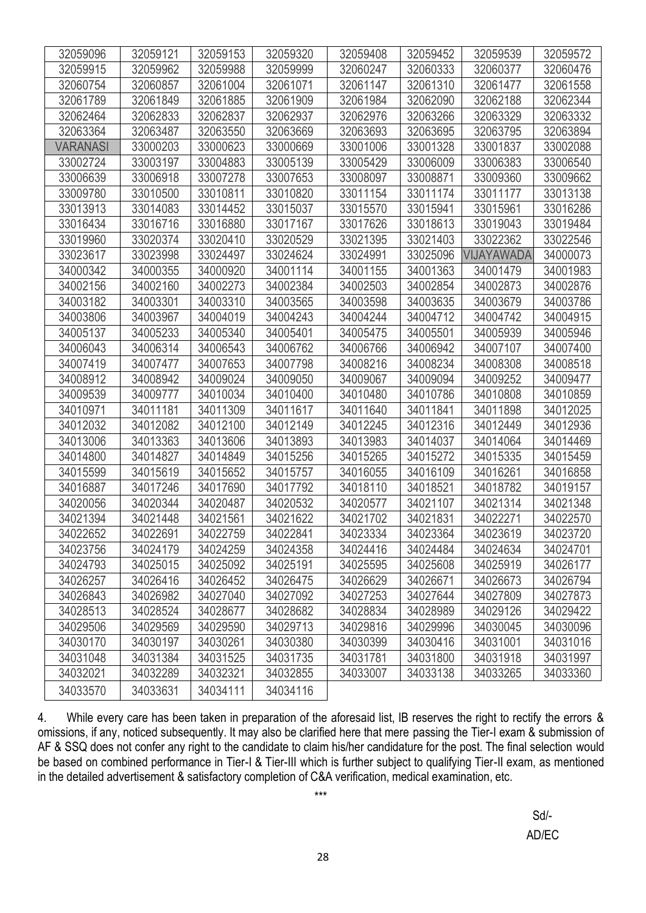| | | | | | | | |
|---|---|---|---|---|---|---|---|
| 32059096 | 32059121 | 32059153 | 32059320 | 32059408 | 32059452 | 32059539 | 32059572 |
| 32059915 | 32059962 | 32059988 | 32059999 | 32060247 | 32060333 | 32060377 | 32060476 |
| 32060754 | 32060857 | 32061004 | 32061071 | 32061147 | 32061310 | 32061477 | 32061558 |
| 32061789 | 32061849 | 32061885 | 32061909 | 32061984 | 32062090 | 32062188 | 32062344 |
| 32062464 | 32062833 | 32062837 | 32062937 | 32062976 | 32063266 | 32063329 | 32063332 |
| 32063364 | 32063487 | 32063550 | 32063669 | 32063693 | 32063695 | 32063795 | 32063894 |
| VARANASI | 33000203 | 33000623 | 33000669 | 33001006 | 33001328 | 33001837 | 33002088 |
| 33002724 | 33003197 | 33004883 | 33005139 | 33005429 | 33006009 | 33006383 | 33006540 |
| 33006639 | 33006918 | 33007278 | 33007653 | 33008097 | 33008871 | 33009360 | 33009662 |
| 33009780 | 33010500 | 33010811 | 33010820 | 33011154 | 33011174 | 33011177 | 33013138 |
| 33013913 | 33014083 | 33014452 | 33015037 | 33015570 | 33015941 | 33015961 | 33016286 |
| 33016434 | 33016716 | 33016880 | 33017167 | 33017626 | 33018613 | 33019043 | 33019484 |
| 33019960 | 33020374 | 33020410 | 33020529 | 33021395 | 33021403 | 33022362 | 33022546 |
| 33023617 | 33023998 | 33024497 | 33024624 | 33024991 | 33025096 | VIJAYAWADA | 34000073 |
| 34000342 | 34000355 | 34000920 | 34001114 | 34001155 | 34001363 | 34001479 | 34001983 |
| 34002156 | 34002160 | 34002273 | 34002384 | 34002503 | 34002854 | 34002873 | 34002876 |
| 34003182 | 34003301 | 34003310 | 34003565 | 34003598 | 34003635 | 34003679 | 34003786 |
| 34003806 | 34003967 | 34004019 | 34004243 | 34004244 | 34004712 | 34004742 | 34004915 |
| 34005137 | 34005233 | 34005340 | 34005401 | 34005475 | 34005501 | 34005939 | 34005946 |
| 34006043 | 34006314 | 34006543 | 34006762 | 34006766 | 34006942 | 34007107 | 34007400 |
| 34007419 | 34007477 | 34007653 | 34007798 | 34008216 | 34008234 | 34008308 | 34008518 |
| 34008912 | 34008942 | 34009024 | 34009050 | 34009067 | 34009094 | 34009252 | 34009477 |
| 34009539 | 34009777 | 34010034 | 34010400 | 34010480 | 34010786 | 34010808 | 34010859 |
| 34010971 | 34011181 | 34011309 | 34011617 | 34011640 | 34011841 | 34011898 | 34012025 |
| 34012032 | 34012082 | 34012100 | 34012149 | 34012245 | 34012316 | 34012449 | 34012936 |
| 34013006 | 34013363 | 34013606 | 34013893 | 34013983 | 34014037 | 34014064 | 34014469 |
| 34014800 | 34014827 | 34014849 | 34015256 | 34015265 | 34015272 | 34015335 | 34015459 |
| 34015599 | 34015619 | 34015652 | 34015757 | 34016055 | 34016109 | 34016261 | 34016858 |
| 34016887 | 34017246 | 34017690 | 34017792 | 34018110 | 34018521 | 34018782 | 34019157 |
| 34020056 | 34020344 | 34020487 | 34020532 | 34020577 | 34021107 | 34021314 | 34021348 |
| 34021394 | 34021448 | 34021561 | 34021622 | 34021702 | 34021831 | 34022271 | 34022570 |
| 34022652 | 34022691 | 34022759 | 34022841 | 34023334 | 34023364 | 34023619 | 34023720 |
| 34023756 | 34024179 | 34024259 | 34024358 | 34024416 | 34024484 | 34024634 | 34024701 |
| 34024793 | 34025015 | 34025092 | 34025191 | 34025595 | 34025608 | 34025919 | 34026177 |
| 34026257 | 34026416 | 34026452 | 34026475 | 34026629 | 34026671 | 34026673 | 34026794 |
| 34026843 | 34026982 | 34027040 | 34027092 | 34027253 | 34027644 | 34027809 | 34027873 |
| 34028513 | 34028524 | 34028677 | 34028682 | 34028834 | 34028989 | 34029126 | 34029422 |
| 34029506 | 34029569 | 34029590 | 34029713 | 34029816 | 34029996 | 34030045 | 34030096 |
| 34030170 | 34030197 | 34030261 | 34030380 | 34030399 | 34030416 | 34031001 | 34031016 |
| 34031048 | 34031384 | 34031525 | 34031735 | 34031781 | 34031800 | 34031918 | 34031997 |
| 34032021 | 34032289 | 34032321 | 34032855 | 34033007 | 34033138 | 34033265 | 34033360 |
| 34033570 | 34033631 | 34034111 | 34034116 | | | | |

4. While every care has been taken in preparation of the aforesaid list, IB reserves the right to rectify the errors & omissions, if any, noticed subsequently. It may also be clarified here that mere passing the Tier-I exam & submission of AF & SSQ does not confer any right to the candidate to claim his/her candidature for the post. The final selection would be based on combined performance in Tier-I & Tier-III which is further subject to qualifying Tier-II exam, as mentioned in the detailed advertisement & satisfactory completion of C&A verification, medical examination, etc.

***

Sd/-

AD/EC